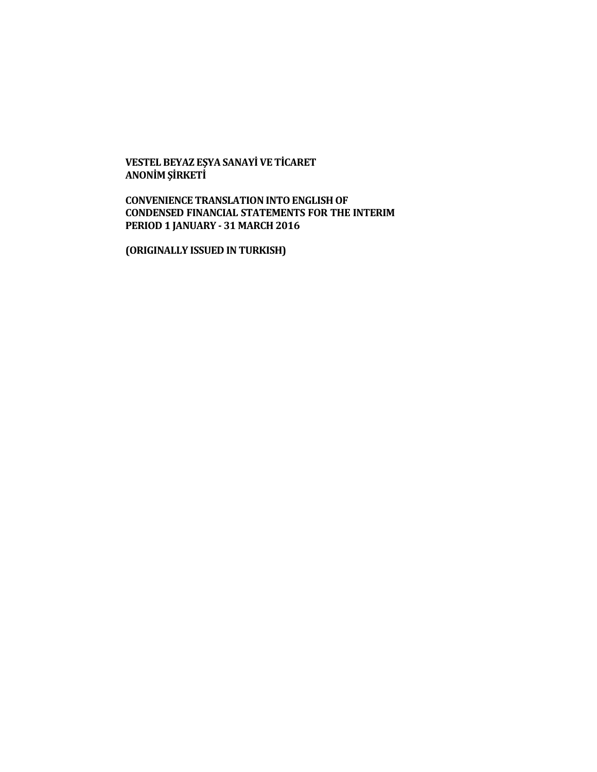**VESTEL BEYAZ EŞYA SANAYİ VE TİCARET ANONİM ŞİRKETİ**

**CONVENIENCE TRANSLATION INTO ENGLISH OF CONDENSED FINANCIAL STATEMENTS FOR THE INTERIM PERIOD 1 JANUARY - 31 MARCH 2016**

**(ORIGINALLY ISSUED IN TURKISH)**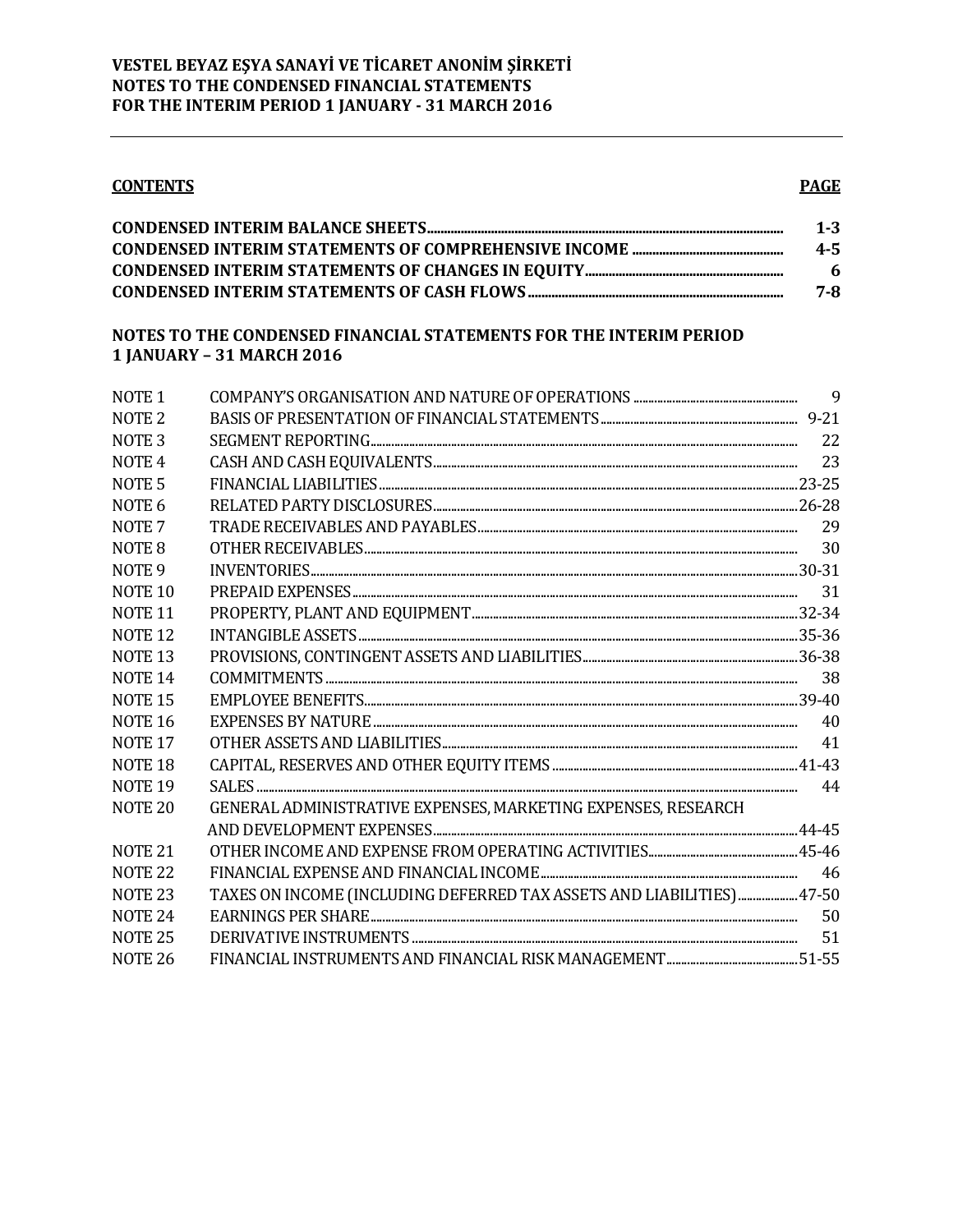**VESTEL BEYAZ EŞYA SANAYİ VE TİCARET ANONİM ŞİRKETİ**
**NOTES TO THE CONDENSED FINANCIAL STATEMENTS**
**FOR THE INTERIM PERIOD 1 JANUARY - 31 MARCH 2016**

| **CONTENTS** | **PAGE** |
|---|---|
| **CONDENSED INTERIM BALANCE SHEETS** | **1-3** |
| **CONDENSED INTERIM STATEMENTS OF COMPREHENSIVE INCOME** | **4-5** |
| **CONDENSED INTERIM STATEMENTS OF CHANGES IN EQUITY** | **6** |
| **CONDENSED INTERIM STATEMENTS OF CASH FLOWS** | **7-8** |

**NOTES TO THE CONDENSED FINANCIAL STATEMENTS FOR THE INTERIM PERIOD 1 JANUARY – 31 MARCH 2016**

| | | |
|---|---|---|
| NOTE 1 | COMPANY'S ORGANISATION AND NATURE OF OPERATIONS | 9 |
| NOTE 2 | BASIS OF PRESENTATION OF FINANCIAL STATEMENTS | 9-21 |
| NOTE 3 | SEGMENT REPORTING | 22 |
| NOTE 4 | CASH AND CASH EQUIVALENTS | 23 |
| NOTE 5 | FINANCIAL LIABILITIES | 23-25 |
| NOTE 6 | RELATED PARTY DISCLOSURES | 26-28 |
| NOTE 7 | TRADE RECEIVABLES AND PAYABLES | 29 |
| NOTE 8 | OTHER RECEIVABLES | 30 |
| NOTE 9 | INVENTORIES | 30-31 |
| NOTE 10 | PREPAID EXPENSES | 31 |
| NOTE 11 | PROPERTY, PLANT AND EQUIPMENT | 32-34 |
| NOTE 12 | INTANGIBLE ASSETS | 35-36 |
| NOTE 13 | PROVISIONS, CONTINGENT ASSETS AND LIABILITIES | 36-38 |
| NOTE 14 | COMMITMENTS | 38 |
| NOTE 15 | EMPLOYEE BENEFITS | 39-40 |
| NOTE 16 | EXPENSES BY NATURE | 40 |
| NOTE 17 | OTHER ASSETS AND LIABILITIES | 41 |
| NOTE 18 | CAPITAL, RESERVES AND OTHER EQUITY ITEMS | 41-43 |
| NOTE 19 | SALES | 44 |
| NOTE 20 | GENERAL ADMINISTRATIVE EXPENSES, MARKETING EXPENSES, RESEARCH AND DEVELOPMENT EXPENSES | 44-45 |
| NOTE 21 | OTHER INCOME AND EXPENSE FROM OPERATING ACTIVITIES | 45-46 |
| NOTE 22 | FINANCIAL EXPENSE AND FINANCIAL INCOME | 46 |
| NOTE 23 | TAXES ON INCOME (INCLUDING DEFERRED TAX ASSETS AND LIABILITIES) | 47-50 |
| NOTE 24 | EARNINGS PER SHARE | 50 |
| NOTE 25 | DERIVATIVE INSTRUMENTS | 51 |
| NOTE 26 | FINANCIAL INSTRUMENTS AND FINANCIAL RISK MANAGEMENT | 51-55 |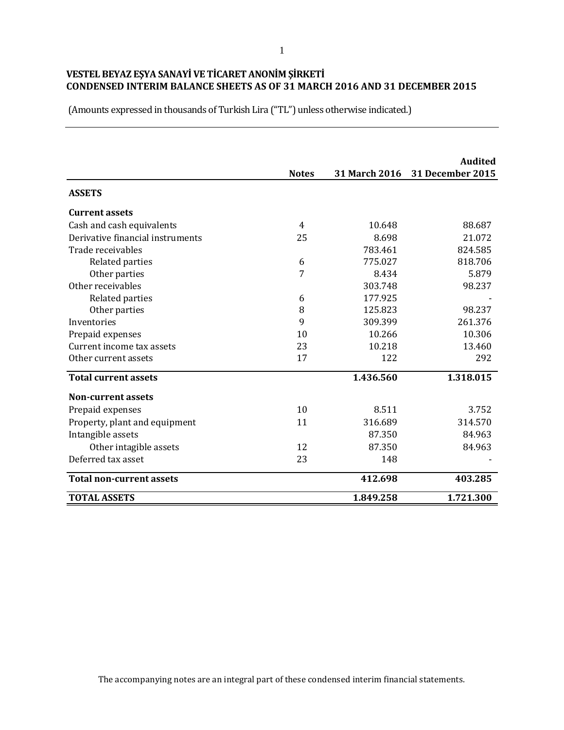# VESTEL BEYAZ EŞYA SANAYİ VE TİCARET ANONİM ŞİRKETİ
## CONDENSED INTERIM BALANCE SHEETS AS OF 31 MARCH 2016 AND 31 DECEMBER 2015

(Amounts expressed in thousands of Turkish Lira ("TL") unless otherwise indicated.)

| | Notes | 31 March 2016 | Audited 31 December 2015 |
|---|---|---|---|
| **ASSETS** | | | |
| **Current assets** | | | |
| Cash and cash equivalents | 4 | 10.648 | 88.687 |
| Derivative financial instruments | 25 | 8.698 | 21.072 |
| Trade receivables | | 783.461 | 824.585 |
| Related parties | 6 | 775.027 | 818.706 |
| Other parties | 7 | 8.434 | 5.879 |
| Other receivables | | 303.748 | 98.237 |
| Related parties | 6 | 177.925 | - |
| Other parties | 8 | 125.823 | 98.237 |
| Inventories | 9 | 309.399 | 261.376 |
| Prepaid expenses | 10 | 10.266 | 10.306 |
| Current income tax assets | 23 | 10.218 | 13.460 |
| Other current assets | 17 | 122 | 292 |
| **Total current assets** | | **1.436.560** | **1.318.015** |
| **Non-current assets** | | | |
| Prepaid expenses | 10 | 8.511 | 3.752 |
| Property, plant and equipment | 11 | 316.689 | 314.570 |
| Intangible assets | | 87.350 | 84.963 |
| Other intagible assets | 12 | 87.350 | 84.963 |
| Deferred tax asset | 23 | 148 | - |
| **Total non-current assets** | | **412.698** | **403.285** |
| **TOTAL ASSETS** | | **1.849.258** | **1.721.300** |

The accompanying notes are an integral part of these condensed interim financial statements.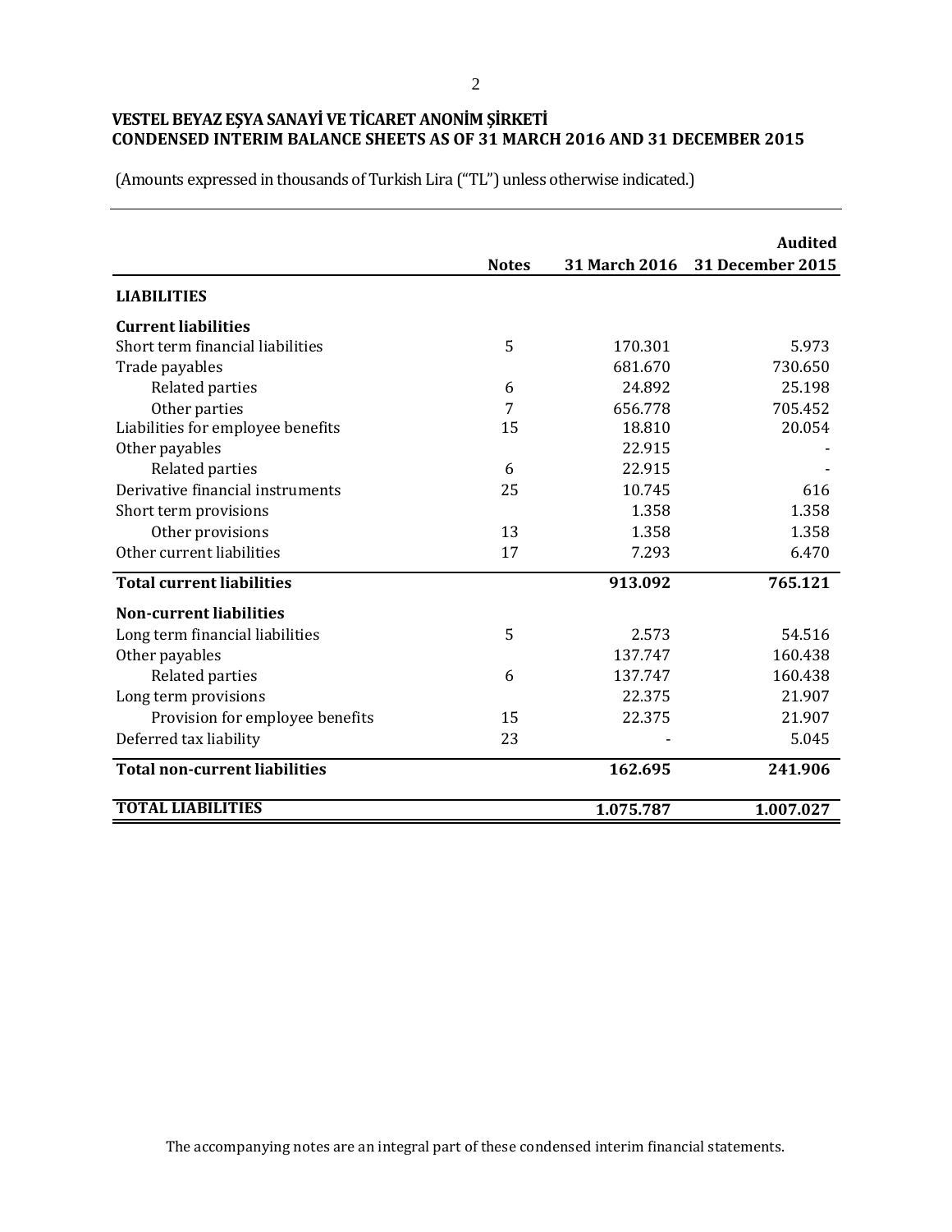# VESTEL BEYAZ EŞYA SANAYİ VE TİCARET ANONİM ŞİRKETİ
## CONDENSED INTERIM BALANCE SHEETS AS OF 31 MARCH 2016 AND 31 DECEMBER 2015

(Amounts expressed in thousands of Turkish Lira ("TL") unless otherwise indicated.)

| | Notes | 31 March 2016 | Audited<br>31 December 2015 |
|---|---|---|---|
| **LIABILITIES** | | | |
| **Current liabilities** | | | |
| Short term financial liabilities | 5 | 170.301 | 5.973 |
| Trade payables | | 681.670 | 730.650 |
| Related parties | 6 | 24.892 | 25.198 |
| Other parties | 7 | 656.778 | 705.452 |
| Liabilities for employee benefits | 15 | 18.810 | 20.054 |
| Other payables | | 22.915 | - |
| Related parties | 6 | 22.915 | - |
| Derivative financial instruments | 25 | 10.745 | 616 |
| Short term provisions | | 1.358 | 1.358 |
| Other provisions | 13 | 1.358 | 1.358 |
| Other current liabilities | 17 | 7.293 | 6.470 |
| **Total current liabilities** | | **913.092** | **765.121** |
| **Non-current liabilities** | | | |
| Long term financial liabilities | 5 | 2.573 | 54.516 |
| Other payables | | 137.747 | 160.438 |
| Related parties | 6 | 137.747 | 160.438 |
| Long term provisions | | 22.375 | 21.907 |
| Provision for employee benefits | 15 | 22.375 | 21.907 |
| Deferred tax liability | 23 | - | 5.045 |
| **Total non-current liabilities** | | **162.695** | **241.906** |
| **TOTAL LIABILITIES** | | **1.075.787** | **1.007.027** |

The accompanying notes are an integral part of these condensed interim financial statements.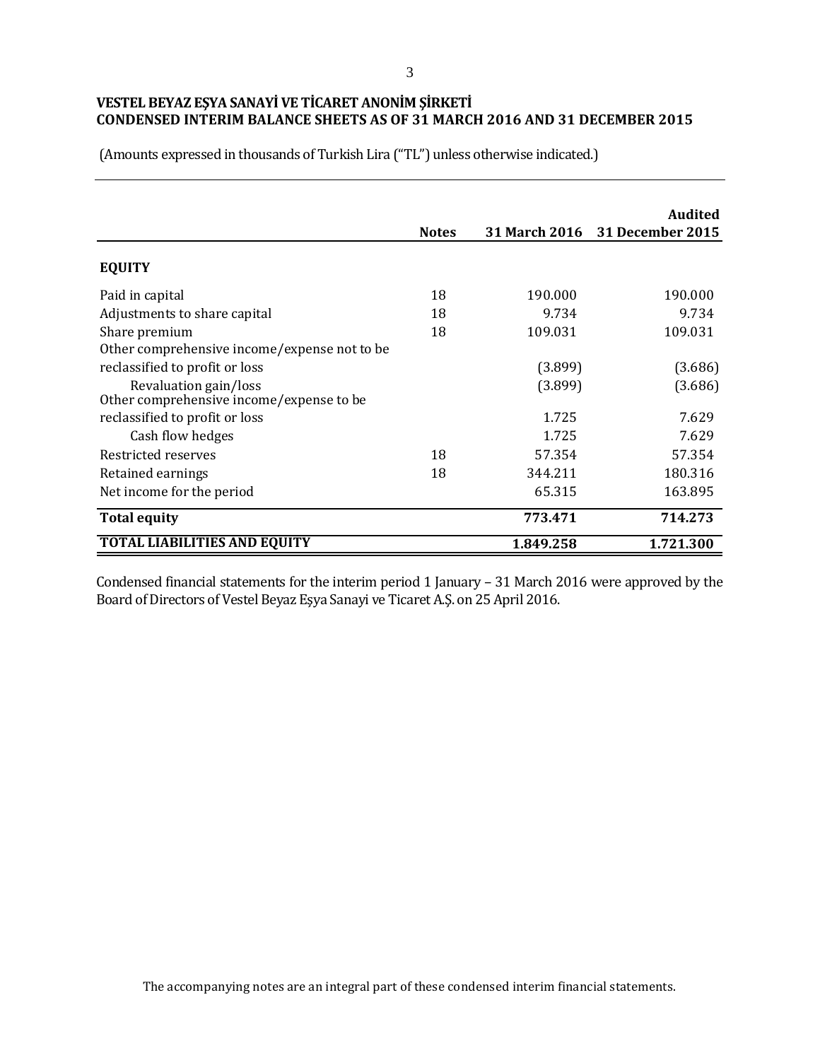**VESTEL BEYAZ EŞYA SANAYİ VE TİCARET ANONİM ŞİRKETİ**
**CONDENSED INTERIM BALANCE SHEETS AS OF 31 MARCH 2016 AND 31 DECEMBER 2015**

(Amounts expressed in thousands of Turkish Lira ("TL") unless otherwise indicated.)

| | Notes | 31 March 2016 | Audited 31 December 2015 |
|---|---|---|---|
| **EQUITY** | | | |
| Paid in capital | 18 | 190.000 | 190.000 |
| Adjustments to share capital | 18 | 9.734 | 9.734 |
| Share premium | 18 | 109.031 | 109.031 |
| Other comprehensive income/expense not to be reclassified to profit or loss | | (3.899) | (3.686) |
| Revaluation gain/loss | | (3.899) | (3.686) |
| Other comprehensive income/expense to be reclassified to profit or loss | | 1.725 | 7.629 |
| Cash flow hedges | | 1.725 | 7.629 |
| Restricted reserves | 18 | 57.354 | 57.354 |
| Retained earnings | 18 | 344.211 | 180.316 |
| Net income for the period | | 65.315 | 163.895 |
| **Total equity** | | **773.471** | **714.273** |
| **TOTAL LIABILITIES AND EQUITY** | | **1.849.258** | **1.721.300** |

Condensed financial statements for the interim period 1 January – 31 March 2016 were approved by the Board of Directors of Vestel Beyaz Eşya Sanayi ve Ticaret A.Ş. on 25 April 2016.

The accompanying notes are an integral part of these condensed interim financial statements.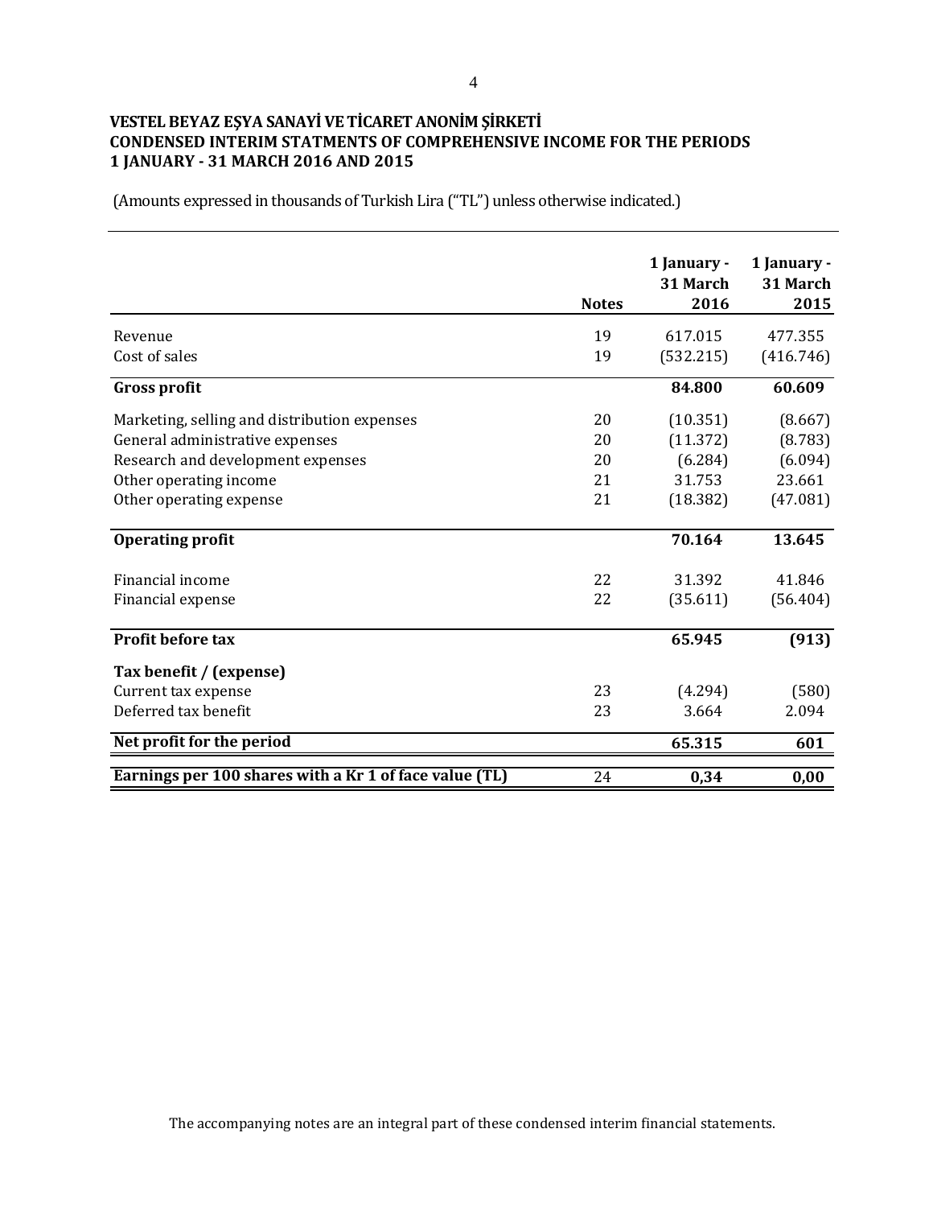**VESTEL BEYAZ EŞYA SANAYİ VE TİCARET ANONİM ŞİRKETİ**
**CONDENSED INTERIM STATMENTS OF COMPREHENSIVE INCOME FOR THE PERIODS 1 JANUARY - 31 MARCH 2016 AND 2015**

(Amounts expressed in thousands of Turkish Lira ("TL") unless otherwise indicated.)

| | Notes | 1 January - 31 March 2016 | 1 January - 31 March 2015 |
|---|---|---|---|
| Revenue | 19 | 617.015 | 477.355 |
| Cost of sales | 19 | (532.215) | (416.746) |
| **Gross profit** | | **84.800** | **60.609** |
| Marketing, selling and distribution expenses | 20 | (10.351) | (8.667) |
| General administrative expenses | 20 | (11.372) | (8.783) |
| Research and development expenses | 20 | (6.284) | (6.094) |
| Other operating income | 21 | 31.753 | 23.661 |
| Other operating expense | 21 | (18.382) | (47.081) |
| **Operating profit** | | **70.164** | **13.645** |
| Financial income | 22 | 31.392 | 41.846 |
| Financial expense | 22 | (35.611) | (56.404) |
| **Profit before tax** | | **65.945** | **(913)** |
| **Tax benefit / (expense)** | | | |
| Current tax expense | 23 | (4.294) | (580) |
| Deferred tax benefit | 23 | 3.664 | 2.094 |
| **Net profit for the period** | | **65.315** | **601** |
| **Earnings per 100 shares with a Kr 1 of face value (TL)** | 24 | **0,34** | **0,00** |

The accompanying notes are an integral part of these condensed interim financial statements.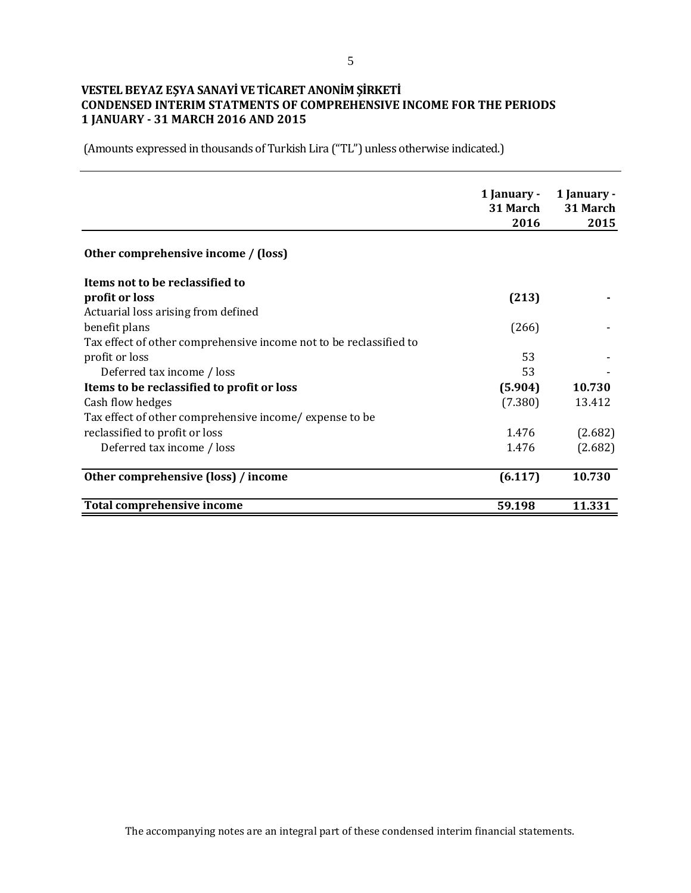**VESTEL BEYAZ EŞYA SANAYİ VE TİCARET ANONİM ŞİRKETİ**
**CONDENSED INTERIM STATMENTS OF COMPREHENSIVE INCOME FOR THE PERIODS**
**1 JANUARY - 31 MARCH 2016 AND 2015**

(Amounts expressed in thousands of Turkish Lira ("TL") unless otherwise indicated.)

| | 1 January - 31 March 2016 | 1 January - 31 March 2015 |
|---|---|---|
| **Other comprehensive income / (loss)** | | |
| **Items not to be reclassified to profit or loss** | **(213)** | **-** |
| Actuarial loss arising from defined benefit plans | (266) | - |
| Tax effect of other comprehensive income not to be reclassified to profit or loss | 53 | - |
| Deferred tax income / loss | 53 | - |
| **Items to be reclassified to profit or loss** | **(5.904)** | **10.730** |
| Cash flow hedges | (7.380) | 13.412 |
| Tax effect of other comprehensive income/ expense to be reclassified to profit or loss | 1.476 | (2.682) |
| Deferred tax income / loss | 1.476 | (2.682) |
| **Other comprehensive (loss) / income** | **(6.117)** | **10.730** |
| **Total comprehensive income** | **59.198** | **11.331** |

The accompanying notes are an integral part of these condensed interim financial statements.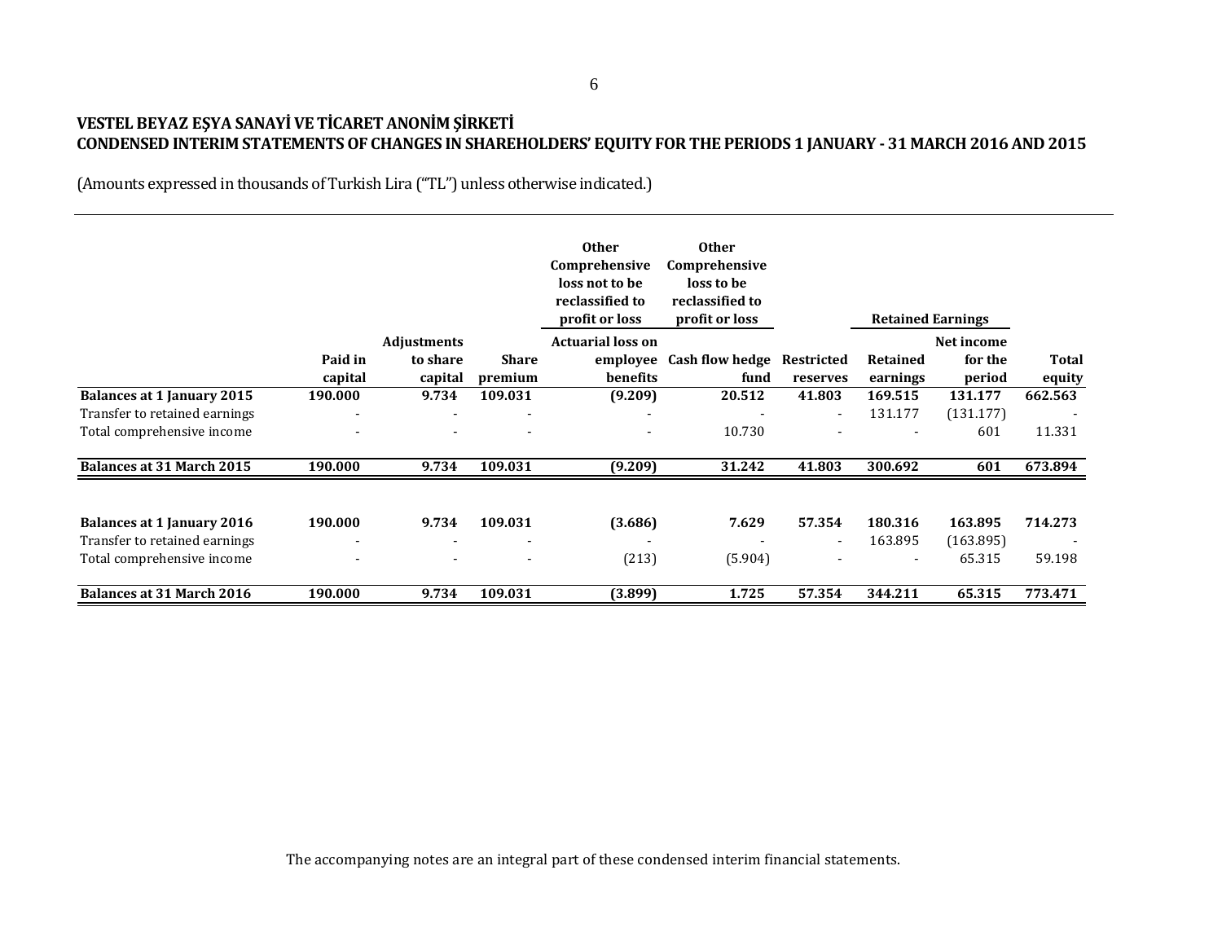# VESTEL BEYAZ EŞYA SANAYİ VE TİCARET ANONİM ŞİRKETİ

## CONDENSED INTERIM STATEMENTS OF CHANGES IN SHAREHOLDERS' EQUITY FOR THE PERIODS 1 JANUARY - 31 MARCH 2016 AND 2015

(Amounts expressed in thousands of Turkish Lira ("TL") unless otherwise indicated.)

| | | | | Other Comprehensive loss not to be reclassified to profit or loss | Other Comprehensive loss to be reclassified to profit or loss | | Retained Earnings | | |
|---|---|---|---|---|---|---|---|---|---|
| | Paid in capital | Adjustments to share capital | Share premium | Actuarial loss on employee benefits | Cash flow hedge fund | Restricted reserves | Retained earnings | Net income for the period | Total equity |
| **Balances at 1 January 2015** | **190.000** | **9.734** | **109.031** | **(9.209)** | **20.512** | **41.803** | **169.515** | **131.177** | **662.563** |
| Transfer to retained earnings | - | - | - | - | - | - | 131.177 | (131.177) | - |
| Total comprehensive income | - | - | - | - | 10.730 | - | - | 601 | 11.331 |
| **Balances at 31 March 2015** | **190.000** | **9.734** | **109.031** | **(9.209)** | **31.242** | **41.803** | **300.692** | **601** | **673.894** |
| | | | | | | | | | |
| **Balances at 1 January 2016** | **190.000** | **9.734** | **109.031** | **(3.686)** | **7.629** | **57.354** | **180.316** | **163.895** | **714.273** |
| Transfer to retained earnings | - | - | - | - | - | - | 163.895 | (163.895) | - |
| Total comprehensive income | - | - | - | (213) | (5.904) | - | - | 65.315 | 59.198 |
| **Balances at 31 March 2016** | **190.000** | **9.734** | **109.031** | **(3.899)** | **1.725** | **57.354** | **344.211** | **65.315** | **773.471** |

The accompanying notes are an integral part of these condensed interim financial statements.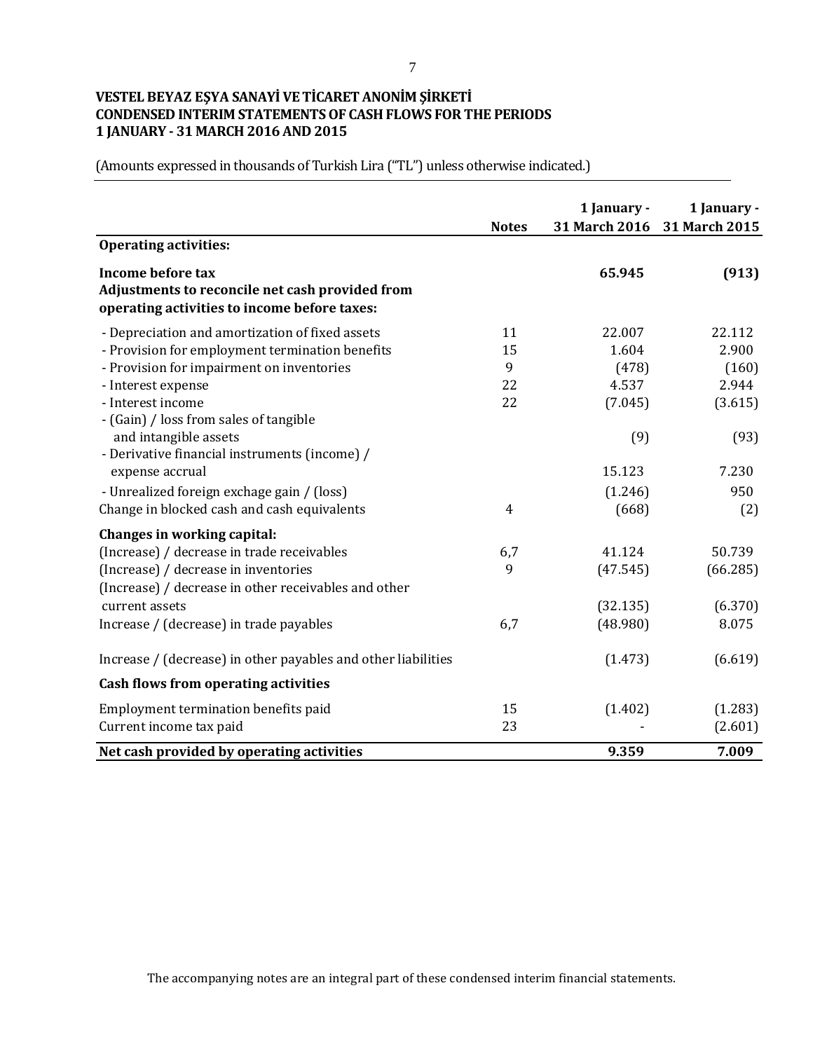**VESTEL BEYAZ EŞYA SANAYİ VE TİCARET ANONİM ŞİRKETİ**
**CONDENSED INTERIM STATEMENTS OF CASH FLOWS FOR THE PERIODS**
**1 JANUARY - 31 MARCH 2016 AND 2015**

(Amounts expressed in thousands of Turkish Lira ("TL") unless otherwise indicated.)

| | Notes | 1 January - 31 March 2016 | 1 January - 31 March 2015 |
|---|---|---|---|
| **Operating activities:** | | | |
| **Income before tax** | | **65.945** | **(913)** |
| **Adjustments to reconcile net cash provided from operating activities to income before taxes:** | | | |
| - Depreciation and amortization of fixed assets | 11 | 22.007 | 22.112 |
| - Provision for employment termination benefits | 15 | 1.604 | 2.900 |
| - Provision for impairment on inventories | 9 | (478) | (160) |
| - Interest expense | 22 | 4.537 | 2.944 |
| - Interest income | 22 | (7.045) | (3.615) |
| - (Gain) / loss from sales of tangible and intangible assets | | (9) | (93) |
| - Derivative financial instruments (income) / expense accrual | | 15.123 | 7.230 |
| - Unrealized foreign exchange gain / (loss) | | (1.246) | 950 |
| Change in blocked cash and cash equivalents | 4 | (668) | (2) |
| **Changes in working capital:** | | | |
| (Increase) / decrease in trade receivables | 6,7 | 41.124 | 50.739 |
| (Increase) / decrease in inventories | 9 | (47.545) | (66.285) |
| (Increase) / decrease in other receivables and other current assets | | (32.135) | (6.370) |
| Increase / (decrease) in trade payables | 6,7 | (48.980) | 8.075 |
| Increase / (decrease) in other payables and other liabilities | | (1.473) | (6.619) |
| **Cash flows from operating activities** | | | |
| Employment termination benefits paid | 15 | (1.402) | (1.283) |
| Current income tax paid | 23 | - | (2.601) |
| **Net cash provided by operating activities** | | **9.359** | **7.009** |

The accompanying notes are an integral part of these condensed interim financial statements.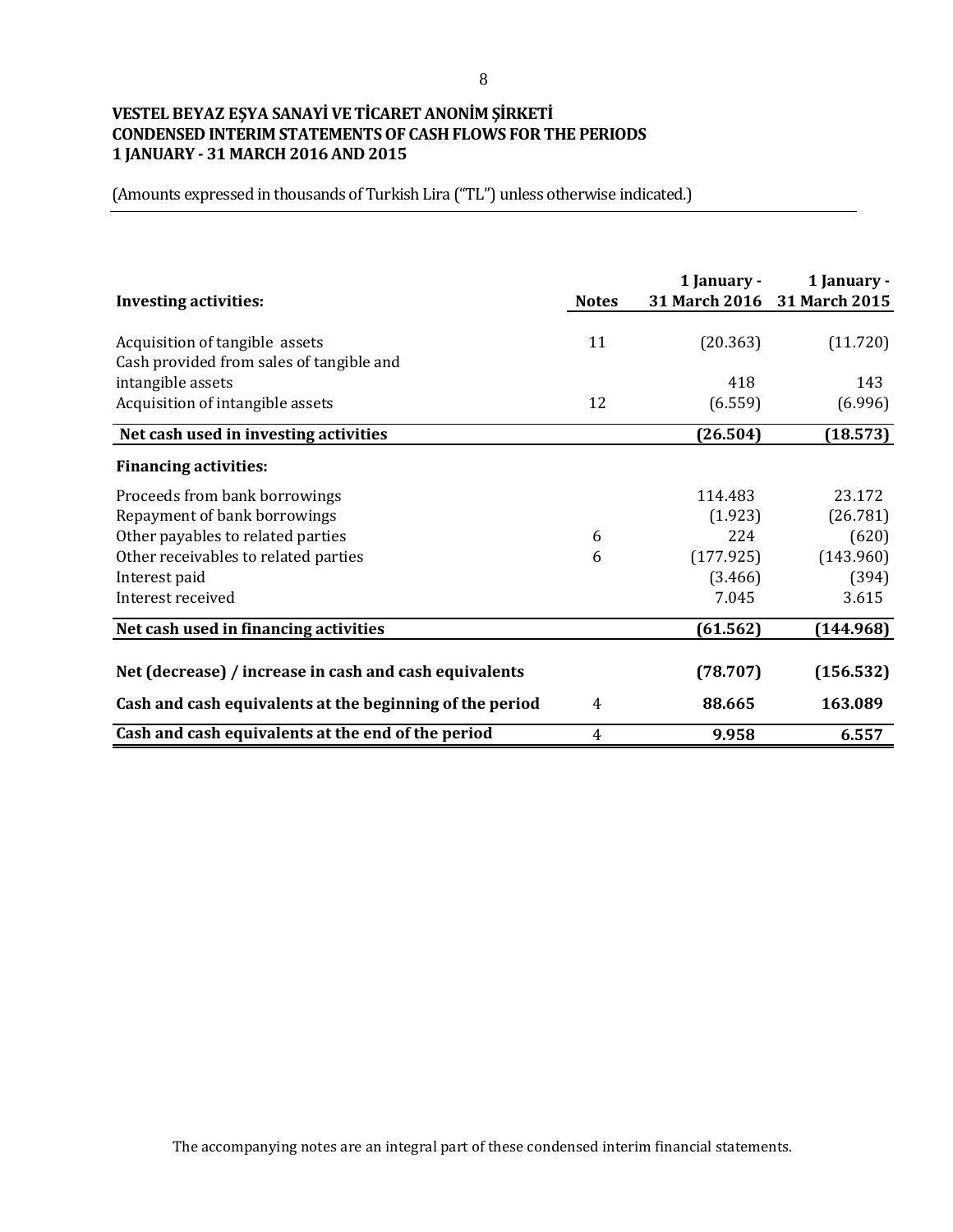# VESTEL BEYAZ EŞYA SANAYİ VE TİCARET ANONİM ŞİRKETİ
## CONDENSED INTERIM STATEMENTS OF CASH FLOWS FOR THE PERIODS 1 JANUARY - 31 MARCH 2016 AND 2015

(Amounts expressed in thousands of Turkish Lira ("TL") unless otherwise indicated.)

| **Investing activities:** | **Notes** | **1 January - 31 March 2016** | **1 January - 31 March 2015** |
|---|---|---|---|
| Acquisition of tangible assets | 11 | (20.363) | (11.720) |
| Cash provided from sales of tangible and intangible assets | | 418 | 143 |
| Acquisition of intangible assets | 12 | (6.559) | (6.996) |
| **Net cash used in investing activities** | | **(26.504)** | **(18.573)** |
| **Financing activities:** | | | |
| Proceeds from bank borrowings | | 114.483 | 23.172 |
| Repayment of bank borrowings | | (1.923) | (26.781) |
| Other payables to related parties | 6 | 224 | (620) |
| Other receivables to related parties | 6 | (177.925) | (143.960) |
| Interest paid | | (3.466) | (394) |
| Interest received | | 7.045 | 3.615 |
| **Net cash used in financing activities** | | **(61.562)** | **(144.968)** |
| **Net (decrease) / increase in cash and cash equivalents** | | **(78.707)** | **(156.532)** |
| **Cash and cash equivalents at the beginning of the period** | 4 | **88.665** | **163.089** |
| **Cash and cash equivalents at the end of the period** | 4 | **9.958** | **6.557** |

The accompanying notes are an integral part of these condensed interim financial statements.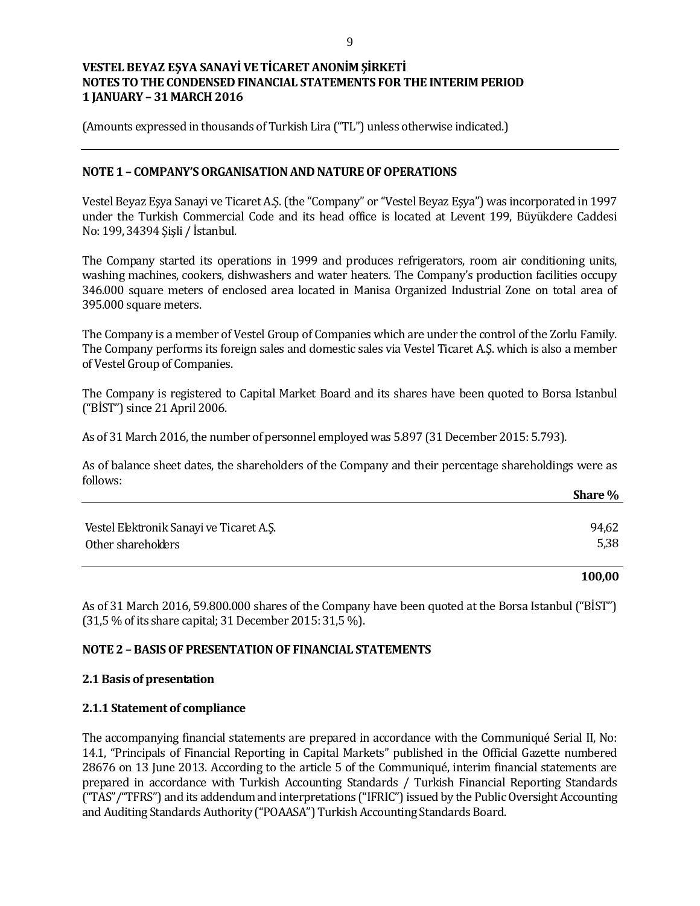(Amounts expressed in thousands of Turkish Lira ("TL") unless otherwise indicated.)

## NOTE 1 – COMPANY'S ORGANISATION AND NATURE OF OPERATIONS

Vestel Beyaz Eşya Sanayi ve Ticaret A.Ş. (the "Company" or "Vestel Beyaz Eşya") was incorporated in 1997 under the Turkish Commercial Code and its head office is located at Levent 199, Büyükdere Caddesi No: 199, 34394 Şişli / İstanbul.

The Company started its operations in 1999 and produces refrigerators, room air conditioning units, washing machines, cookers, dishwashers and water heaters. The Company's production facilities occupy 346.000 square meters of enclosed area located in Manisa Organized Industrial Zone on total area of 395.000 square meters.

The Company is a member of Vestel Group of Companies which are under the control of the Zorlu Family. The Company performs its foreign sales and domestic sales via Vestel Ticaret A.Ş. which is also a member of Vestel Group of Companies.

The Company is registered to Capital Market Board and its shares have been quoted to Borsa Istanbul ("BİST") since 21 April 2006.

As of 31 March 2016, the number of personnel employed was 5.897 (31 December 2015: 5.793).

As of balance sheet dates, the shareholders of the Company and their percentage shareholdings were as follows:

| | Share % |
|---|---|
| Vestel Elektronik Sanayi ve Ticaret A.Ş. | 94,62 |
| Other shareholders | 5,38 |
| | **100,00** |

As of 31 March 2016, 59.800.000 shares of the Company have been quoted at the Borsa Istanbul ("BİST") (31,5 % of its share capital; 31 December 2015: 31,5 %).

## NOTE 2 – BASIS OF PRESENTATION OF FINANCIAL STATEMENTS

### 2.1 Basis of presentation

### 2.1.1 Statement of compliance

The accompanying financial statements are prepared in accordance with the Communiqué Serial II, No: 14.1, "Principals of Financial Reporting in Capital Markets" published in the Official Gazette numbered 28676 on 13 June 2013. According to the article 5 of the Communiqué, interim financial statements are prepared in accordance with Turkish Accounting Standards / Turkish Financial Reporting Standards ("TAS"/"TFRS") and its addendum and interpretations ("IFRIC") issued by the Public Oversight Accounting and Auditing Standards Authority ("POAASA") Turkish Accounting Standards Board.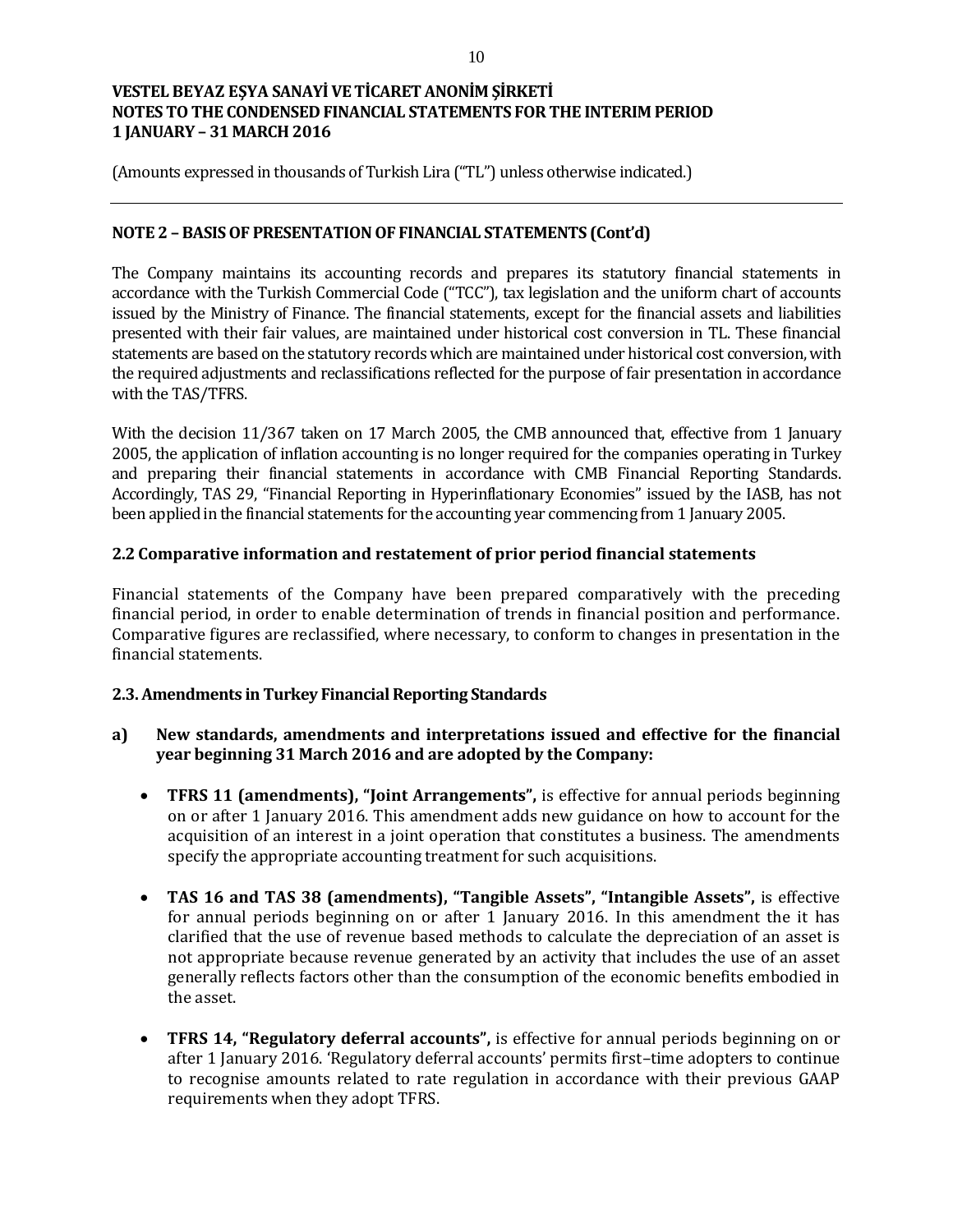(Amounts expressed in thousands of Turkish Lira ("TL") unless otherwise indicated.)

## NOTE 2 – BASIS OF PRESENTATION OF FINANCIAL STATEMENTS (Cont'd)

The Company maintains its accounting records and prepares its statutory financial statements in accordance with the Turkish Commercial Code ("TCC"), tax legislation and the uniform chart of accounts issued by the Ministry of Finance. The financial statements, except for the financial assets and liabilities presented with their fair values, are maintained under historical cost conversion in TL. These financial statements are based on the statutory records which are maintained under historical cost conversion, with the required adjustments and reclassifications reflected for the purpose of fair presentation in accordance with the TAS/TFRS.

With the decision 11/367 taken on 17 March 2005, the CMB announced that, effective from 1 January 2005, the application of inflation accounting is no longer required for the companies operating in Turkey and preparing their financial statements in accordance with CMB Financial Reporting Standards. Accordingly, TAS 29, "Financial Reporting in Hyperinflationary Economies" issued by the IASB, has not been applied in the financial statements for the accounting year commencing from 1 January 2005.

### 2.2 Comparative information and restatement of prior period financial statements

Financial statements of the Company have been prepared comparatively with the preceding financial period, in order to enable determination of trends in financial position and performance. Comparative figures are reclassified, where necessary, to conform to changes in presentation in the financial statements.

### 2.3. Amendments in Turkey Financial Reporting Standards

**a) New standards, amendments and interpretations issued and effective for the financial year beginning 31 March 2016 and are adopted by the Company:**

- **TFRS 11 (amendments), "Joint Arrangements",** is effective for annual periods beginning on or after 1 January 2016. This amendment adds new guidance on how to account for the acquisition of an interest in a joint operation that constitutes a business. The amendments specify the appropriate accounting treatment for such acquisitions.

- **TAS 16 and TAS 38 (amendments), "Tangible Assets", "Intangible Assets",** is effective for annual periods beginning on or after 1 January 2016. In this amendment the it has clarified that the use of revenue based methods to calculate the depreciation of an asset is not appropriate because revenue generated by an activity that includes the use of an asset generally reflects factors other than the consumption of the economic benefits embodied in the asset.

- **TFRS 14, "Regulatory deferral accounts",** is effective for annual periods beginning on or after 1 January 2016. 'Regulatory deferral accounts' permits first–time adopters to continue to recognise amounts related to rate regulation in accordance with their previous GAAP requirements when they adopt TFRS.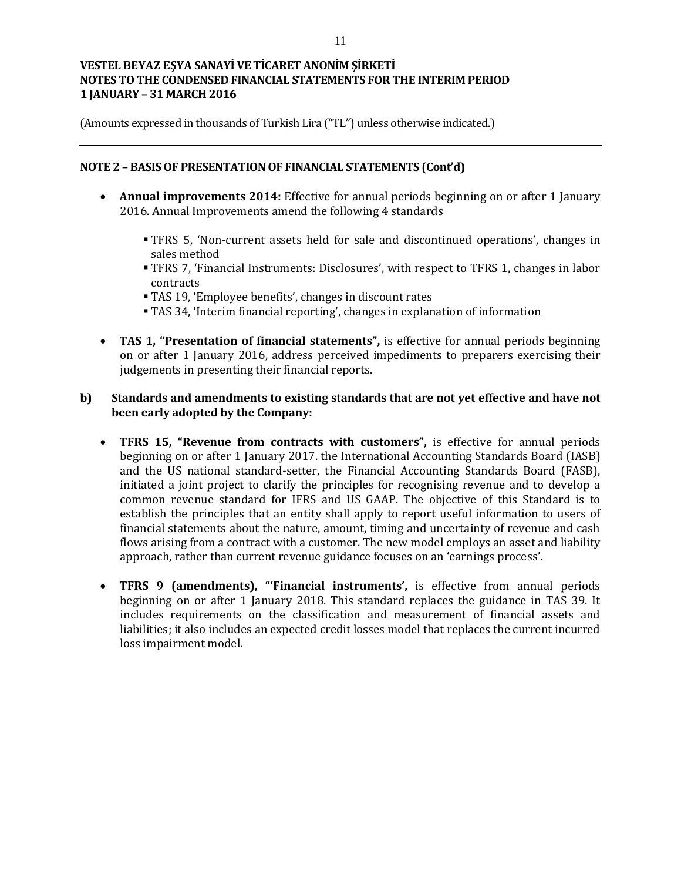**NOTE 2 – BASIS OF PRESENTATION OF FINANCIAL STATEMENTS (Cont'd)**

- **Annual improvements 2014:** Effective for annual periods beginning on or after 1 January 2016. Annual Improvements amend the following 4 standards
  - TFRS 5, 'Non-current assets held for sale and discontinued operations', changes in sales method
  - TFRS 7, 'Financial Instruments: Disclosures', with respect to TFRS 1, changes in labor contracts
  - TAS 19, 'Employee benefits', changes in discount rates
  - TAS 34, 'Interim financial reporting', changes in explanation of information

- **TAS 1, "Presentation of financial statements",** is effective for annual periods beginning on or after 1 January 2016, address perceived impediments to preparers exercising their judgements in presenting their financial reports.

**b) Standards and amendments to existing standards that are not yet effective and have not been early adopted by the Company:**

- **TFRS 15, "Revenue from contracts with customers",** is effective for annual periods beginning on or after 1 January 2017. the International Accounting Standards Board (IASB) and the US national standard-setter, the Financial Accounting Standards Board (FASB), initiated a joint project to clarify the principles for recognising revenue and to develop a common revenue standard for IFRS and US GAAP. The objective of this Standard is to establish the principles that an entity shall apply to report useful information to users of financial statements about the nature, amount, timing and uncertainty of revenue and cash flows arising from a contract with a customer. The new model employs an asset and liability approach, rather than current revenue guidance focuses on an 'earnings process'.

- **TFRS 9 (amendments), "'Financial instruments',** is effective from annual periods beginning on or after 1 January 2018. This standard replaces the guidance in TAS 39. It includes requirements on the classification and measurement of financial assets and liabilities; it also includes an expected credit losses model that replaces the current incurred loss impairment model.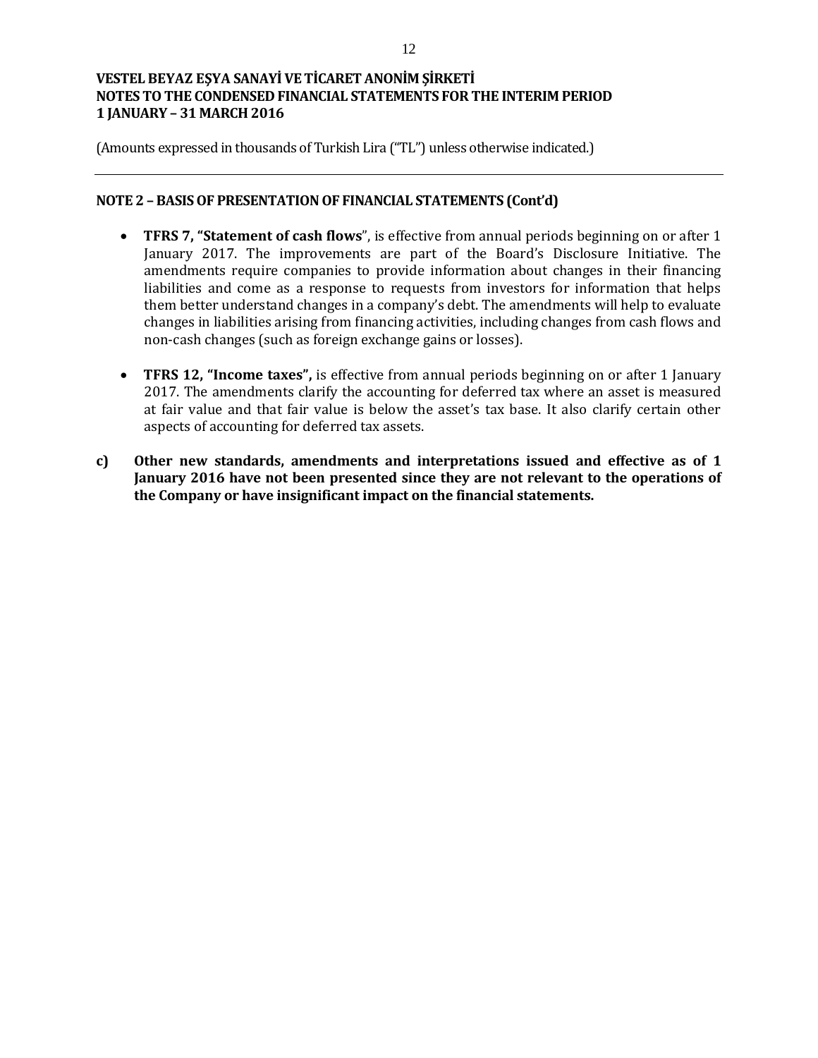## NOTE 2 – BASIS OF PRESENTATION OF FINANCIAL STATEMENTS (Cont'd)

- **TFRS 7, "Statement of cash flows**", is effective from annual periods beginning on or after 1 January 2017. The improvements are part of the Board's Disclosure Initiative. The amendments require companies to provide information about changes in their financing liabilities and come as a response to requests from investors for information that helps them better understand changes in a company's debt. The amendments will help to evaluate changes in liabilities arising from financing activities, including changes from cash flows and non-cash changes (such as foreign exchange gains or losses).

- **TFRS 12, "Income taxes",** is effective from annual periods beginning on or after 1 January 2017. The amendments clarify the accounting for deferred tax where an asset is measured at fair value and that fair value is below the asset's tax base. It also clarify certain other aspects of accounting for deferred tax assets.

**c) Other new standards, amendments and interpretations issued and effective as of 1 January 2016 have not been presented since they are not relevant to the operations of the Company or have insignificant impact on the financial statements.**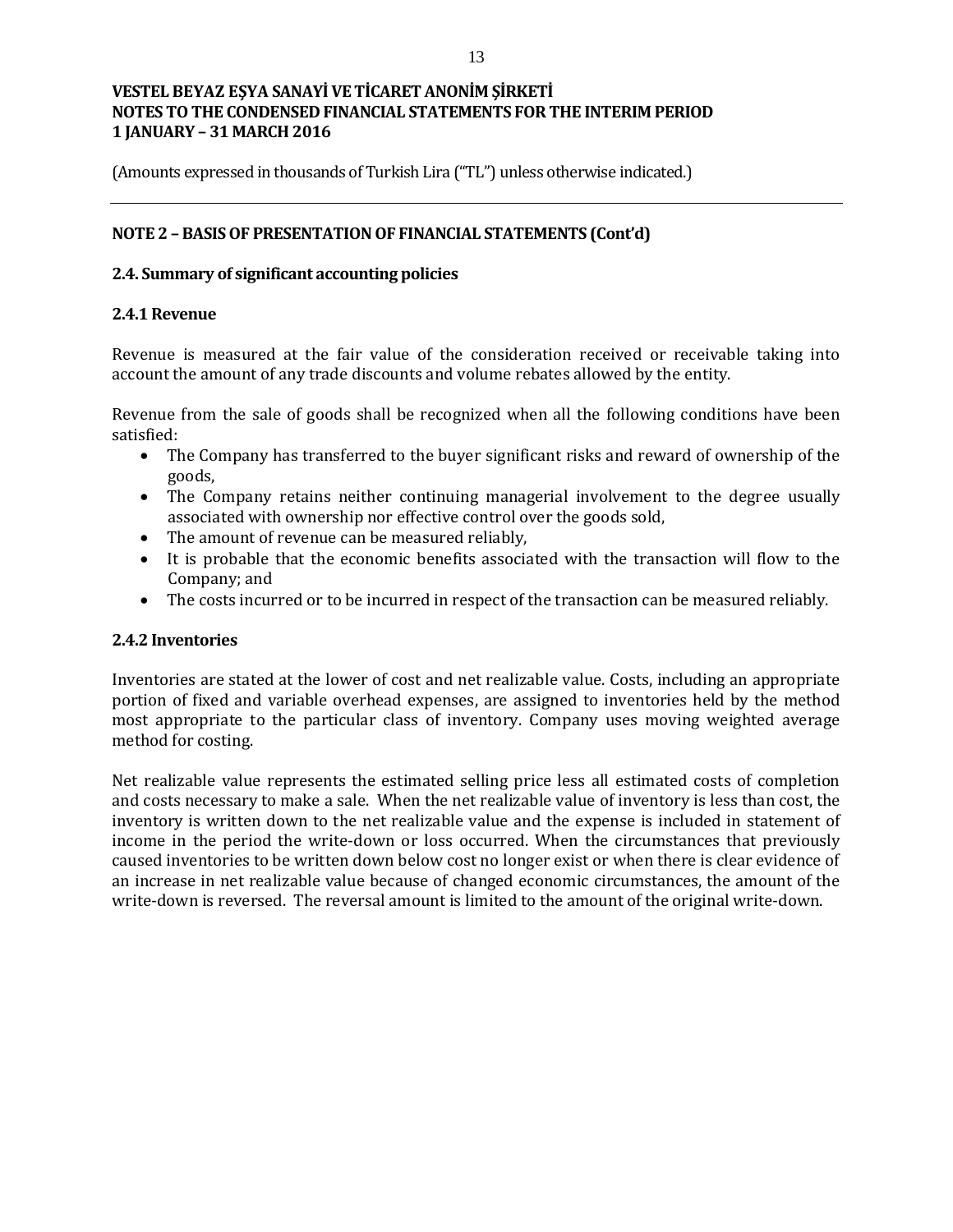## NOTE 2 – BASIS OF PRESENTATION OF FINANCIAL STATEMENTS (Cont'd)

### 2.4. Summary of significant accounting policies

#### 2.4.1 Revenue

Revenue is measured at the fair value of the consideration received or receivable taking into account the amount of any trade discounts and volume rebates allowed by the entity.

Revenue from the sale of goods shall be recognized when all the following conditions have been satisfied:

- The Company has transferred to the buyer significant risks and reward of ownership of the goods,
- The Company retains neither continuing managerial involvement to the degree usually associated with ownership nor effective control over the goods sold,
- The amount of revenue can be measured reliably,
- It is probable that the economic benefits associated with the transaction will flow to the Company; and
- The costs incurred or to be incurred in respect of the transaction can be measured reliably.

#### 2.4.2 Inventories

Inventories are stated at the lower of cost and net realizable value. Costs, including an appropriate portion of fixed and variable overhead expenses, are assigned to inventories held by the method most appropriate to the particular class of inventory. Company uses moving weighted average method for costing.

Net realizable value represents the estimated selling price less all estimated costs of completion and costs necessary to make a sale. When the net realizable value of inventory is less than cost, the inventory is written down to the net realizable value and the expense is included in statement of income in the period the write-down or loss occurred. When the circumstances that previously caused inventories to be written down below cost no longer exist or when there is clear evidence of an increase in net realizable value because of changed economic circumstances, the amount of the write-down is reversed. The reversal amount is limited to the amount of the original write-down.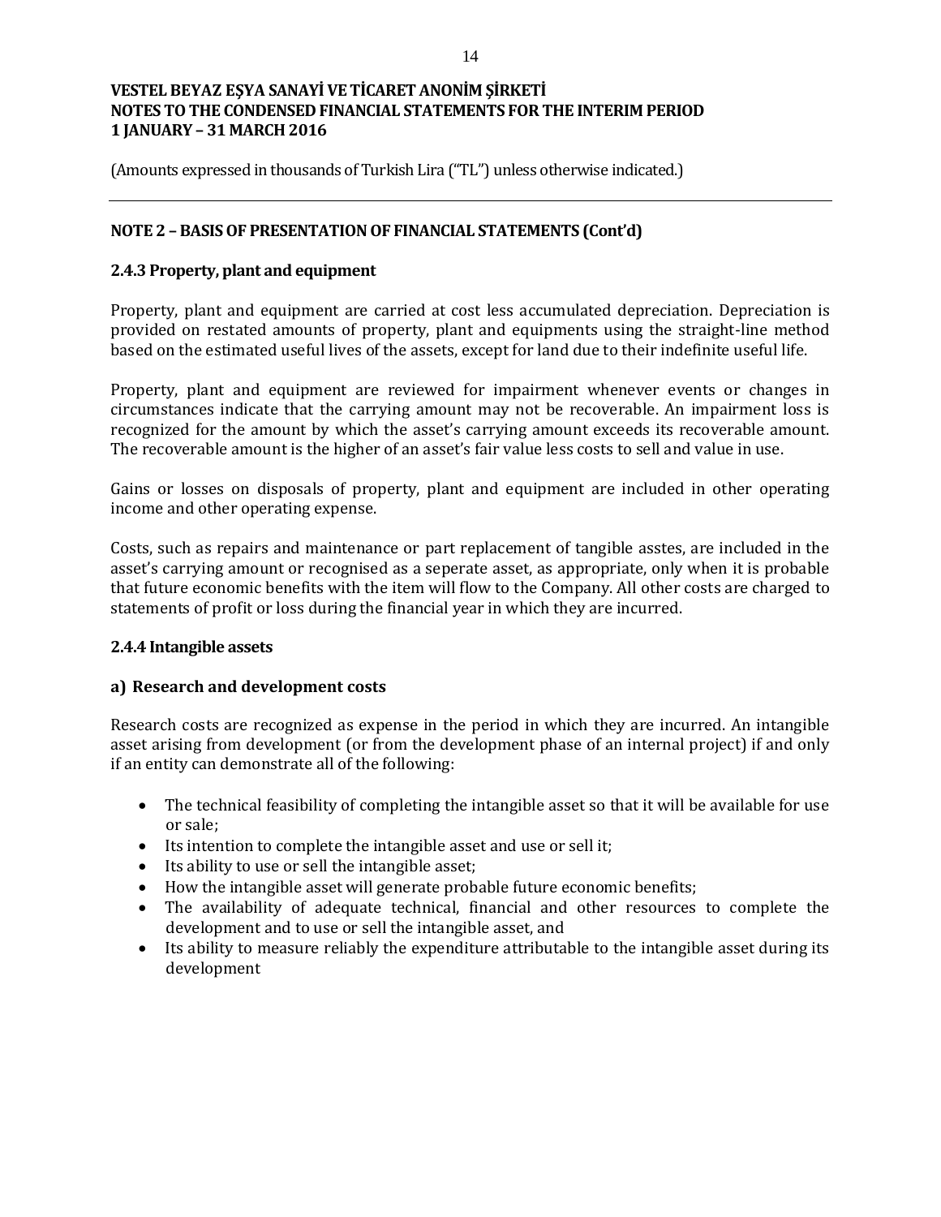## NOTE 2 – BASIS OF PRESENTATION OF FINANCIAL STATEMENTS (Cont'd)

### 2.4.3 Property, plant and equipment

Property, plant and equipment are carried at cost less accumulated depreciation. Depreciation is provided on restated amounts of property, plant and equipments using the straight-line method based on the estimated useful lives of the assets, except for land due to their indefinite useful life.

Property, plant and equipment are reviewed for impairment whenever events or changes in circumstances indicate that the carrying amount may not be recoverable. An impairment loss is recognized for the amount by which the asset's carrying amount exceeds its recoverable amount. The recoverable amount is the higher of an asset's fair value less costs to sell and value in use.

Gains or losses on disposals of property, plant and equipment are included in other operating income and other operating expense.

Costs, such as repairs and maintenance or part replacement of tangible asstes, are included in the asset's carrying amount or recognised as a seperate asset, as appropriate, only when it is probable that future economic benefits with the item will flow to the Company. All other costs are charged to statements of profit or loss during the financial year in which they are incurred.

### 2.4.4 Intangible assets

#### a) Research and development costs

Research costs are recognized as expense in the period in which they are incurred. An intangible asset arising from development (or from the development phase of an internal project) if and only if an entity can demonstrate all of the following:

- The technical feasibility of completing the intangible asset so that it will be available for use or sale;
- Its intention to complete the intangible asset and use or sell it;
- Its ability to use or sell the intangible asset;
- How the intangible asset will generate probable future economic benefits;
- The availability of adequate technical, financial and other resources to complete the development and to use or sell the intangible asset, and
- Its ability to measure reliably the expenditure attributable to the intangible asset during its development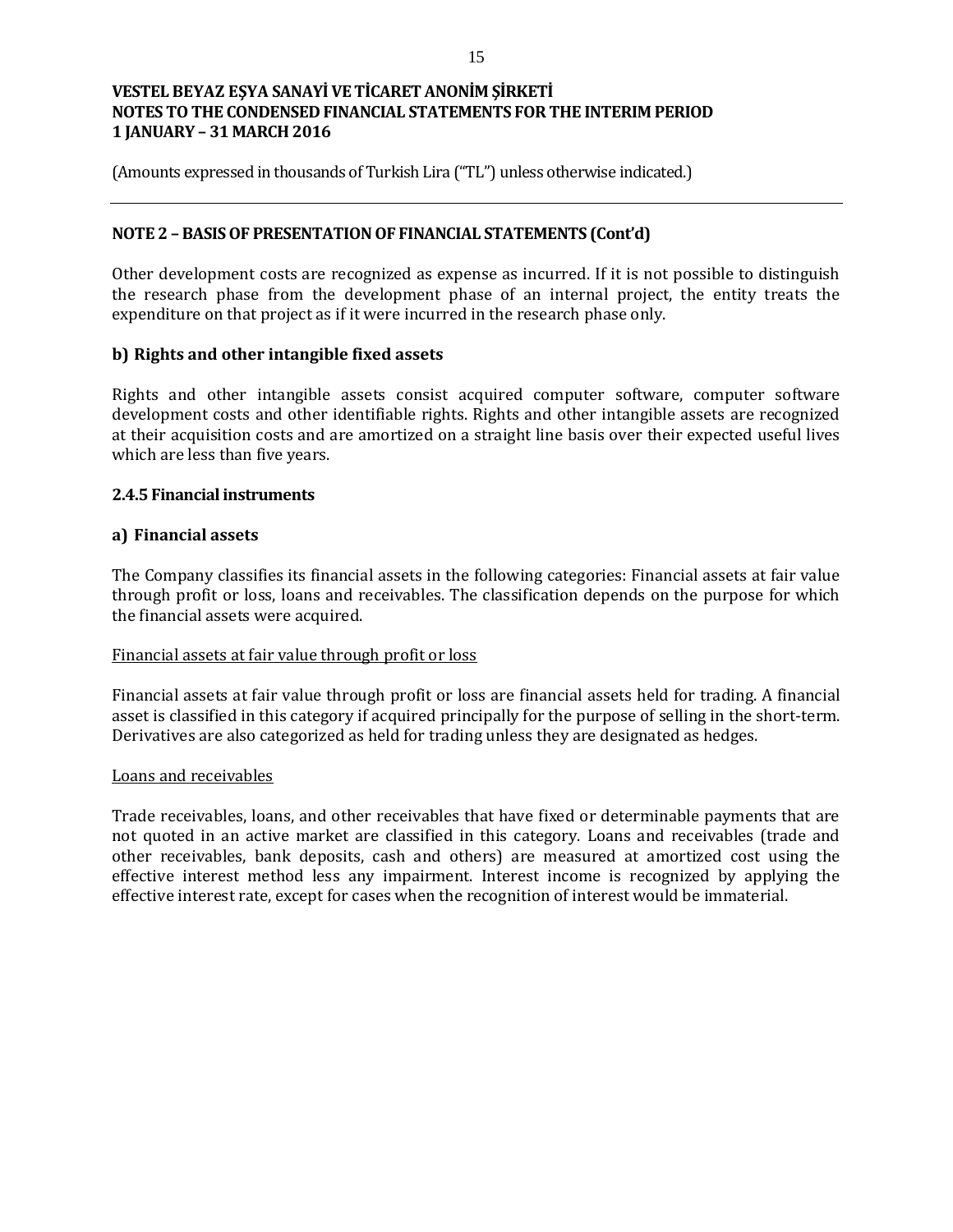## NOTE 2 – BASIS OF PRESENTATION OF FINANCIAL STATEMENTS (Cont'd)

Other development costs are recognized as expense as incurred. If it is not possible to distinguish the research phase from the development phase of an internal project, the entity treats the expenditure on that project as if it were incurred in the research phase only.

### b) Rights and other intangible fixed assets

Rights and other intangible assets consist acquired computer software, computer software development costs and other identifiable rights. Rights and other intangible assets are recognized at their acquisition costs and are amortized on a straight line basis over their expected useful lives which are less than five years.

### 2.4.5 Financial instruments

### a) Financial assets

The Company classifies its financial assets in the following categories: Financial assets at fair value through profit or loss, loans and receivables. The classification depends on the purpose for which the financial assets were acquired.

Financial assets at fair value through profit or loss

Financial assets at fair value through profit or loss are financial assets held for trading. A financial asset is classified in this category if acquired principally for the purpose of selling in the short-term. Derivatives are also categorized as held for trading unless they are designated as hedges.

Loans and receivables

Trade receivables, loans, and other receivables that have fixed or determinable payments that are not quoted in an active market are classified in this category. Loans and receivables (trade and other receivables, bank deposits, cash and others) are measured at amortized cost using the effective interest method less any impairment. Interest income is recognized by applying the effective interest rate, except for cases when the recognition of interest would be immaterial.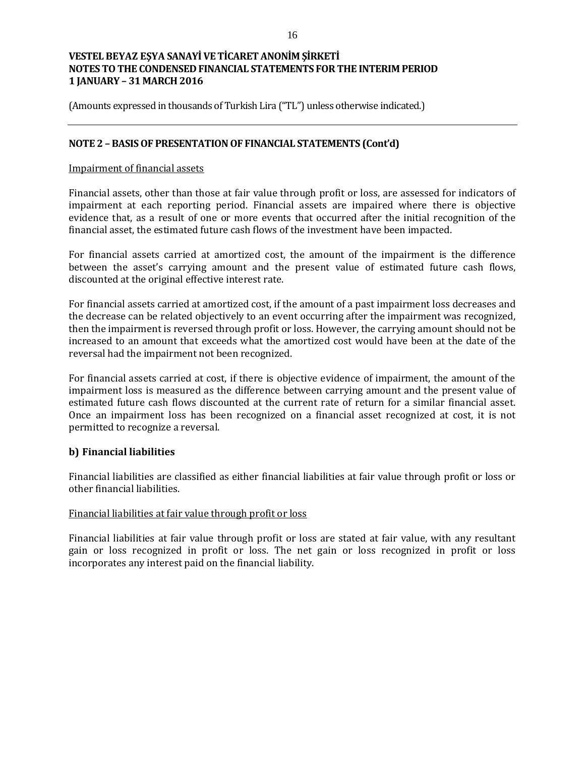## NOTE 2 – BASIS OF PRESENTATION OF FINANCIAL STATEMENTS (Cont'd)

Impairment of financial assets

Financial assets, other than those at fair value through profit or loss, are assessed for indicators of impairment at each reporting period. Financial assets are impaired where there is objective evidence that, as a result of one or more events that occurred after the initial recognition of the financial asset, the estimated future cash flows of the investment have been impacted.

For financial assets carried at amortized cost, the amount of the impairment is the difference between the asset's carrying amount and the present value of estimated future cash flows, discounted at the original effective interest rate.

For financial assets carried at amortized cost, if the amount of a past impairment loss decreases and the decrease can be related objectively to an event occurring after the impairment was recognized, then the impairment is reversed through profit or loss. However, the carrying amount should not be increased to an amount that exceeds what the amortized cost would have been at the date of the reversal had the impairment not been recognized.

For financial assets carried at cost, if there is objective evidence of impairment, the amount of the impairment loss is measured as the difference between carrying amount and the present value of estimated future cash flows discounted at the current rate of return for a similar financial asset. Once an impairment loss has been recognized on a financial asset recognized at cost, it is not permitted to recognize a reversal.

### b) Financial liabilities

Financial liabilities are classified as either financial liabilities at fair value through profit or loss or other financial liabilities.

Financial liabilities at fair value through profit or loss

Financial liabilities at fair value through profit or loss are stated at fair value, with any resultant gain or loss recognized in profit or loss. The net gain or loss recognized in profit or loss incorporates any interest paid on the financial liability.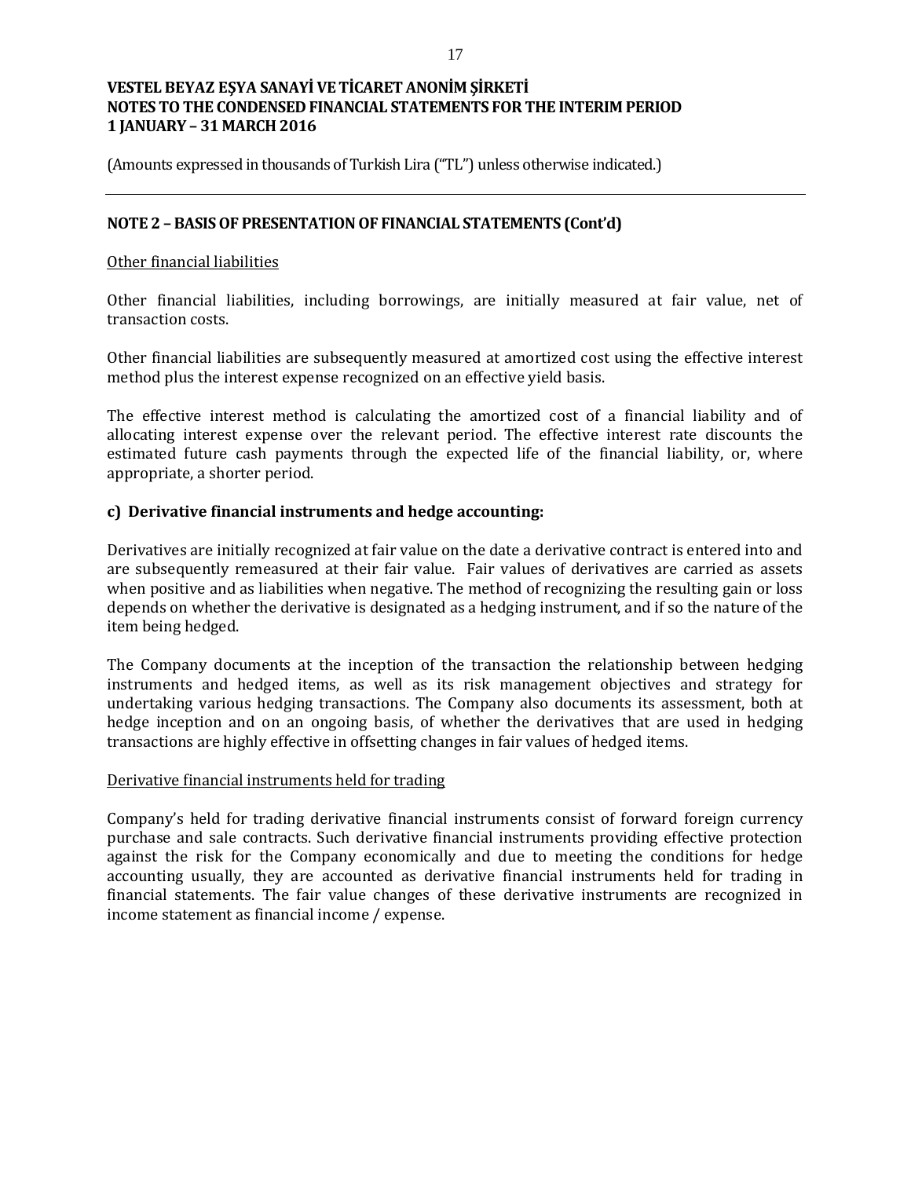## NOTE 2 – BASIS OF PRESENTATION OF FINANCIAL STATEMENTS (Cont'd)

Other financial liabilities

Other financial liabilities, including borrowings, are initially measured at fair value, net of transaction costs.

Other financial liabilities are subsequently measured at amortized cost using the effective interest method plus the interest expense recognized on an effective yield basis.

The effective interest method is calculating the amortized cost of a financial liability and of allocating interest expense over the relevant period. The effective interest rate discounts the estimated future cash payments through the expected life of the financial liability, or, where appropriate, a shorter period.

### c) Derivative financial instruments and hedge accounting:

Derivatives are initially recognized at fair value on the date a derivative contract is entered into and are subsequently remeasured at their fair value. Fair values of derivatives are carried as assets when positive and as liabilities when negative. The method of recognizing the resulting gain or loss depends on whether the derivative is designated as a hedging instrument, and if so the nature of the item being hedged.

The Company documents at the inception of the transaction the relationship between hedging instruments and hedged items, as well as its risk management objectives and strategy for undertaking various hedging transactions. The Company also documents its assessment, both at hedge inception and on an ongoing basis, of whether the derivatives that are used in hedging transactions are highly effective in offsetting changes in fair values of hedged items.

Derivative financial instruments held for trading

Company's held for trading derivative financial instruments consist of forward foreign currency purchase and sale contracts. Such derivative financial instruments providing effective protection against the risk for the Company economically and due to meeting the conditions for hedge accounting usually, they are accounted as derivative financial instruments held for trading in financial statements. The fair value changes of these derivative instruments are recognized in income statement as financial income / expense.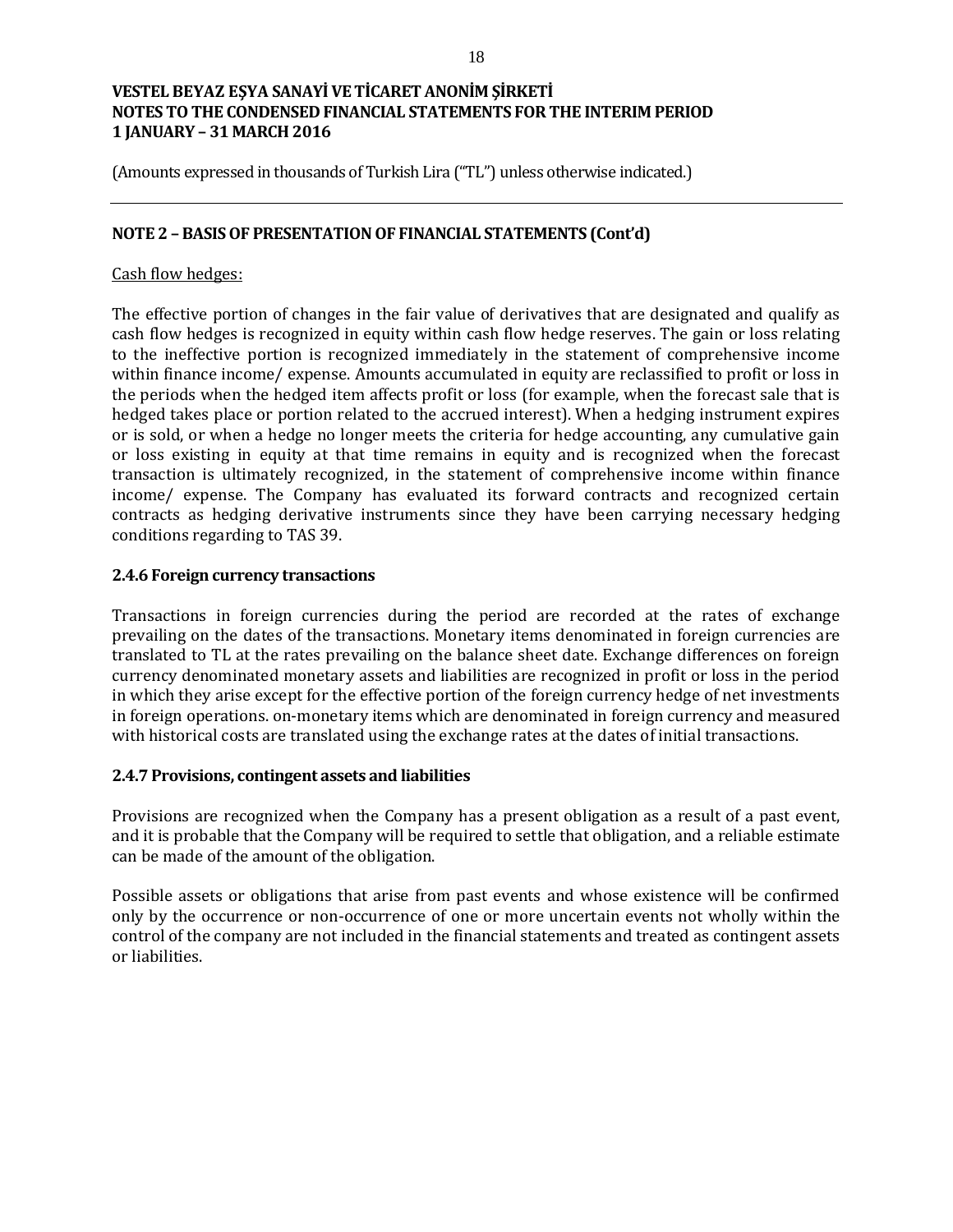## NOTE 2 – BASIS OF PRESENTATION OF FINANCIAL STATEMENTS (Cont'd)

Cash flow hedges:

The effective portion of changes in the fair value of derivatives that are designated and qualify as cash flow hedges is recognized in equity within cash flow hedge reserves. The gain or loss relating to the ineffective portion is recognized immediately in the statement of comprehensive income within finance income/ expense. Amounts accumulated in equity are reclassified to profit or loss in the periods when the hedged item affects profit or loss (for example, when the forecast sale that is hedged takes place or portion related to the accrued interest). When a hedging instrument expires or is sold, or when a hedge no longer meets the criteria for hedge accounting, any cumulative gain or loss existing in equity at that time remains in equity and is recognized when the forecast transaction is ultimately recognized, in the statement of comprehensive income within finance income/ expense. The Company has evaluated its forward contracts and recognized certain contracts as hedging derivative instruments since they have been carrying necessary hedging conditions regarding to TAS 39.

### 2.4.6 Foreign currency transactions

Transactions in foreign currencies during the period are recorded at the rates of exchange prevailing on the dates of the transactions. Monetary items denominated in foreign currencies are translated to TL at the rates prevailing on the balance sheet date. Exchange differences on foreign currency denominated monetary assets and liabilities are recognized in profit or loss in the period in which they arise except for the effective portion of the foreign currency hedge of net investments in foreign operations. on-monetary items which are denominated in foreign currency and measured with historical costs are translated using the exchange rates at the dates of initial transactions.

### 2.4.7 Provisions, contingent assets and liabilities

Provisions are recognized when the Company has a present obligation as a result of a past event, and it is probable that the Company will be required to settle that obligation, and a reliable estimate can be made of the amount of the obligation.

Possible assets or obligations that arise from past events and whose existence will be confirmed only by the occurrence or non-occurrence of one or more uncertain events not wholly within the control of the company are not included in the financial statements and treated as contingent assets or liabilities.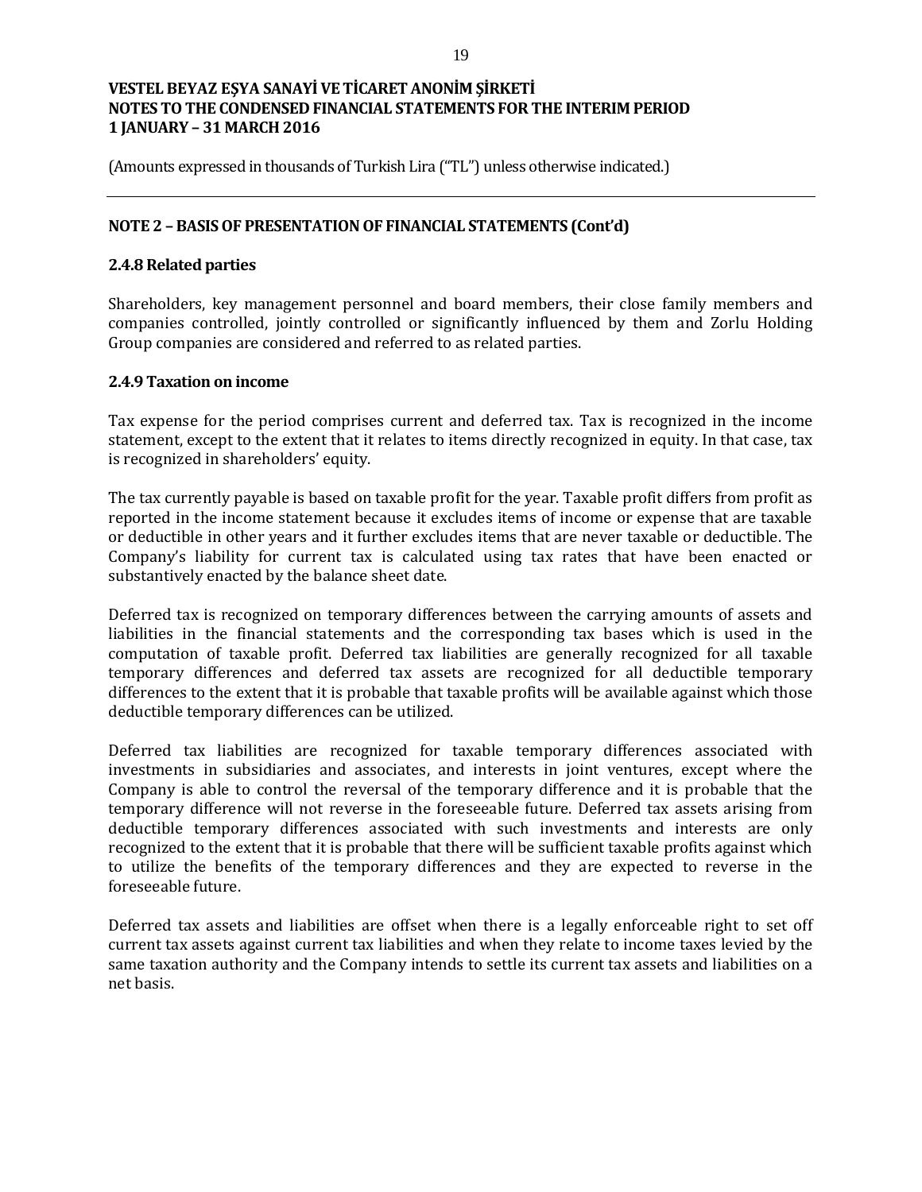## NOTE 2 – BASIS OF PRESENTATION OF FINANCIAL STATEMENTS (Cont'd)

### 2.4.8 Related parties

Shareholders, key management personnel and board members, their close family members and companies controlled, jointly controlled or significantly influenced by them and Zorlu Holding Group companies are considered and referred to as related parties.

### 2.4.9 Taxation on income

Tax expense for the period comprises current and deferred tax. Tax is recognized in the income statement, except to the extent that it relates to items directly recognized in equity. In that case, tax is recognized in shareholders' equity.

The tax currently payable is based on taxable profit for the year. Taxable profit differs from profit as reported in the income statement because it excludes items of income or expense that are taxable or deductible in other years and it further excludes items that are never taxable or deductible. The Company's liability for current tax is calculated using tax rates that have been enacted or substantively enacted by the balance sheet date.

Deferred tax is recognized on temporary differences between the carrying amounts of assets and liabilities in the financial statements and the corresponding tax bases which is used in the computation of taxable profit. Deferred tax liabilities are generally recognized for all taxable temporary differences and deferred tax assets are recognized for all deductible temporary differences to the extent that it is probable that taxable profits will be available against which those deductible temporary differences can be utilized.

Deferred tax liabilities are recognized for taxable temporary differences associated with investments in subsidiaries and associates, and interests in joint ventures, except where the Company is able to control the reversal of the temporary difference and it is probable that the temporary difference will not reverse in the foreseeable future. Deferred tax assets arising from deductible temporary differences associated with such investments and interests are only recognized to the extent that it is probable that there will be sufficient taxable profits against which to utilize the benefits of the temporary differences and they are expected to reverse in the foreseeable future.

Deferred tax assets and liabilities are offset when there is a legally enforceable right to set off current tax assets against current tax liabilities and when they relate to income taxes levied by the same taxation authority and the Company intends to settle its current tax assets and liabilities on a net basis.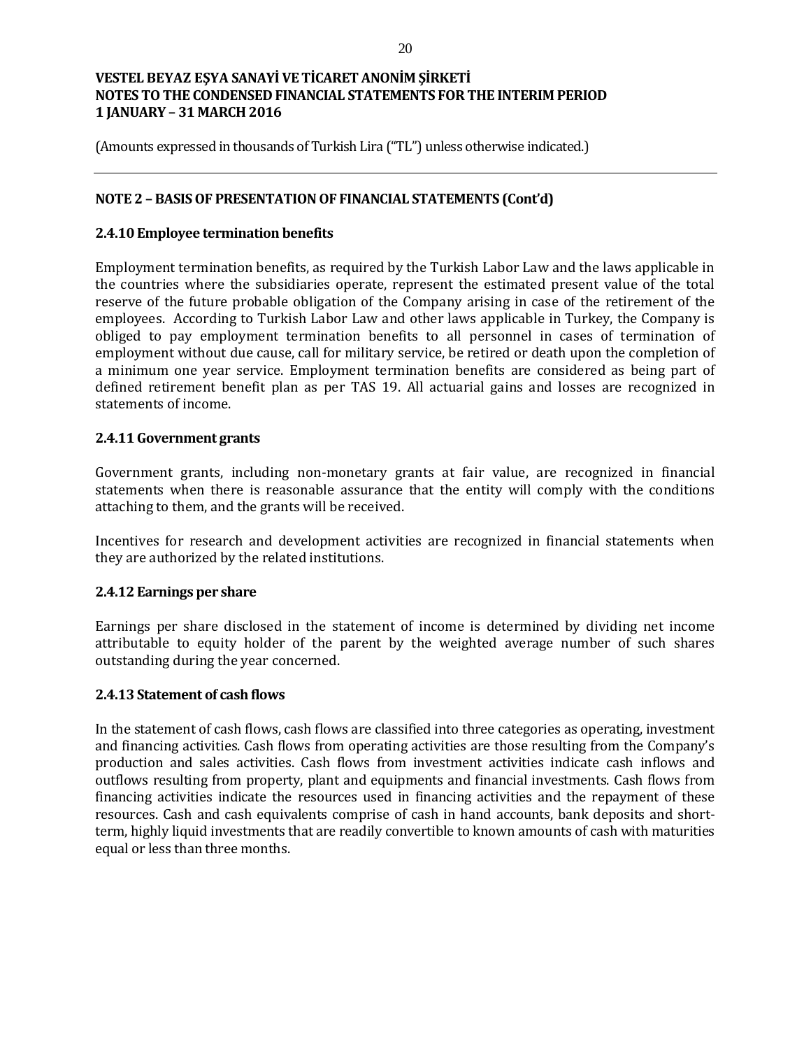## NOTE 2 – BASIS OF PRESENTATION OF FINANCIAL STATEMENTS (Cont'd)

### 2.4.10 Employee termination benefits

Employment termination benefits, as required by the Turkish Labor Law and the laws applicable in the countries where the subsidiaries operate, represent the estimated present value of the total reserve of the future probable obligation of the Company arising in case of the retirement of the employees. According to Turkish Labor Law and other laws applicable in Turkey, the Company is obliged to pay employment termination benefits to all personnel in cases of termination of employment without due cause, call for military service, be retired or death upon the completion of a minimum one year service. Employment termination benefits are considered as being part of defined retirement benefit plan as per TAS 19. All actuarial gains and losses are recognized in statements of income.

### 2.4.11 Government grants

Government grants, including non-monetary grants at fair value, are recognized in financial statements when there is reasonable assurance that the entity will comply with the conditions attaching to them, and the grants will be received.

Incentives for research and development activities are recognized in financial statements when they are authorized by the related institutions.

### 2.4.12 Earnings per share

Earnings per share disclosed in the statement of income is determined by dividing net income attributable to equity holder of the parent by the weighted average number of such shares outstanding during the year concerned.

### 2.4.13 Statement of cash flows

In the statement of cash flows, cash flows are classified into three categories as operating, investment and financing activities. Cash flows from operating activities are those resulting from the Company's production and sales activities. Cash flows from investment activities indicate cash inflows and outflows resulting from property, plant and equipments and financial investments. Cash flows from financing activities indicate the resources used in financing activities and the repayment of these resources. Cash and cash equivalents comprise of cash in hand accounts, bank deposits and short-term, highly liquid investments that are readily convertible to known amounts of cash with maturities equal or less than three months.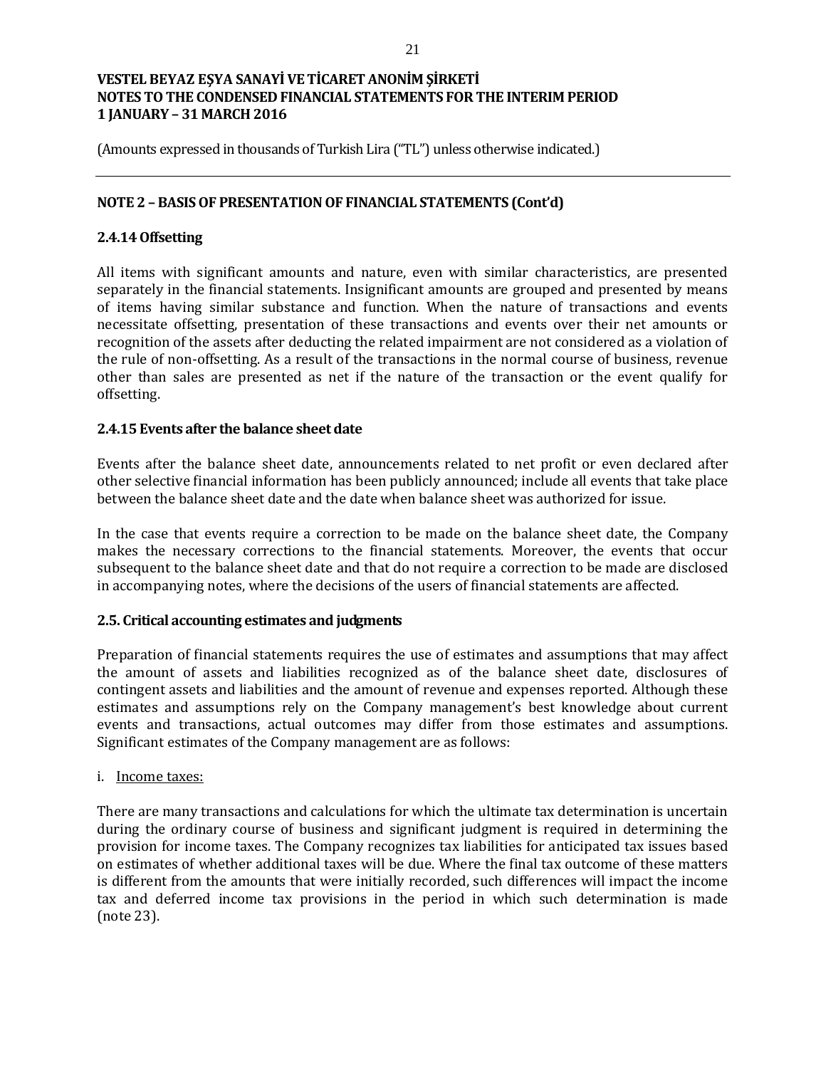## NOTE 2 – BASIS OF PRESENTATION OF FINANCIAL STATEMENTS (Cont'd)

### 2.4.14 Offsetting

All items with significant amounts and nature, even with similar characteristics, are presented separately in the financial statements. Insignificant amounts are grouped and presented by means of items having similar substance and function. When the nature of transactions and events necessitate offsetting, presentation of these transactions and events over their net amounts or recognition of the assets after deducting the related impairment are not considered as a violation of the rule of non-offsetting. As a result of the transactions in the normal course of business, revenue other than sales are presented as net if the nature of the transaction or the event qualify for offsetting.

### 2.4.15 Events after the balance sheet date

Events after the balance sheet date, announcements related to net profit or even declared after other selective financial information has been publicly announced; include all events that take place between the balance sheet date and the date when balance sheet was authorized for issue.

In the case that events require a correction to be made on the balance sheet date, the Company makes the necessary corrections to the financial statements. Moreover, the events that occur subsequent to the balance sheet date and that do not require a correction to be made are disclosed in accompanying notes, where the decisions of the users of financial statements are affected.

### 2.5. Critical accounting estimates and judgments

Preparation of financial statements requires the use of estimates and assumptions that may affect the amount of assets and liabilities recognized as of the balance sheet date, disclosures of contingent assets and liabilities and the amount of revenue and expenses reported. Although these estimates and assumptions rely on the Company management's best knowledge about current events and transactions, actual outcomes may differ from those estimates and assumptions. Significant estimates of the Company management are as follows:

i. Income taxes:

There are many transactions and calculations for which the ultimate tax determination is uncertain during the ordinary course of business and significant judgment is required in determining the provision for income taxes. The Company recognizes tax liabilities for anticipated tax issues based on estimates of whether additional taxes will be due. Where the final tax outcome of these matters is different from the amounts that were initially recorded, such differences will impact the income tax and deferred income tax provisions in the period in which such determination is made (note 23).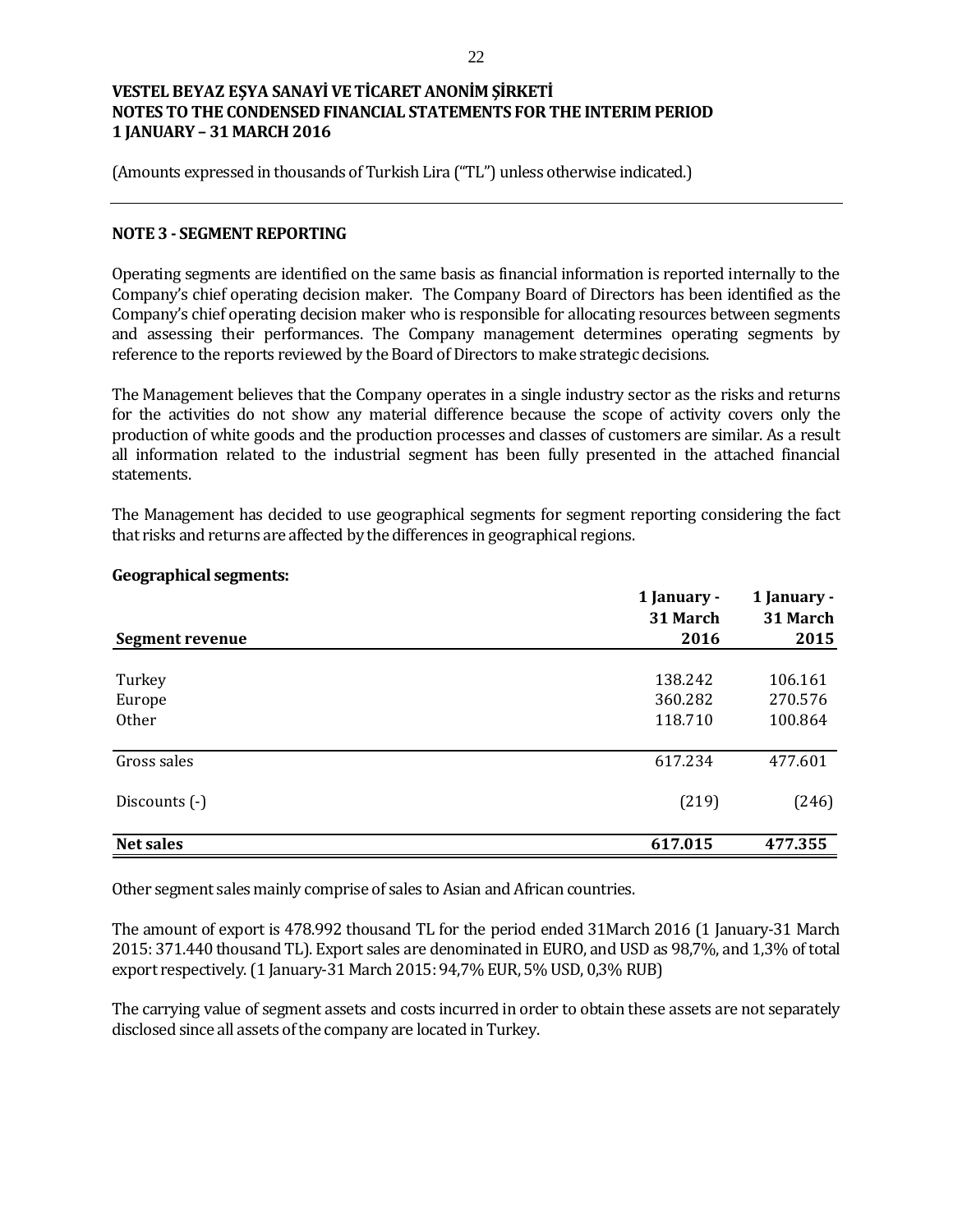**VESTEL BEYAZ EŞYA SANAYİ VE TİCARET ANONİM ŞİRKETİ**
**NOTES TO THE CONDENSED FINANCIAL STATEMENTS FOR THE INTERIM PERIOD**
**1 JANUARY – 31 MARCH 2016**

(Amounts expressed in thousands of Turkish Lira ("TL") unless otherwise indicated.)

## NOTE 3 - SEGMENT REPORTING

Operating segments are identified on the same basis as financial information is reported internally to the Company's chief operating decision maker. The Company Board of Directors has been identified as the Company's chief operating decision maker who is responsible for allocating resources between segments and assessing their performances. The Company management determines operating segments by reference to the reports reviewed by the Board of Directors to make strategic decisions.

The Management believes that the Company operates in a single industry sector as the risks and returns for the activities do not show any material difference because the scope of activity covers only the production of white goods and the production processes and classes of customers are similar. As a result all information related to the industrial segment has been fully presented in the attached financial statements.

The Management has decided to use geographical segments for segment reporting considering the fact that risks and returns are affected by the differences in geographical regions.

**Geographical segments:**

| **Segment revenue** | **1 January - 31 March 2016** | **1 January - 31 March 2015** |
|---|---|---|
| Turkey | 138.242 | 106.161 |
| Europe | 360.282 | 270.576 |
| Other | 118.710 | 100.864 |
| Gross sales | 617.234 | 477.601 |
| Discounts (-) | (219) | (246) |
| **Net sales** | **617.015** | **477.355** |

Other segment sales mainly comprise of sales to Asian and African countries.

The amount of export is 478.992 thousand TL for the period ended 31March 2016 (1 January-31 March 2015: 371.440 thousand TL). Export sales are denominated in EURO, and USD as 98,7%, and 1,3% of total export respectively. (1 January-31 March 2015: 94,7% EUR, 5% USD, 0,3% RUB)

The carrying value of segment assets and costs incurred in order to obtain these assets are not separately disclosed since all assets of the company are located in Turkey.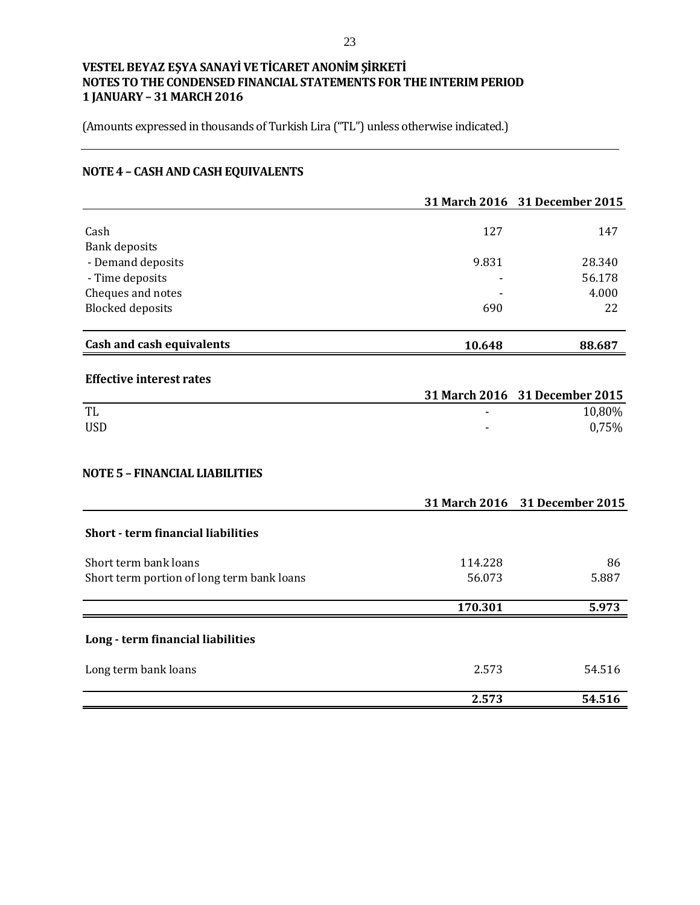**VESTEL BEYAZ EŞYA SANAYİ VE TİCARET ANONİM ŞİRKETİ**
**NOTES TO THE CONDENSED FINANCIAL STATEMENTS FOR THE INTERIM PERIOD**
**1 JANUARY – 31 MARCH 2016**

(Amounts expressed in thousands of Turkish Lira ("TL") unless otherwise indicated.)

## NOTE 4 – CASH AND CASH EQUIVALENTS

| | 31 March 2016 | 31 December 2015 |
|---|---|---|
| Cash | 127 | 147 |
| Bank deposits | | |
| - Demand deposits | 9.831 | 28.340 |
| - Time deposits | - | 56.178 |
| Cheques and notes | - | 4.000 |
| Blocked deposits | 690 | 22 |
| **Cash and cash equivalents** | **10.648** | **88.687** |

**Effective interest rates**

| | 31 March 2016 | 31 December 2015 |
|---|---|---|
| TL | - | 10,80% |
| USD | - | 0,75% |

## NOTE 5 – FINANCIAL LIABILITIES

| | 31 March 2016 | 31 December 2015 |
|---|---|---|
| **Short - term financial liabilities** | | |
| Short term bank loans | 114.228 | 86 |
| Short term portion of long term bank loans | 56.073 | 5.887 |
| | **170.301** | **5.973** |
| **Long - term financial liabilities** | | |
| Long term bank loans | 2.573 | 54.516 |
| | **2.573** | **54.516** |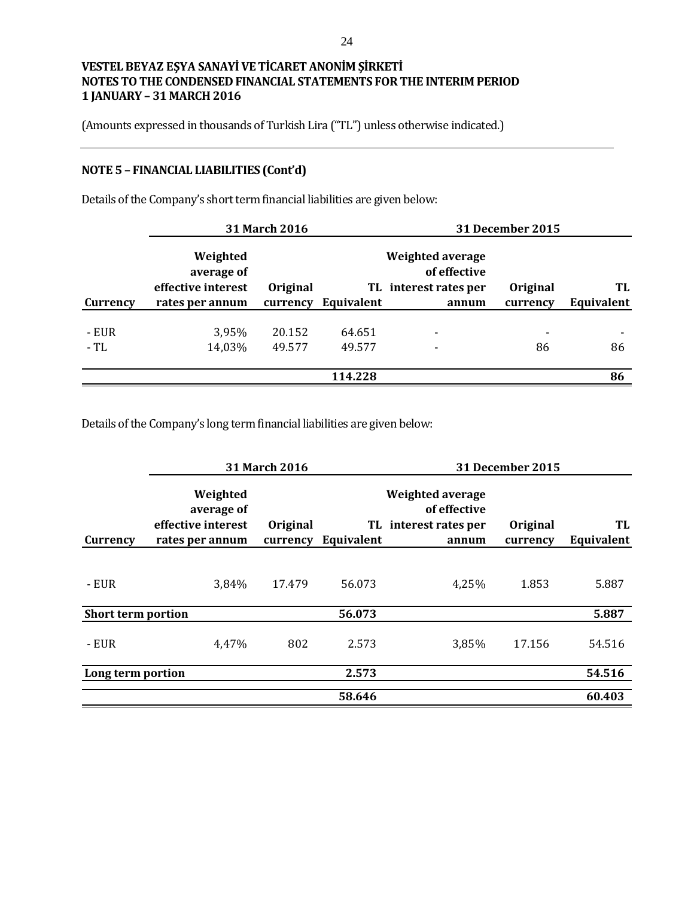**VESTEL BEYAZ EŞYA SANAYİ VE TİCARET ANONİM ŞİRKETİ**
**NOTES TO THE CONDENSED FINANCIAL STATEMENTS FOR THE INTERIM PERIOD**
**1 JANUARY – 31 MARCH 2016**

(Amounts expressed in thousands of Turkish Lira ("TL") unless otherwise indicated.)

## NOTE 5 – FINANCIAL LIABILITIES (Cont'd)

Details of the Company's short term financial liabilities are given below:

| | 31 March 2016 | | | 31 December 2015 | | |
|---|---|---|---|---|---|---|
| **Currency** | **Weighted average of effective interest rates per annum** | **Original currency** | **TL Equivalent** | **Weighted average of effective interest rates per annum** | **Original currency** | **TL Equivalent** |
| - EUR | 3,95% | 20.152 | 64.651 | - | - | - |
| - TL | 14,03% | 49.577 | 49.577 | - | 86 | 86 |
| | | | **114.228** | | | **86** |

Details of the Company's long term financial liabilities are given below:

| | 31 March 2016 | | | 31 December 2015 | | |
|---|---|---|---|---|---|---|
| **Currency** | **Weighted average of effective interest rates per annum** | **Original currency** | **TL Equivalent** | **Weighted average of effective interest rates per annum** | **Original currency** | **TL Equivalent** |
| - EUR | 3,84% | 17.479 | 56.073 | 4,25% | 1.853 | 5.887 |
| **Short term portion** | | | **56.073** | | | **5.887** |
| - EUR | 4,47% | 802 | 2.573 | 3,85% | 17.156 | 54.516 |
| **Long term portion** | | | **2.573** | | | **54.516** |
| | | | **58.646** | | | **60.403** |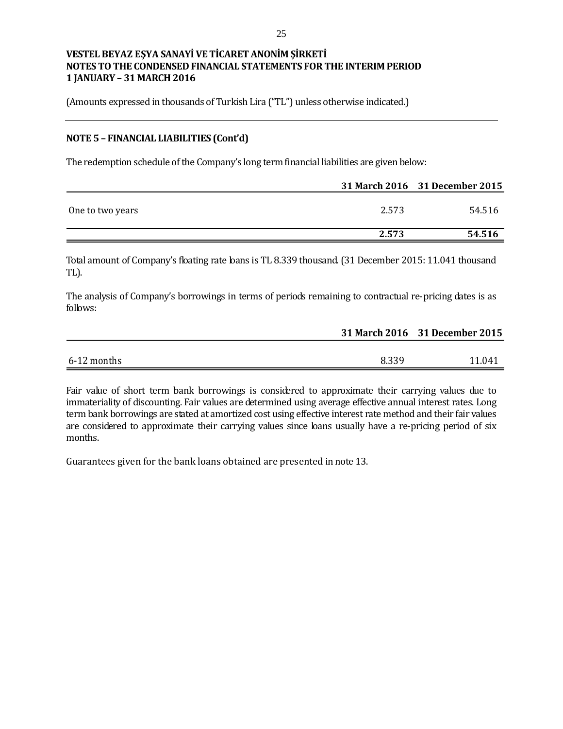**VESTEL BEYAZ EŞYA SANAYİ VE TİCARET ANONİM ŞİRKETİ**
**NOTES TO THE CONDENSED FINANCIAL STATEMENTS FOR THE INTERIM PERIOD**
**1 JANUARY – 31 MARCH 2016**

(Amounts expressed in thousands of Turkish Lira ("TL") unless otherwise indicated.)

## NOTE 5 – FINANCIAL LIABILITIES (Cont'd)

The redemption schedule of the Company's long term financial liabilities are given below:

| | 31 March 2016 | 31 December 2015 |
|---|---|---|
| One to two years | 2.573 | 54.516 |
| | **2.573** | **54.516** |

Total amount of Company's floating rate loans is TL 8.339 thousand. (31 December 2015: 11.041 thousand TL).

The analysis of Company's borrowings in terms of periods remaining to contractual re-pricing dates is as follows:

| | 31 March 2016 | 31 December 2015 |
|---|---|---|
| 6-12 months | 8.339 | 11.041 |

Fair value of short term bank borrowings is considered to approximate their carrying values due to immateriality of discounting. Fair values are determined using average effective annual interest rates. Long term bank borrowings are stated at amortized cost using effective interest rate method and their fair values are considered to approximate their carrying values since loans usually have a re-pricing period of six months.

Guarantees given for the bank loans obtained are presented in note 13.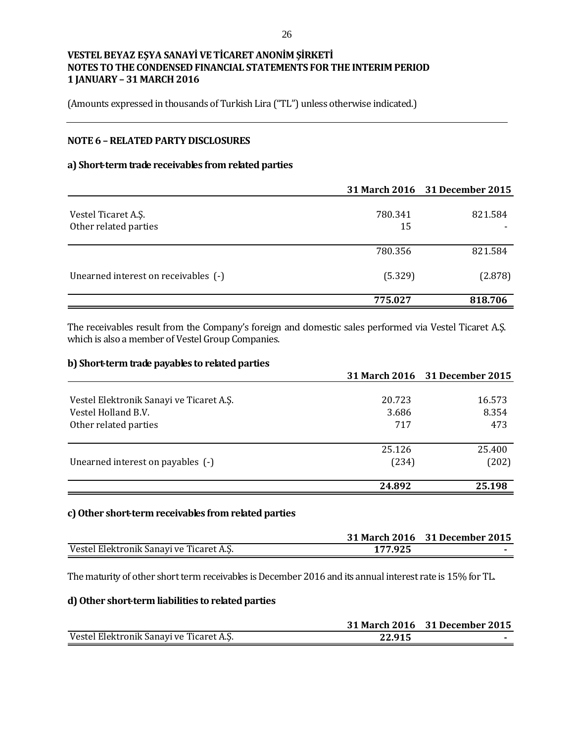**VESTEL BEYAZ EŞYA SANAYİ VE TİCARET ANONİM ŞİRKETİ**
**NOTES TO THE CONDENSED FINANCIAL STATEMENTS FOR THE INTERIM PERIOD**
**1 JANUARY – 31 MARCH 2016**

(Amounts expressed in thousands of Turkish Lira ("TL") unless otherwise indicated.)

## NOTE 6 – RELATED PARTY DISCLOSURES

### a) Short-term trade receivables from related parties

| | 31 March 2016 | 31 December 2015 |
|---|---|---|
| Vestel Ticaret A.Ş. | 780.341 | 821.584 |
| Other related parties | 15 | - |
| | 780.356 | 821.584 |
| Unearned interest on receivables (-) | (5.329) | (2.878) |
| | **775.027** | **818.706** |

The receivables result from the Company's foreign and domestic sales performed via Vestel Ticaret A.Ş. which is also a member of Vestel Group Companies.

### b) Short-term trade payables to related parties

| | 31 March 2016 | 31 December 2015 |
|---|---|---|
| Vestel Elektronik Sanayi ve Ticaret A.Ş. | 20.723 | 16.573 |
| Vestel Holland B.V. | 3.686 | 8.354 |
| Other related parties | 717 | 473 |
| | 25.126 | 25.400 |
| Unearned interest on payables (-) | (234) | (202) |
| | **24.892** | **25.198** |

### c) Other short-term receivables from related parties

| | 31 March 2016 | 31 December 2015 |
|---|---|---|
| Vestel Elektronik Sanayi ve Ticaret A.Ş. | **177.925** | **-** |

The maturity of other short term receivables is December 2016 and its annual interest rate is 15% for TL.

### d) Other short-term liabilities to related parties

| | 31 March 2016 | 31 December 2015 |
|---|---|---|
| Vestel Elektronik Sanayi ve Ticaret A.Ş. | **22.915** | **-** |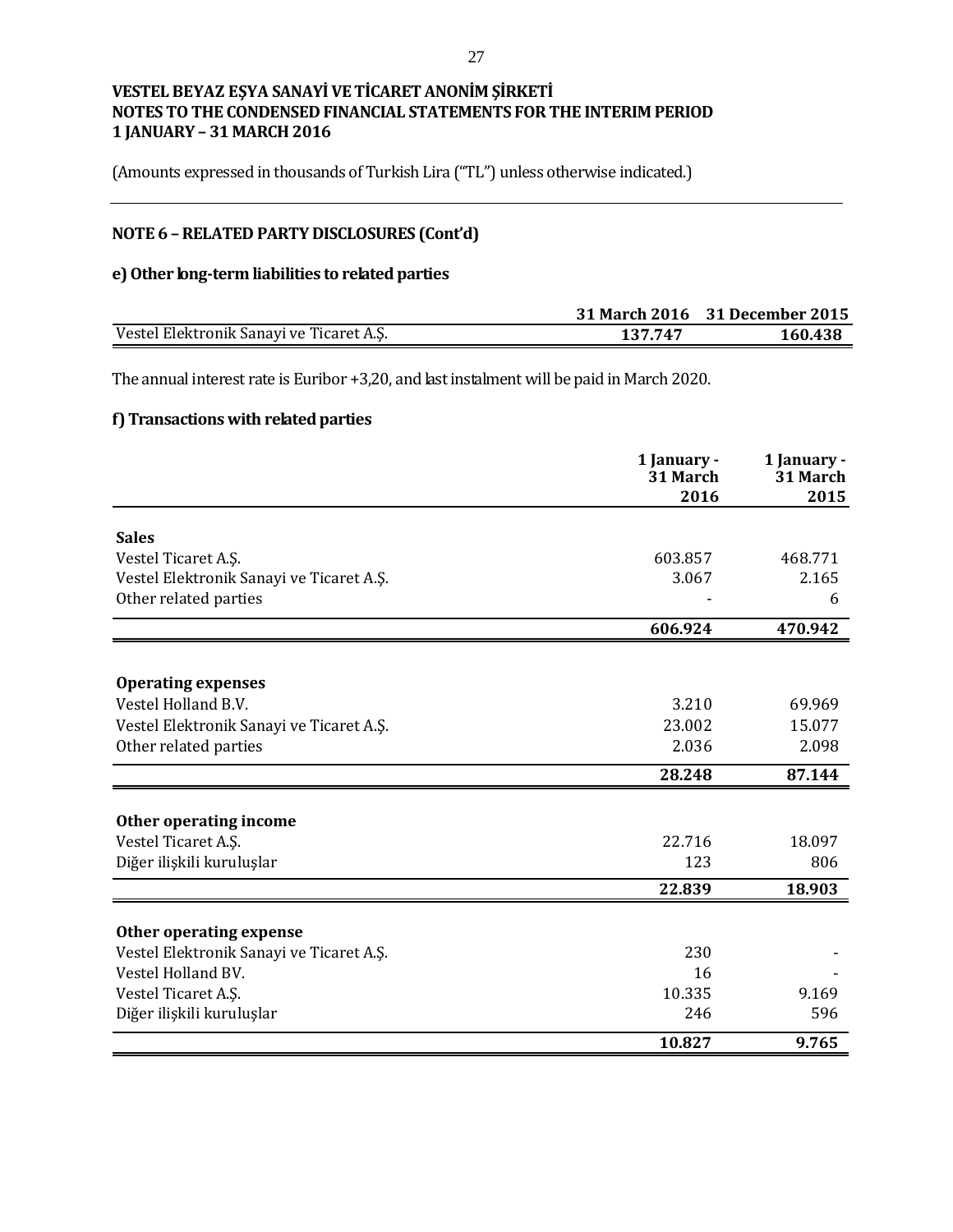**VESTEL BEYAZ EŞYA SANAYİ VE TİCARET ANONİM ŞİRKETİ**
**NOTES TO THE CONDENSED FINANCIAL STATEMENTS FOR THE INTERIM PERIOD**
**1 JANUARY – 31 MARCH 2016**

(Amounts expressed in thousands of Turkish Lira ("TL") unless otherwise indicated.)

## NOTE 6 – RELATED PARTY DISCLOSURES (Cont'd)

### e) Other long-term liabilities to related parties

| | 31 March 2016 | 31 December 2015 |
|---|---|---|
| Vestel Elektronik Sanayi ve Ticaret A.Ş. | **137.747** | **160.438** |

The annual interest rate is Euribor +3,20, and last instalment will be paid in March 2020.

### f) Transactions with related parties

| | 1 January - 31 March 2016 | 1 January - 31 March 2015 |
|---|---|---|
| **Sales** | | |
| Vestel Ticaret A.Ş. | 603.857 | 468.771 |
| Vestel Elektronik Sanayi ve Ticaret A.Ş. | 3.067 | 2.165 |
| Other related parties | - | 6 |
| | **606.924** | **470.942** |
| **Operating expenses** | | |
| Vestel Holland B.V. | 3.210 | 69.969 |
| Vestel Elektronik Sanayi ve Ticaret A.Ş. | 23.002 | 15.077 |
| Other related parties | 2.036 | 2.098 |
| | **28.248** | **87.144** |
| **Other operating income** | | |
| Vestel Ticaret A.Ş. | 22.716 | 18.097 |
| Diğer ilişkili kuruluşlar | 123 | 806 |
| | **22.839** | **18.903** |
| **Other operating expense** | | |
| Vestel Elektronik Sanayi ve Ticaret A.Ş. | 230 | - |
| Vestel Holland BV. | 16 | - |
| Vestel Ticaret A.Ş. | 10.335 | 9.169 |
| Diğer ilişkili kuruluşlar | 246 | 596 |
| | **10.827** | **9.765** |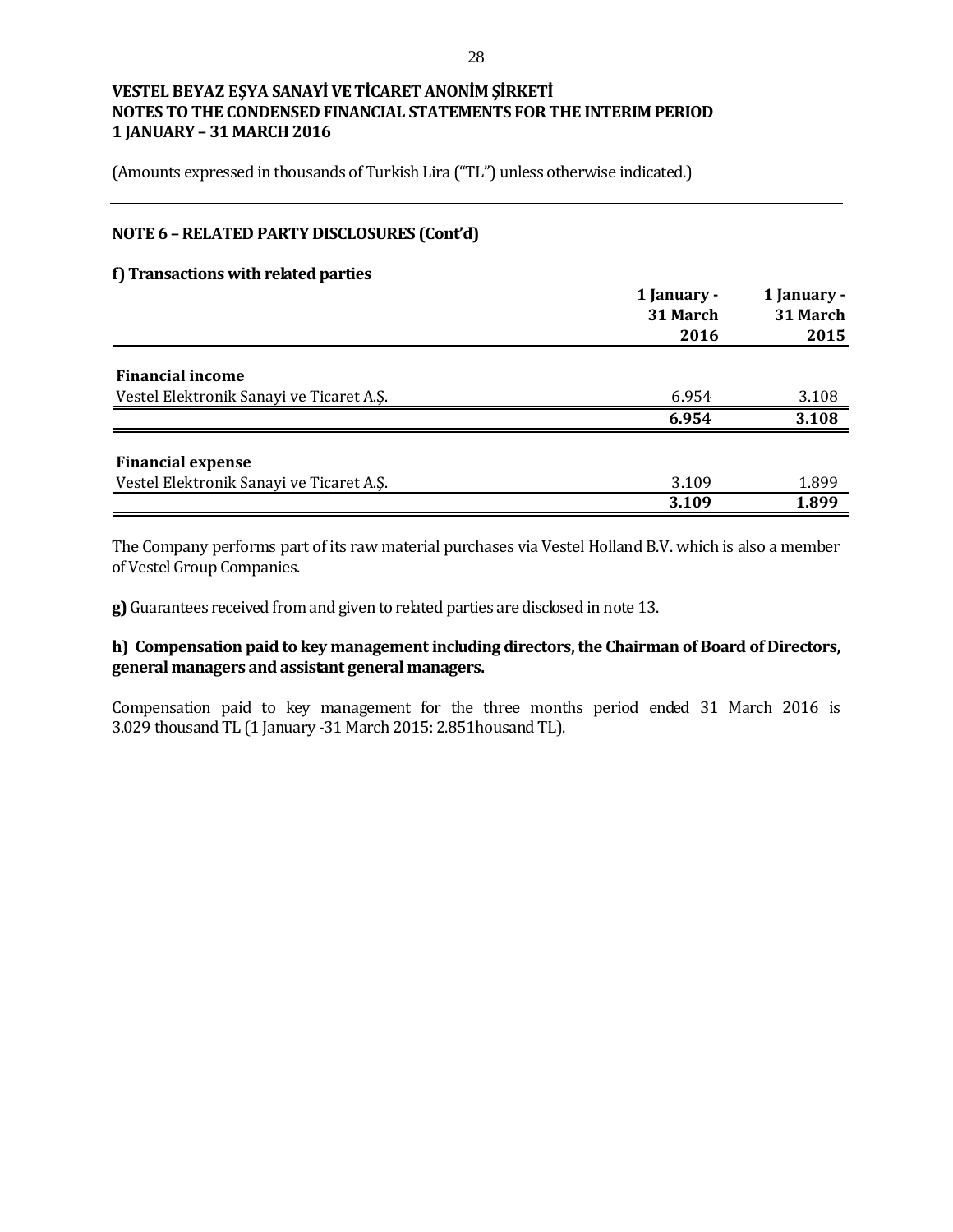**VESTEL BEYAZ EŞYA SANAYİ VE TİCARET ANONİM ŞİRKETİ**
**NOTES TO THE CONDENSED FINANCIAL STATEMENTS FOR THE INTERIM PERIOD**
**1 JANUARY – 31 MARCH 2016**

(Amounts expressed in thousands of Turkish Lira ("TL") unless otherwise indicated.)

## NOTE 6 – RELATED PARTY DISCLOSURES (Cont'd)

### f) Transactions with related parties

| | 1 January - 31 March 2016 | 1 January - 31 March 2015 |
|---|---|---|
| **Financial income** | | |
| Vestel Elektronik Sanayi ve Ticaret A.Ş. | 6.954 | 3.108 |
| | **6.954** | **3.108** |
| **Financial expense** | | |
| Vestel Elektronik Sanayi ve Ticaret A.Ş. | 3.109 | 1.899 |
| | **3.109** | **1.899** |

The Company performs part of its raw material purchases via Vestel Holland B.V. which is also a member of Vestel Group Companies.

**g)** Guarantees received from and given to related parties are disclosed in note 13.

### h) Compensation paid to key management including directors, the Chairman of Board of Directors, general managers and assistant general managers.

Compensation paid to key management for the three months period ended 31 March 2016 is 3.029 thousand TL (1 January -31 March 2015: 2.851housand TL).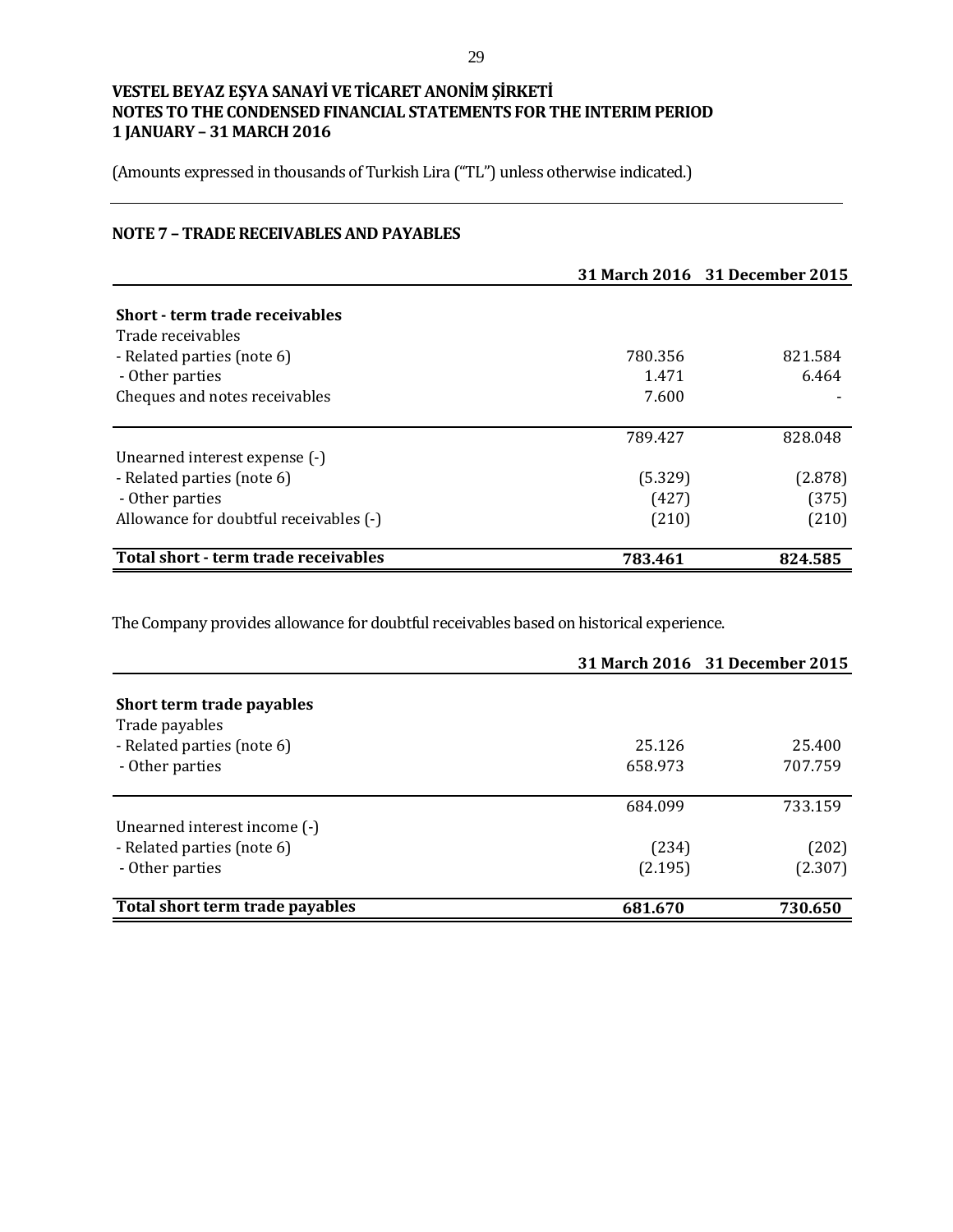**VESTEL BEYAZ EŞYA SANAYİ VE TİCARET ANONİM ŞİRKETİ**
**NOTES TO THE CONDENSED FINANCIAL STATEMENTS FOR THE INTERIM PERIOD**
**1 JANUARY – 31 MARCH 2016**

(Amounts expressed in thousands of Turkish Lira ("TL") unless otherwise indicated.)

## NOTE 7 – TRADE RECEIVABLES AND PAYABLES

| | 31 March 2016 | 31 December 2015 |
|---|---|---|
| **Short - term trade receivables** | | |
| Trade receivables | | |
| - Related parties (note 6) | 780.356 | 821.584 |
| - Other parties | 1.471 | 6.464 |
| Cheques and notes receivables | 7.600 | - |
| | 789.427 | 828.048 |
| Unearned interest expense (-) | | |
| - Related parties (note 6) | (5.329) | (2.878) |
| - Other parties | (427) | (375) |
| Allowance for doubtful receivables (-) | (210) | (210) |
| **Total short - term trade receivables** | **783.461** | **824.585** |

The Company provides allowance for doubtful receivables based on historical experience.

| | 31 March 2016 | 31 December 2015 |
|---|---|---|
| **Short term trade payables** | | |
| Trade payables | | |
| - Related parties (note 6) | 25.126 | 25.400 |
| - Other parties | 658.973 | 707.759 |
| | 684.099 | 733.159 |
| Unearned interest income (-) | | |
| - Related parties (note 6) | (234) | (202) |
| - Other parties | (2.195) | (2.307) |
| **Total short term trade payables** | **681.670** | **730.650** |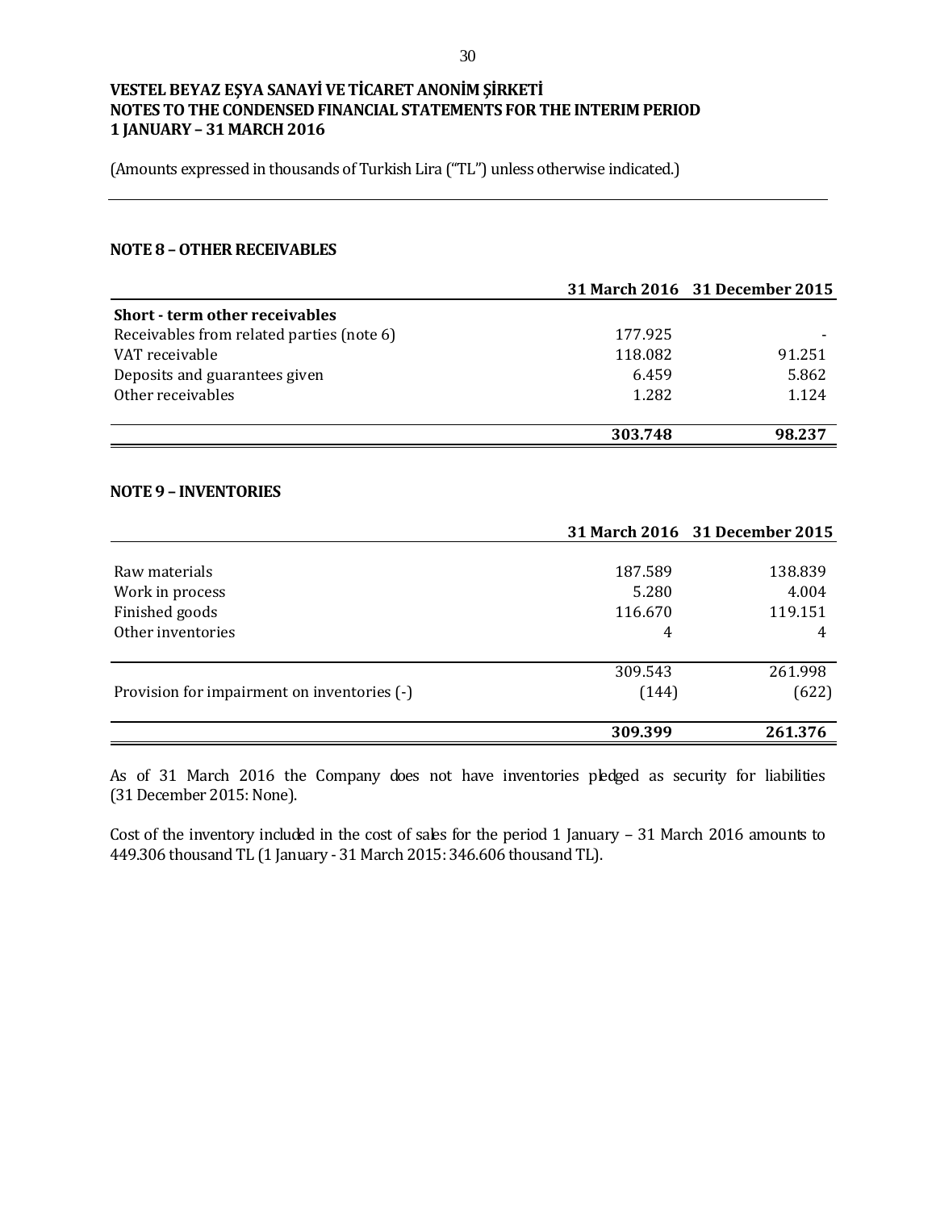VESTEL BEYAZ EŞYA SANAYİ VE TİCARET ANONİM ŞİRKETİ
NOTES TO THE CONDENSED FINANCIAL STATEMENTS FOR THE INTERIM PERIOD
1 JANUARY – 31 MARCH 2016

(Amounts expressed in thousands of Turkish Lira ("TL") unless otherwise indicated.)

## NOTE 8 – OTHER RECEIVABLES

| | 31 March 2016 | 31 December 2015 |
|---|---|---|
| **Short - term other receivables** | | |
| Receivables from related parties (note 6) | 177.925 | - |
| VAT receivable | 118.082 | 91.251 |
| Deposits and guarantees given | 6.459 | 5.862 |
| Other receivables | 1.282 | 1.124 |
| | **303.748** | **98.237** |

## NOTE 9 – INVENTORIES

| | 31 March 2016 | 31 December 2015 |
|---|---|---|
| Raw materials | 187.589 | 138.839 |
| Work in process | 5.280 | 4.004 |
| Finished goods | 116.670 | 119.151 |
| Other inventories | 4 | 4 |
| | 309.543 | 261.998 |
| Provision for impairment on inventories (-) | (144) | (622) |
| | **309.399** | **261.376** |

As of 31 March 2016 the Company does not have inventories pledged as security for liabilities (31 December 2015: None).

Cost of the inventory included in the cost of sales for the period 1 January – 31 March 2016 amounts to 449.306 thousand TL (1 January - 31 March 2015: 346.606 thousand TL).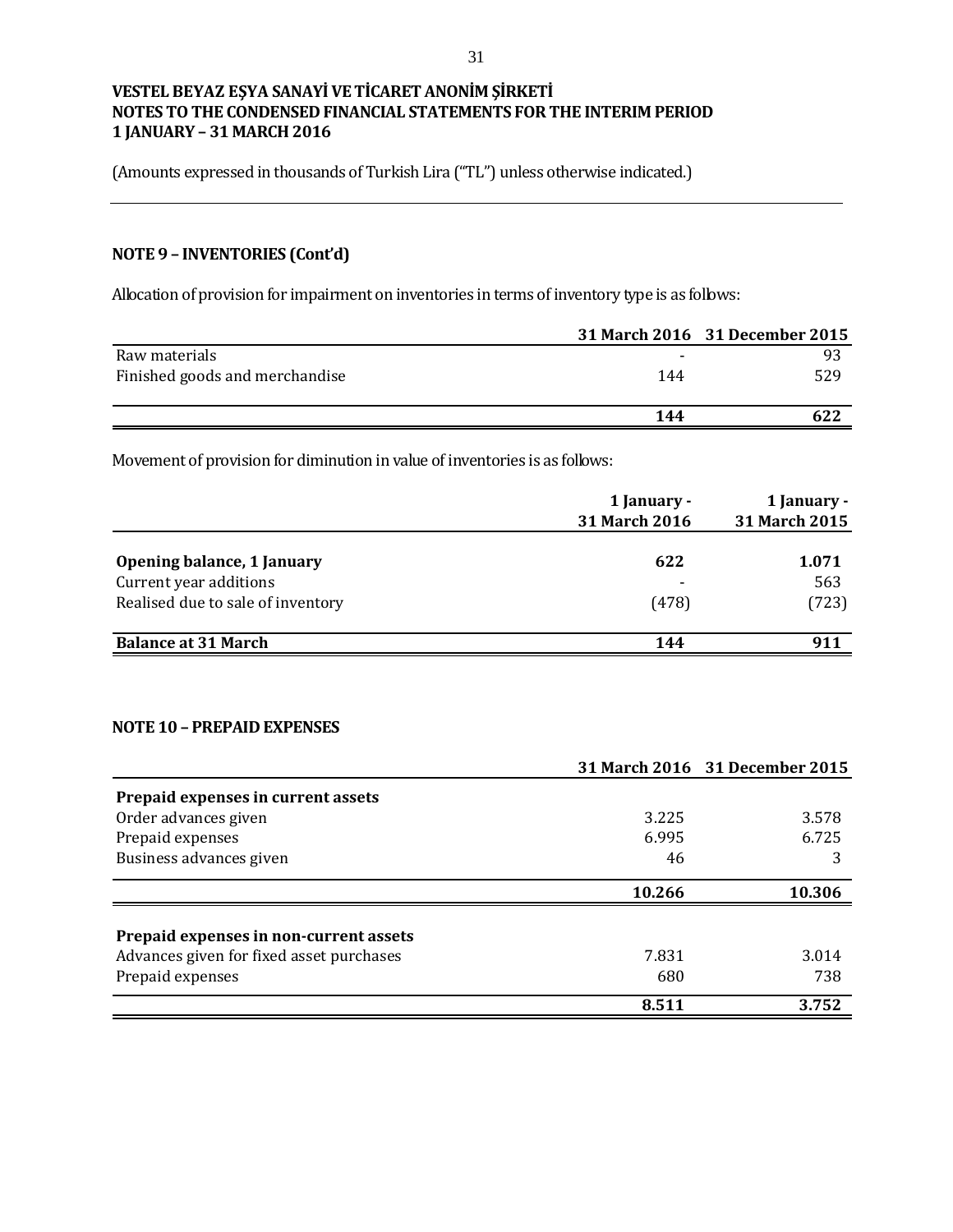VESTEL BEYAZ EŞYA SANAYİ VE TİCARET ANONİM ŞİRKETİ
NOTES TO THE CONDENSED FINANCIAL STATEMENTS FOR THE INTERIM PERIOD
1 JANUARY – 31 MARCH 2016

(Amounts expressed in thousands of Turkish Lira ("TL") unless otherwise indicated.)

## NOTE 9 – INVENTORIES (Cont'd)

Allocation of provision for impairment on inventories in terms of inventory type is as follows:

| | 31 March 2016 | 31 December 2015 |
|---|---|---|
| Raw materials | - | 93 |
| Finished goods and merchandise | 144 | 529 |
| | **144** | **622** |

Movement of provision for diminution in value of inventories is as follows:

| | 1 January - 31 March 2016 | 1 January - 31 March 2015 |
|---|---|---|
| **Opening balance, 1 January** | **622** | **1.071** |
| Current year additions | - | 563 |
| Realised due to sale of inventory | (478) | (723) |
| **Balance at 31 March** | **144** | **911** |

## NOTE 10 – PREPAID EXPENSES

| | 31 March 2016 | 31 December 2015 |
|---|---|---|
| **Prepaid expenses in current assets** | | |
| Order advances given | 3.225 | 3.578 |
| Prepaid expenses | 6.995 | 6.725 |
| Business advances given | 46 | 3 |
| | **10.266** | **10.306** |
| **Prepaid expenses in non-current assets** | | |
| Advances given for fixed asset purchases | 7.831 | 3.014 |
| Prepaid expenses | 680 | 738 |
| | **8.511** | **3.752** |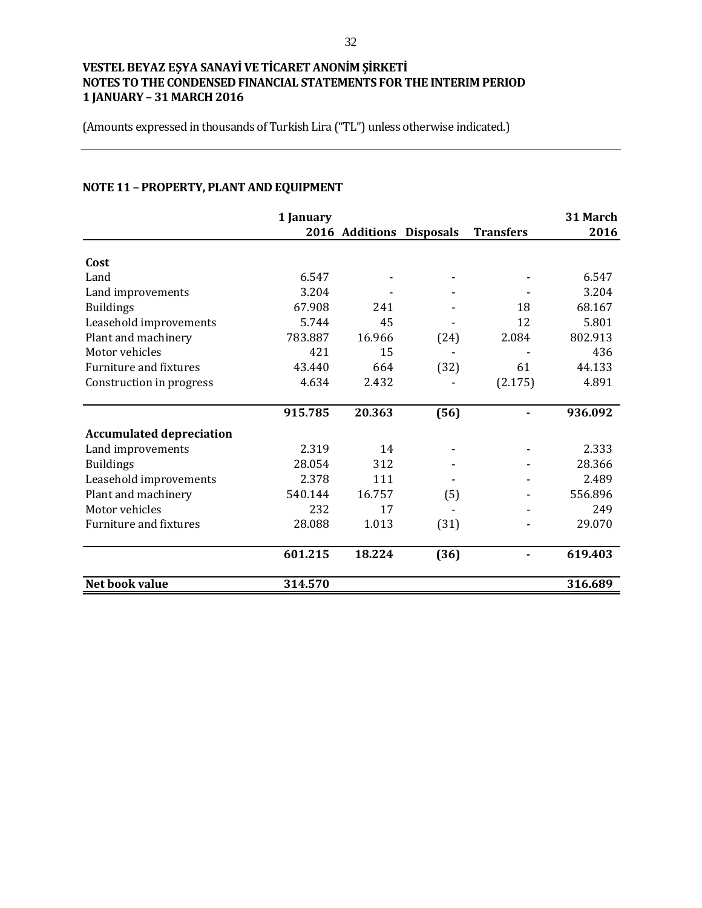**VESTEL BEYAZ EŞYA SANAYİ VE TİCARET ANONİM ŞİRKETİ**
**NOTES TO THE CONDENSED FINANCIAL STATEMENTS FOR THE INTERIM PERIOD**
**1 JANUARY – 31 MARCH 2016**

(Amounts expressed in thousands of Turkish Lira ("TL") unless otherwise indicated.)

## NOTE 11 – PROPERTY, PLANT AND EQUIPMENT

| | 1 January 2016 | Additions | Disposals | Transfers | 31 March 2016 |
|---|---|---|---|---|---|
| **Cost** | | | | | |
| Land | 6.547 | - | - | - | 6.547 |
| Land improvements | 3.204 | - | - | - | 3.204 |
| Buildings | 67.908 | 241 | - | 18 | 68.167 |
| Leasehold improvements | 5.744 | 45 | - | 12 | 5.801 |
| Plant and machinery | 783.887 | 16.966 | (24) | 2.084 | 802.913 |
| Motor vehicles | 421 | 15 | - | - | 436 |
| Furniture and fixtures | 43.440 | 664 | (32) | 61 | 44.133 |
| Construction in progress | 4.634 | 2.432 | - | (2.175) | 4.891 |
| | **915.785** | **20.363** | **(56)** | **-** | **936.092** |
| **Accumulated depreciation** | | | | | |
| Land improvements | 2.319 | 14 | - | - | 2.333 |
| Buildings | 28.054 | 312 | - | - | 28.366 |
| Leasehold improvements | 2.378 | 111 | - | - | 2.489 |
| Plant and machinery | 540.144 | 16.757 | (5) | - | 556.896 |
| Motor vehicles | 232 | 17 | - | - | 249 |
| Furniture and fixtures | 28.088 | 1.013 | (31) | - | 29.070 |
| | **601.215** | **18.224** | **(36)** | **-** | **619.403** |
| **Net book value** | **314.570** | | | | **316.689** |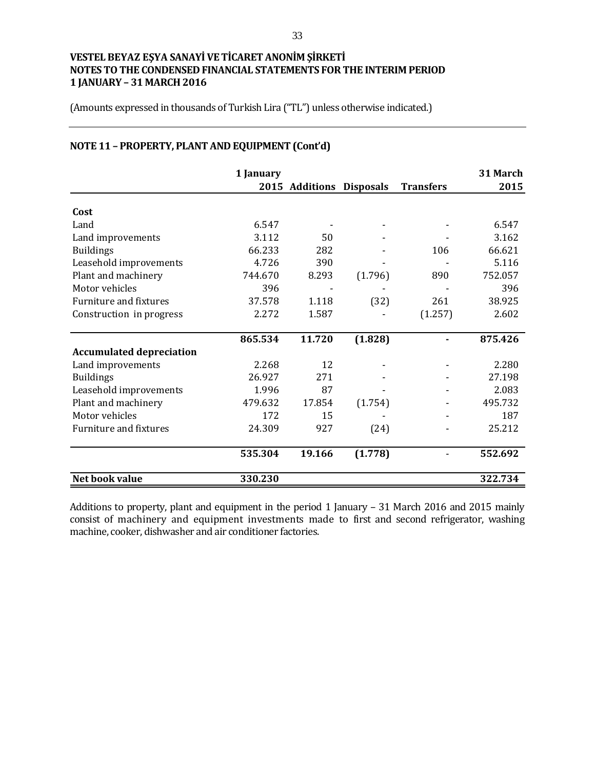**VESTEL BEYAZ EŞYA SANAYİ VE TİCARET ANONİM ŞİRKETİ**
**NOTES TO THE CONDENSED FINANCIAL STATEMENTS FOR THE INTERIM PERIOD**
**1 JANUARY – 31 MARCH 2016**

(Amounts expressed in thousands of Turkish Lira ("TL") unless otherwise indicated.)

## NOTE 11 – PROPERTY, PLANT AND EQUIPMENT (Cont'd)

| | 1 January 2015 | Additions | Disposals | Transfers | 31 March 2015 |
|---|---|---|---|---|---|
| **Cost** | | | | | |
| Land | 6.547 | - | - | - | 6.547 |
| Land improvements | 3.112 | 50 | - | - | 3.162 |
| Buildings | 66.233 | 282 | - | 106 | 66.621 |
| Leasehold improvements | 4.726 | 390 | - | - | 5.116 |
| Plant and machinery | 744.670 | 8.293 | (1.796) | 890 | 752.057 |
| Motor vehicles | 396 | - | - | - | 396 |
| Furniture and fixtures | 37.578 | 1.118 | (32) | 261 | 38.925 |
| Construction in progress | 2.272 | 1.587 | - | (1.257) | 2.602 |
| | **865.534** | **11.720** | **(1.828)** | **-** | **875.426** |
| **Accumulated depreciation** | | | | | |
| Land improvements | 2.268 | 12 | - | - | 2.280 |
| Buildings | 26.927 | 271 | - | - | 27.198 |
| Leasehold improvements | 1.996 | 87 | - | - | 2.083 |
| Plant and machinery | 479.632 | 17.854 | (1.754) | - | 495.732 |
| Motor vehicles | 172 | 15 | - | - | 187 |
| Furniture and fixtures | 24.309 | 927 | (24) | - | 25.212 |
| | **535.304** | **19.166** | **(1.778)** | - | **552.692** |
| **Net book value** | **330.230** | | | | **322.734** |

Additions to property, plant and equipment in the period 1 January – 31 March 2016 and 2015 mainly consist of machinery and equipment investments made to first and second refrigerator, washing machine, cooker, dishwasher and air conditioner factories.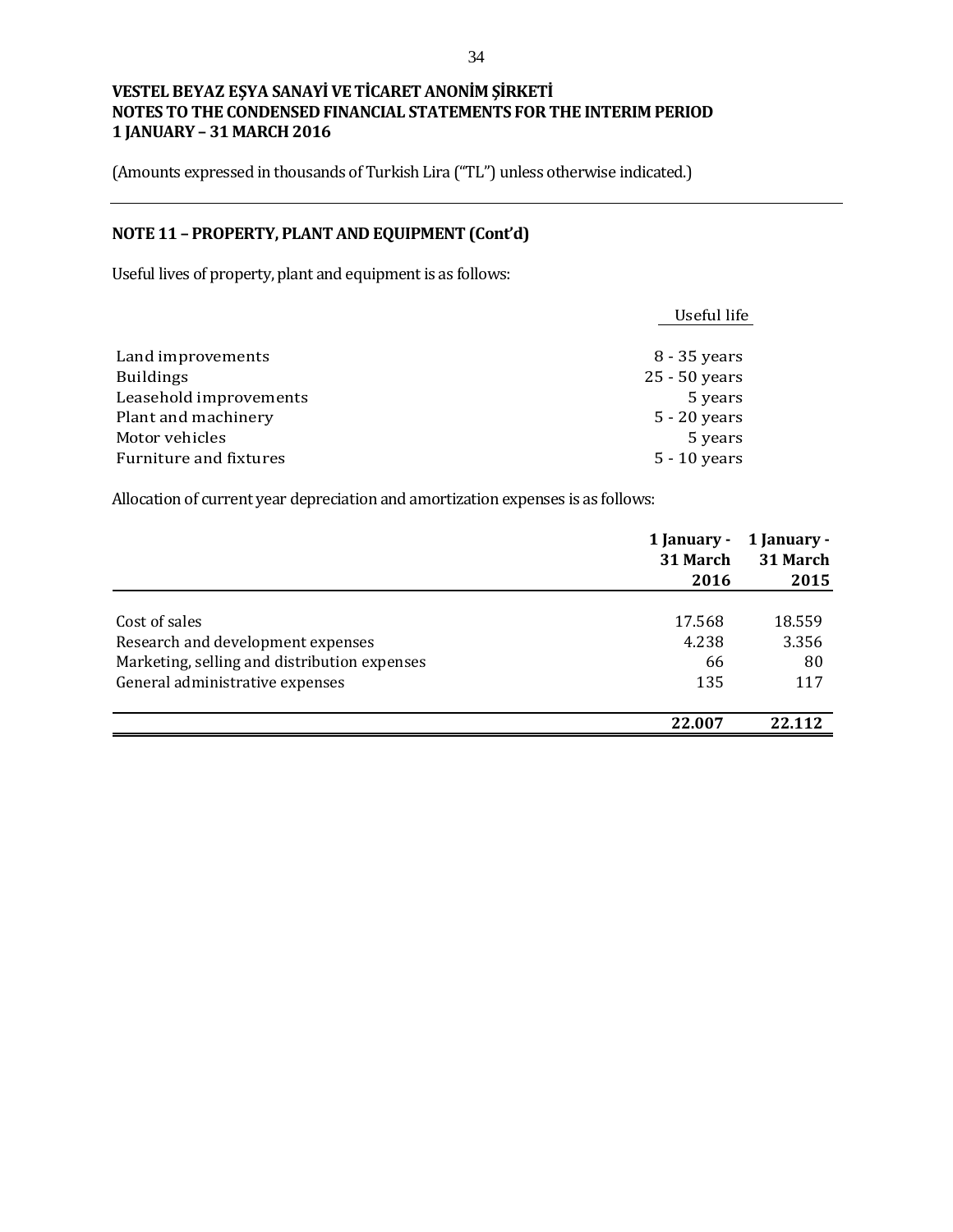**VESTEL BEYAZ EŞYA SANAYİ VE TİCARET ANONİM ŞİRKETİ**
**NOTES TO THE CONDENSED FINANCIAL STATEMENTS FOR THE INTERIM PERIOD**
**1 JANUARY – 31 MARCH 2016**

(Amounts expressed in thousands of Turkish Lira ("TL") unless otherwise indicated.)

## NOTE 11 – PROPERTY, PLANT AND EQUIPMENT (Cont'd)

Useful lives of property, plant and equipment is as follows:

| | Useful life |
|---|---|
| Land improvements | 8 - 35 years |
| Buildings | 25 - 50 years |
| Leasehold improvements | 5 years |
| Plant and machinery | 5 - 20 years |
| Motor vehicles | 5 years |
| Furniture and fixtures | 5 - 10 years |

Allocation of current year depreciation and amortization expenses is as follows:

| | 1 January - 31 March 2016 | 1 January - 31 March 2015 |
|---|---|---|
| Cost of sales | 17.568 | 18.559 |
| Research and development expenses | 4.238 | 3.356 |
| Marketing, selling and distribution expenses | 66 | 80 |
| General administrative expenses | 135 | 117 |
| | **22.007** | **22.112** |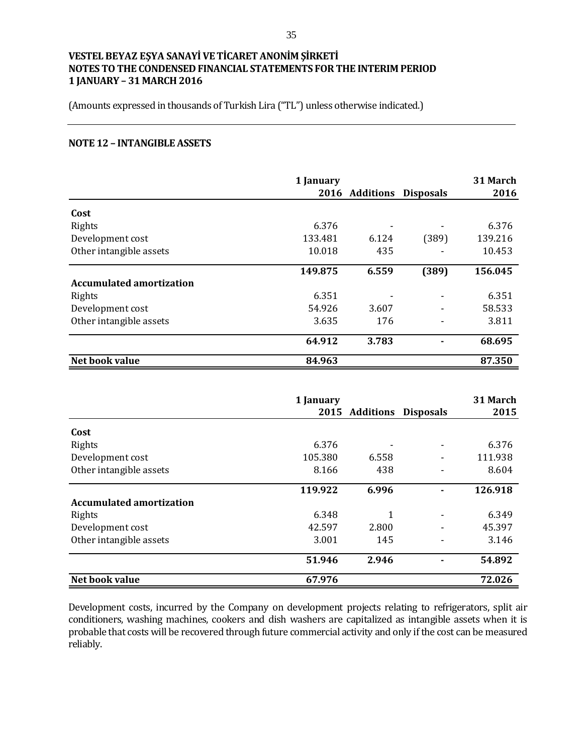**VESTEL BEYAZ EŞYA SANAYİ VE TİCARET ANONİM ŞİRKETİ**
**NOTES TO THE CONDENSED FINANCIAL STATEMENTS FOR THE INTERIM PERIOD**
**1 JANUARY – 31 MARCH 2016**

(Amounts expressed in thousands of Turkish Lira ("TL") unless otherwise indicated.)

## NOTE 12 – INTANGIBLE ASSETS

| | 1 January 2016 | Additions | Disposals | 31 March 2016 |
|---|---|---|---|---|
| **Cost** | | | | |
| Rights | 6.376 | - | - | 6.376 |
| Development cost | 133.481 | 6.124 | (389) | 139.216 |
| Other intangible assets | 10.018 | 435 | - | 10.453 |
| | **149.875** | **6.559** | **(389)** | **156.045** |
| **Accumulated amortization** | | | | |
| Rights | 6.351 | - | - | 6.351 |
| Development cost | 54.926 | 3.607 | - | 58.533 |
| Other intangible assets | 3.635 | 176 | - | 3.811 |
| | **64.912** | **3.783** | **-** | **68.695** |
| **Net book value** | **84.963** | | | **87.350** |

| | 1 January 2015 | Additions | Disposals | 31 March 2015 |
|---|---|---|---|---|
| **Cost** | | | | |
| Rights | 6.376 | - | - | 6.376 |
| Development cost | 105.380 | 6.558 | - | 111.938 |
| Other intangible assets | 8.166 | 438 | - | 8.604 |
| | **119.922** | **6.996** | **-** | **126.918** |
| **Accumulated amortization** | | | | |
| Rights | 6.348 | 1 | - | 6.349 |
| Development cost | 42.597 | 2.800 | - | 45.397 |
| Other intangible assets | 3.001 | 145 | - | 3.146 |
| | **51.946** | **2.946** | **-** | **54.892** |
| **Net book value** | **67.976** | | | **72.026** |

Development costs, incurred by the Company on development projects relating to refrigerators, split air conditioners, washing machines, cookers and dish washers are capitalized as intangible assets when it is probable that costs will be recovered through future commercial activity and only if the cost can be measured reliably.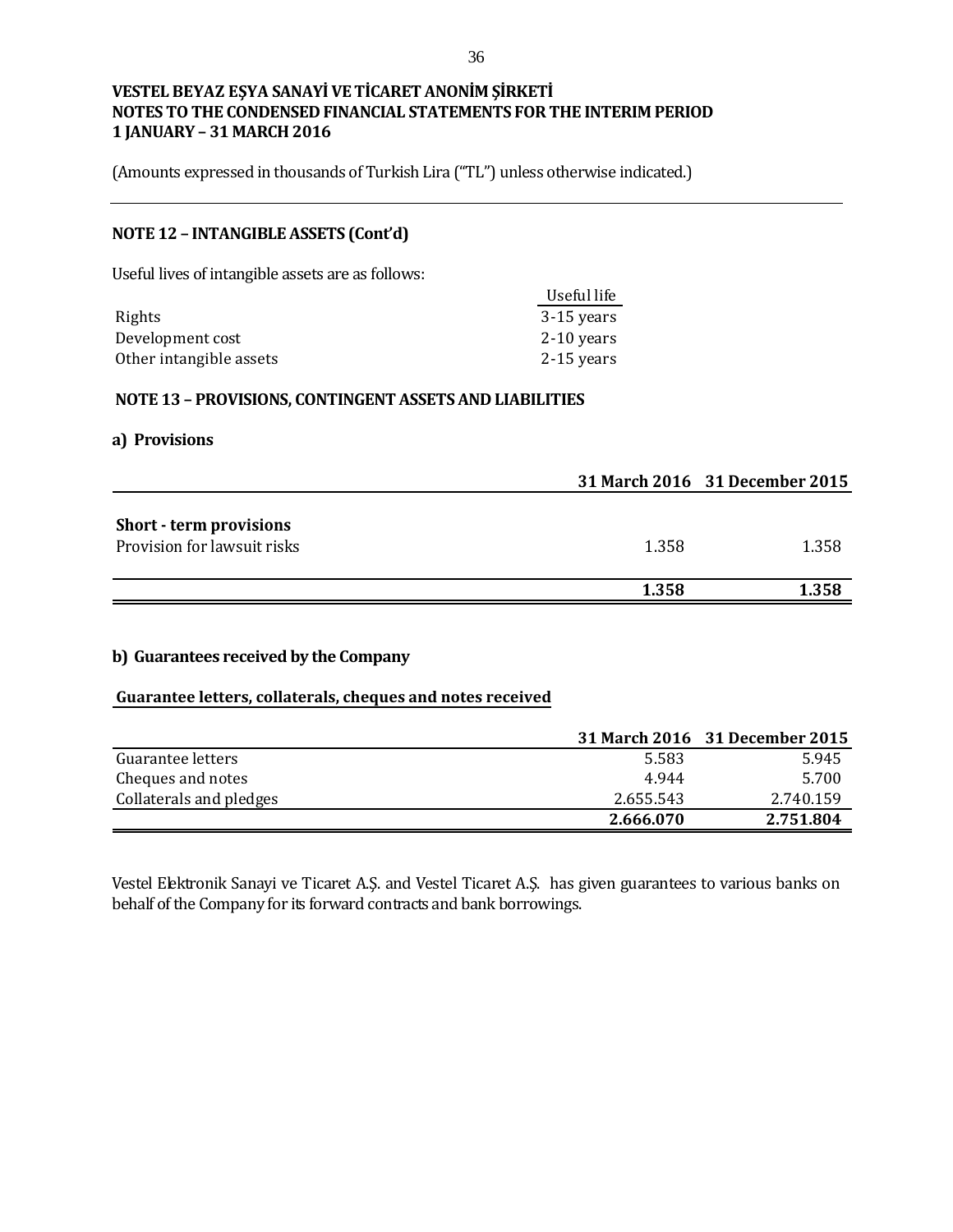**VESTEL BEYAZ EŞYA SANAYİ VE TİCARET ANONİM ŞİRKETİ**
**NOTES TO THE CONDENSED FINANCIAL STATEMENTS FOR THE INTERIM PERIOD**
**1 JANUARY – 31 MARCH 2016**

(Amounts expressed in thousands of Turkish Lira ("TL") unless otherwise indicated.)

## NOTE 12 – INTANGIBLE ASSETS (Cont'd)

Useful lives of intangible assets are as follows:

| | Useful life |
|---|---|
| Rights | 3-15 years |
| Development cost | 2-10 years |
| Other intangible assets | 2-15 years |

## NOTE 13 – PROVISIONS, CONTINGENT ASSETS AND LIABILITIES

### a) Provisions

| | 31 March 2016 | 31 December 2015 |
|---|---|---|
| **Short - term provisions** | | |
| Provision for lawsuit risks | 1.358 | 1.358 |
| | **1.358** | **1.358** |

### b) Guarantees received by the Company

**Guarantee letters, collaterals, cheques and notes received**

| | 31 March 2016 | 31 December 2015 |
|---|---|---|
| Guarantee letters | 5.583 | 5.945 |
| Cheques and notes | 4.944 | 5.700 |
| Collaterals and pledges | 2.655.543 | 2.740.159 |
| | **2.666.070** | **2.751.804** |

Vestel Elektronik Sanayi ve Ticaret A.Ş. and Vestel Ticaret A.Ş. has given guarantees to various banks on behalf of the Company for its forward contracts and bank borrowings.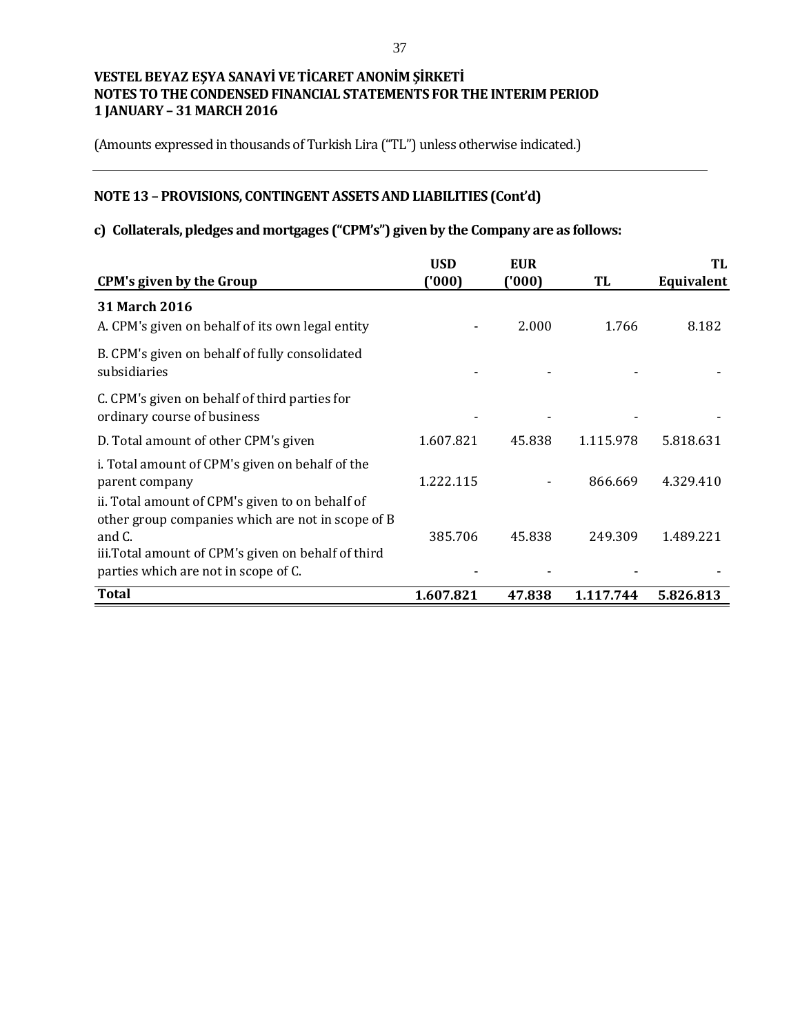**VESTEL BEYAZ EŞYA SANAYİ VE TİCARET ANONİM ŞİRKETİ**
**NOTES TO THE CONDENSED FINANCIAL STATEMENTS FOR THE INTERIM PERIOD**
**1 JANUARY – 31 MARCH 2016**

(Amounts expressed in thousands of Turkish Lira ("TL") unless otherwise indicated.)

## NOTE 13 – PROVISIONS, CONTINGENT ASSETS AND LIABILITIES (Cont'd)

### c) Collaterals, pledges and mortgages ("CPM's") given by the Company are as follows:

| CPM's given by the Group | USD ('000) | EUR ('000) | TL | TL Equivalent |
|---|---|---|---|---|
| **31 March 2016** | | | | |
| A. CPM's given on behalf of its own legal entity | - | 2.000 | 1.766 | 8.182 |
| B. CPM's given on behalf of fully consolidated subsidiaries | - | - | - | - |
| C. CPM's given on behalf of third parties for ordinary course of business | - | - | - | - |
| D. Total amount of other CPM's given | 1.607.821 | 45.838 | 1.115.978 | 5.818.631 |
| i. Total amount of CPM's given on behalf of the parent company | 1.222.115 | - | 866.669 | 4.329.410 |
| ii. Total amount of CPM's given to on behalf of other group companies which are not in scope of B and C. | 385.706 | 45.838 | 249.309 | 1.489.221 |
| iii.Total amount of CPM's given on behalf of third parties which are not in scope of C. | - | - | - | - |
| **Total** | **1.607.821** | **47.838** | **1.117.744** | **5.826.813** |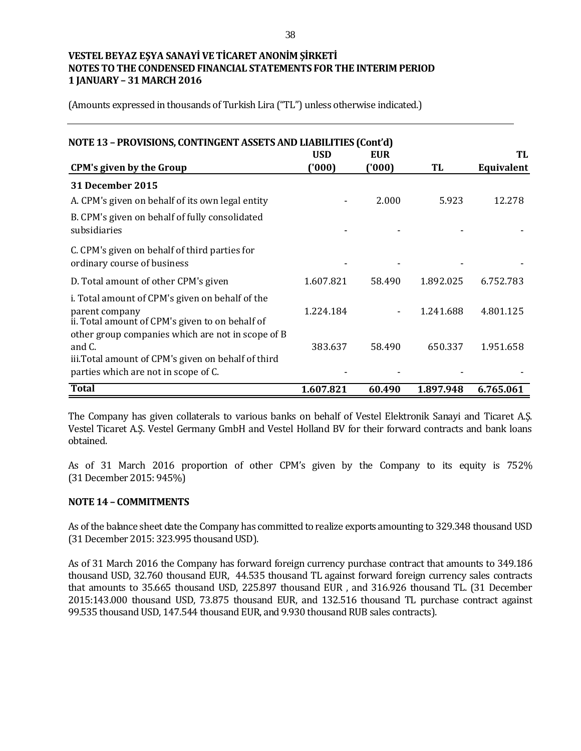(Amounts expressed in thousands of Turkish Lira ("TL") unless otherwise indicated.)

## NOTE 13 – PROVISIONS, CONTINGENT ASSETS AND LIABILITIES (Cont'd)

| CPM's given by the Group | USD ('000) | EUR ('000) | TL | TL Equivalent |
|---|---|---|---|---|
| **31 December 2015** | | | | |
| A. CPM's given on behalf of its own legal entity | - | 2.000 | 5.923 | 12.278 |
| B. CPM's given on behalf of fully consolidated subsidiaries | - | - | - | - |
| C. CPM's given on behalf of third parties for ordinary course of business | - | - | - | - |
| D. Total amount of other CPM's given | 1.607.821 | 58.490 | 1.892.025 | 6.752.783 |
| i. Total amount of CPM's given on behalf of the parent company | 1.224.184 | - | 1.241.688 | 4.801.125 |
| ii. Total amount of CPM's given to on behalf of other group companies which are not in scope of B and C. | 383.637 | 58.490 | 650.337 | 1.951.658 |
| iii.Total amount of CPM's given on behalf of third parties which are not in scope of C. | - | - | - | - |
| **Total** | **1.607.821** | **60.490** | **1.897.948** | **6.765.061** |

The Company has given collaterals to various banks on behalf of Vestel Elektronik Sanayi and Ticaret A.Ş. Vestel Ticaret A.Ş. Vestel Germany GmbH and Vestel Holland BV for their forward contracts and bank loans obtained.

As of 31 March 2016 proportion of other CPM's given by the Company to its equity is 752% (31 December 2015: 945%)

## NOTE 14 – COMMITMENTS

As of the balance sheet date the Company has committed to realize exports amounting to 329.348 thousand USD (31 December 2015: 323.995 thousand USD).

As of 31 March 2016 the Company has forward foreign currency purchase contract that amounts to 349.186 thousand USD, 32.760 thousand EUR, 44.535 thousand TL against forward foreign currency sales contracts that amounts to 35.665 thousand USD, 225.897 thousand EUR , and 316.926 thousand TL. (31 December 2015:143.000 thousand USD, 73.875 thousand EUR, and 132.516 thousand TL purchase contract against 99.535 thousand USD, 147.544 thousand EUR, and 9.930 thousand RUB sales contracts).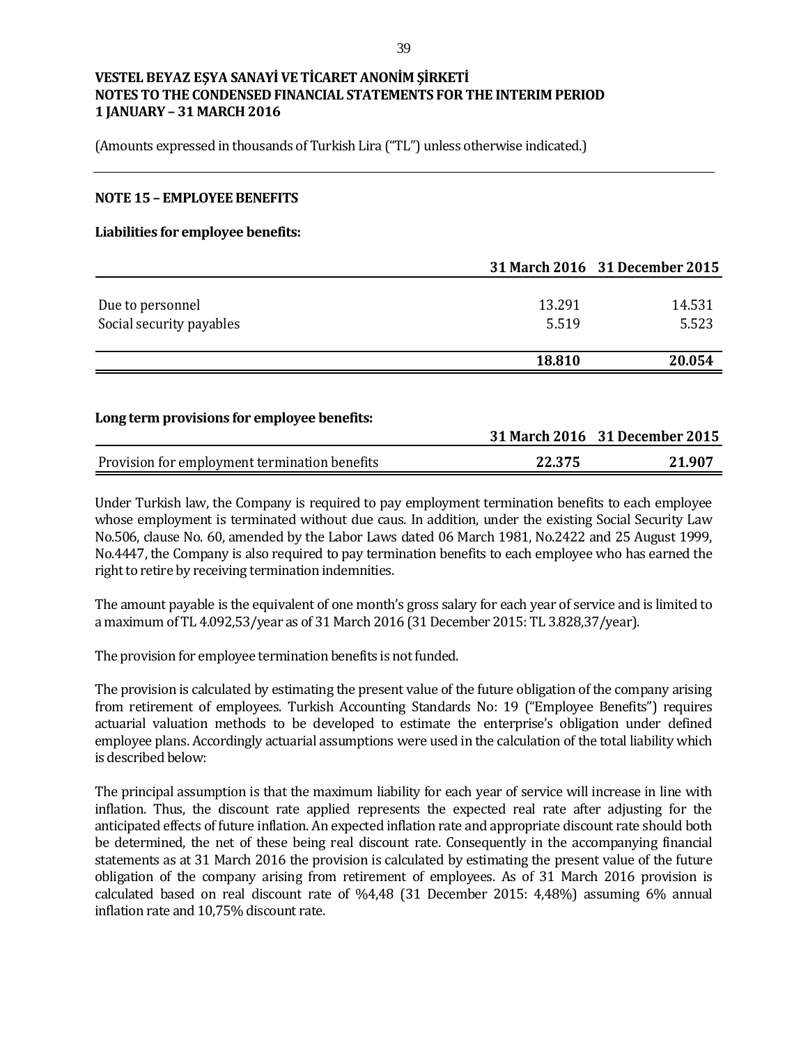**VESTEL BEYAZ EŞYA SANAYİ VE TİCARET ANONİM ŞİRKETİ**
**NOTES TO THE CONDENSED FINANCIAL STATEMENTS FOR THE INTERIM PERIOD**
**1 JANUARY – 31 MARCH 2016**

(Amounts expressed in thousands of Turkish Lira ("TL") unless otherwise indicated.)

## NOTE 15 – EMPLOYEE BENEFITS

**Liabilities for employee benefits:**

| | 31 March 2016 | 31 December 2015 |
|---|---|---|
| Due to personnel | 13.291 | 14.531 |
| Social security payables | 5.519 | 5.523 |
| | **18.810** | **20.054** |

**Long term provisions for employee benefits:**

| | 31 March 2016 | 31 December 2015 |
|---|---|---|
| Provision for employment termination benefits | **22.375** | **21.907** |

Under Turkish law, the Company is required to pay employment termination benefits to each employee whose employment is terminated without due caus. In addition, under the existing Social Security Law No.506, clause No. 60, amended by the Labor Laws dated 06 March 1981, No.2422 and 25 August 1999, No.4447, the Company is also required to pay termination benefits to each employee who has earned the right to retire by receiving termination indemnities.

The amount payable is the equivalent of one month's gross salary for each year of service and is limited to a maximum of TL 4.092,53/year as of 31 March 2016 (31 December 2015: TL 3.828,37/year).

The provision for employee termination benefits is not funded.

The provision is calculated by estimating the present value of the future obligation of the company arising from retirement of employees. Turkish Accounting Standards No: 19 ("Employee Benefits") requires actuarial valuation methods to be developed to estimate the enterprise's obligation under defined employee plans. Accordingly actuarial assumptions were used in the calculation of the total liability which is described below:

The principal assumption is that the maximum liability for each year of service will increase in line with inflation. Thus, the discount rate applied represents the expected real rate after adjusting for the anticipated effects of future inflation. An expected inflation rate and appropriate discount rate should both be determined, the net of these being real discount rate. Consequently in the accompanying financial statements as at 31 March 2016 the provision is calculated by estimating the present value of the future obligation of the company arising from retirement of employees. As of 31 March 2016 provision is calculated based on real discount rate of %4,48 (31 December 2015: 4,48%) assuming 6% annual inflation rate and 10,75% discount rate.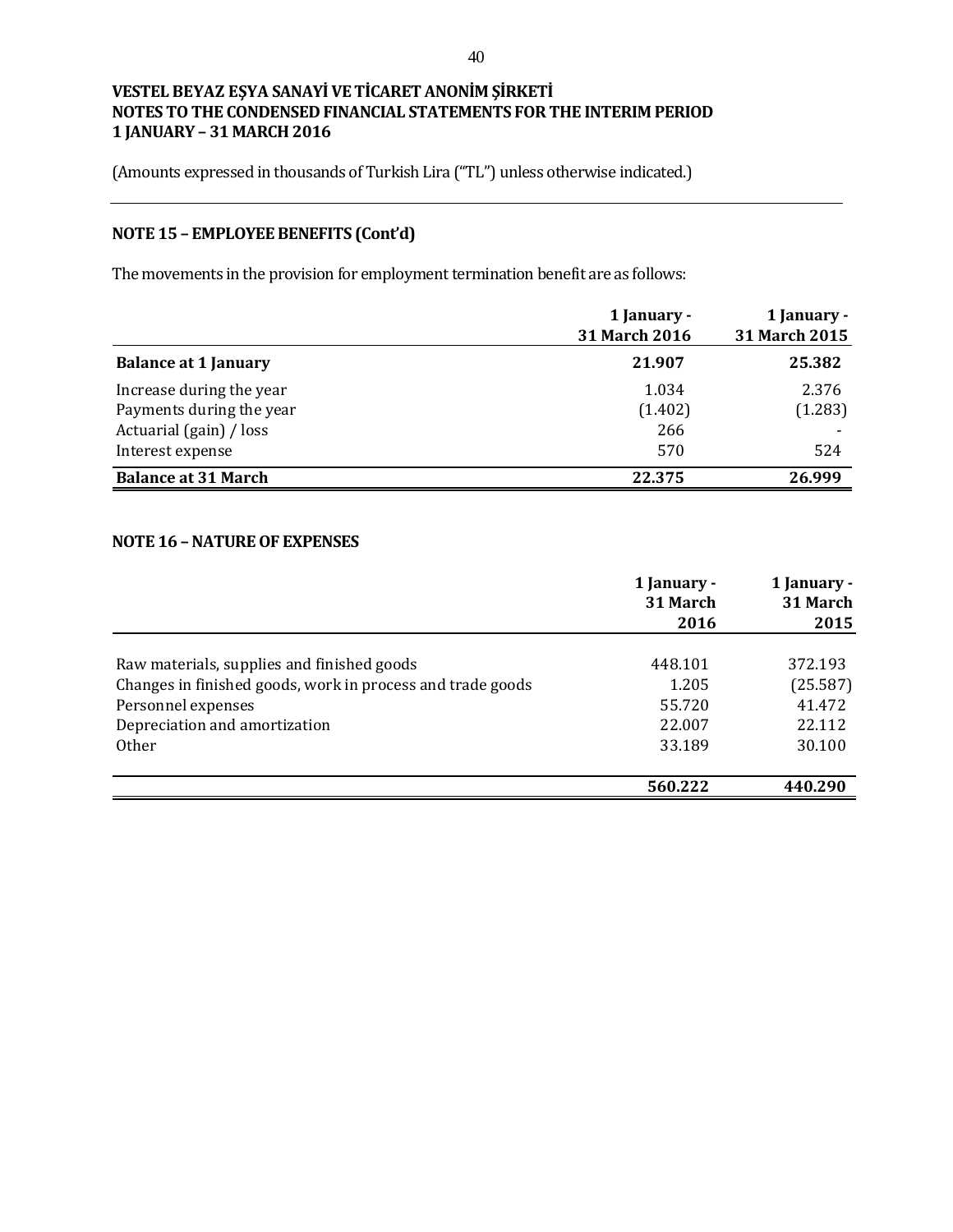VESTEL BEYAZ EŞYA SANAYİ VE TİCARET ANONİM ŞİRKETİ
NOTES TO THE CONDENSED FINANCIAL STATEMENTS FOR THE INTERIM PERIOD
1 JANUARY – 31 MARCH 2016

(Amounts expressed in thousands of Turkish Lira ("TL") unless otherwise indicated.)

## NOTE 15 – EMPLOYEE BENEFITS (Cont'd)

The movements in the provision for employment termination benefit are as follows:

| | 1 January - 31 March 2016 | 1 January - 31 March 2015 |
|---|---|---|
| **Balance at 1 January** | **21.907** | **25.382** |
| Increase during the year | 1.034 | 2.376 |
| Payments during the year | (1.402) | (1.283) |
| Actuarial (gain) / loss | 266 | - |
| Interest expense | 570 | 524 |
| **Balance at 31 March** | **22.375** | **26.999** |

## NOTE 16 – NATURE OF EXPENSES

| | 1 January - 31 March 2016 | 1 January - 31 March 2015 |
|---|---|---|
| Raw materials, supplies and finished goods | 448.101 | 372.193 |
| Changes in finished goods, work in process and trade goods | 1.205 | (25.587) |
| Personnel expenses | 55.720 | 41.472 |
| Depreciation and amortization | 22.007 | 22.112 |
| Other | 33.189 | 30.100 |
| | **560.222** | **440.290** |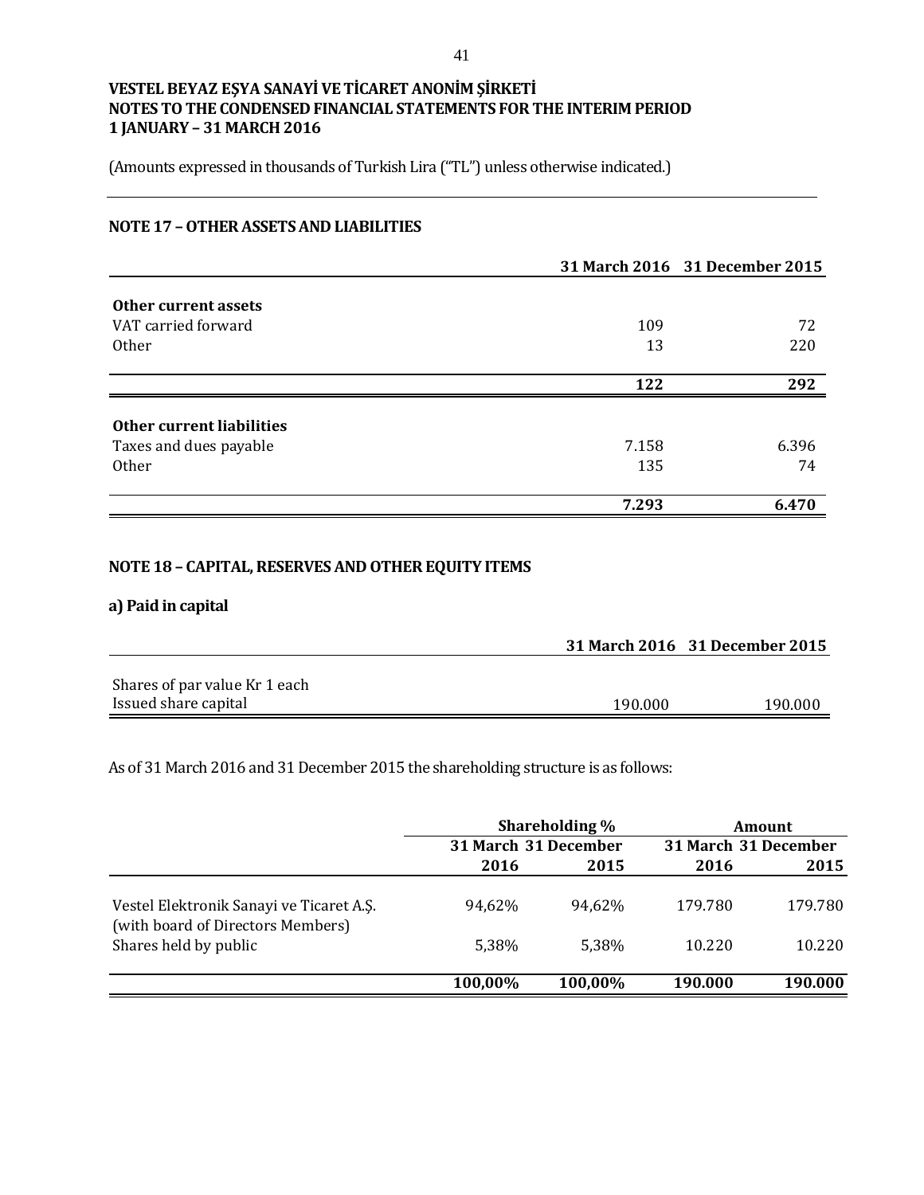# VESTEL BEYAZ EŞYA SANAYİ VE TİCARET ANONİM ŞİRKETİ
# NOTES TO THE CONDENSED FINANCIAL STATEMENTS FOR THE INTERIM PERIOD
# 1 JANUARY – 31 MARCH 2016

(Amounts expressed in thousands of Turkish Lira ("TL") unless otherwise indicated.)

## NOTE 17 – OTHER ASSETS AND LIABILITIES

| | 31 March 2016 | 31 December 2015 |
|---|---|---|
| **Other current assets** | | |
| VAT carried forward | 109 | 72 |
| Other | 13 | 220 |
| | **122** | **292** |

| | 31 March 2016 | 31 December 2015 |
|---|---|---|
| **Other current liabilities** | | |
| Taxes and dues payable | 7.158 | 6.396 |
| Other | 135 | 74 |
| | **7.293** | **6.470** |

## NOTE 18 – CAPITAL, RESERVES AND OTHER EQUITY ITEMS

### a) Paid in capital

| | 31 March 2016 | 31 December 2015 |
|---|---|---|
| Shares of par value Kr 1 each | | |
| Issued share capital | 190.000 | 190.000 |

As of 31 March 2016 and 31 December 2015 the shareholding structure is as follows:

| | Shareholding % | | Amount | |
|---|---|---|---|---|
| | 31 March 2016 | 31 December 2015 | 31 March 2016 | 31 December 2015 |
| Vestel Elektronik Sanayi ve Ticaret A.Ş. (with board of Directors Members) | 94,62% | 94,62% | 179.780 | 179.780 |
| Shares held by public | 5,38% | 5,38% | 10.220 | 10.220 |
| | **100,00%** | **100,00%** | **190.000** | **190.000** |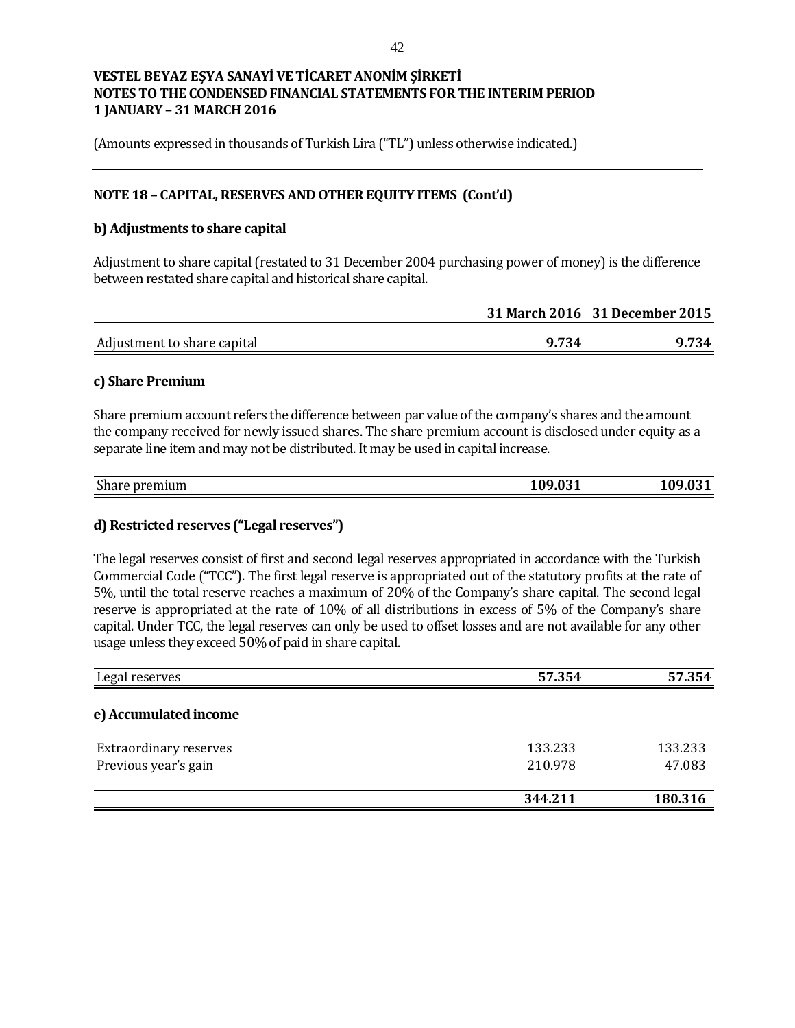# VESTEL BEYAZ EŞYA SANAYİ VE TİCARET ANONİM ŞİRKETİ
## NOTES TO THE CONDENSED FINANCIAL STATEMENTS FOR THE INTERIM PERIOD
## 1 JANUARY – 31 MARCH 2016

(Amounts expressed in thousands of Turkish Lira ("TL") unless otherwise indicated.)

### NOTE 18 – CAPITAL, RESERVES AND OTHER EQUITY ITEMS (Cont'd)

**b) Adjustments to share capital**

Adjustment to share capital (restated to 31 December 2004 purchasing power of money) is the difference between restated share capital and historical share capital.

| | 31 March 2016 | 31 December 2015 |
|---|---|---|
| Adjustment to share capital | **9.734** | **9.734** |

**c) Share Premium**

Share premium account refers the difference between par value of the company's shares and the amount the company received for newly issued shares. The share premium account is disclosed under equity as a separate line item and may not be distributed. It may be used in capital increase.

| | | |
|---|---|---|
| Share premium | **109.031** | **109.031** |

**d) Restricted reserves ("Legal reserves")**

The legal reserves consist of first and second legal reserves appropriated in accordance with the Turkish Commercial Code ("TCC"). The first legal reserve is appropriated out of the statutory profits at the rate of 5%, until the total reserve reaches a maximum of 20% of the Company's share capital. The second legal reserve is appropriated at the rate of 10% of all distributions in excess of 5% of the Company's share capital. Under TCC, the legal reserves can only be used to offset losses and are not available for any other usage unless they exceed 50% of paid in share capital.

| | | |
|---|---|---|
| Legal reserves | **57.354** | **57.354** |

**e) Accumulated income**

| | | |
|---|---|---|
| Extraordinary reserves | 133.233 | 133.233 |
| Previous year's gain | 210.978 | 47.083 |
| | **344.211** | **180.316** |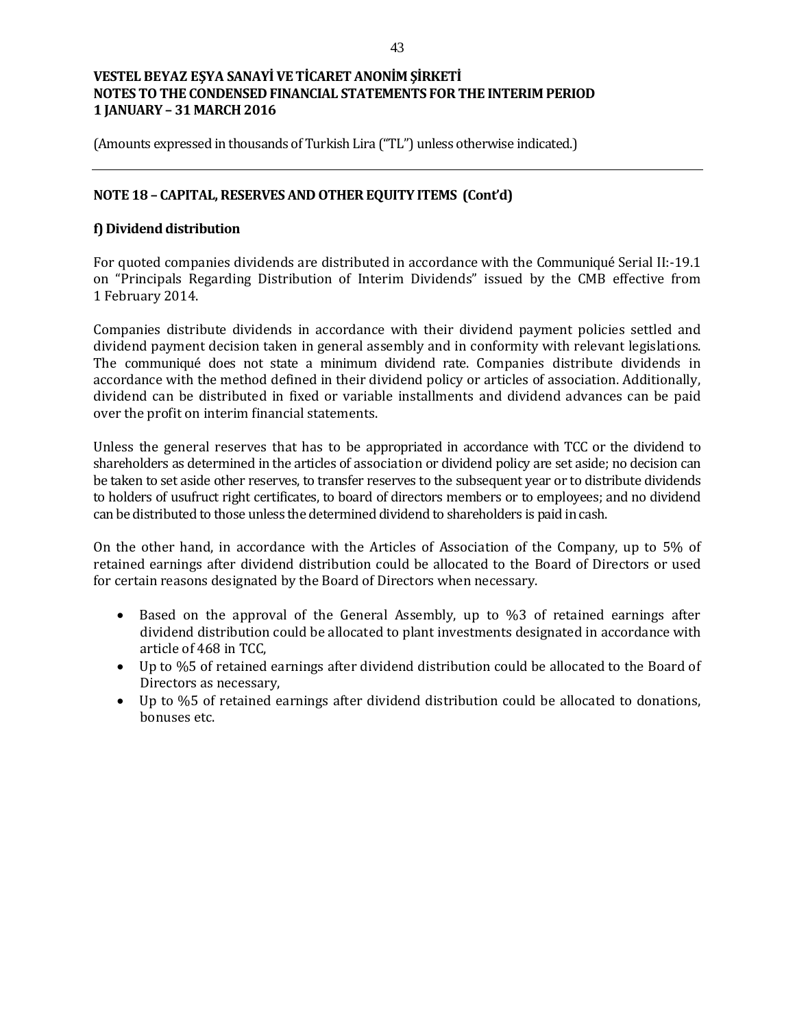(Amounts expressed in thousands of Turkish Lira ("TL") unless otherwise indicated.)

## NOTE 18 – CAPITAL, RESERVES AND OTHER EQUITY ITEMS (Cont'd)

### f) Dividend distribution

For quoted companies dividends are distributed in accordance with the Communiqué Serial II:-19.1 on "Principals Regarding Distribution of Interim Dividends" issued by the CMB effective from 1 February 2014.

Companies distribute dividends in accordance with their dividend payment policies settled and dividend payment decision taken in general assembly and in conformity with relevant legislations. The communiqué does not state a minimum dividend rate. Companies distribute dividends in accordance with the method defined in their dividend policy or articles of association. Additionally, dividend can be distributed in fixed or variable installments and dividend advances can be paid over the profit on interim financial statements.

Unless the general reserves that has to be appropriated in accordance with TCC or the dividend to shareholders as determined in the articles of association or dividend policy are set aside; no decision can be taken to set aside other reserves, to transfer reserves to the subsequent year or to distribute dividends to holders of usufruct right certificates, to board of directors members or to employees; and no dividend can be distributed to those unless the determined dividend to shareholders is paid in cash.

On the other hand, in accordance with the Articles of Association of the Company, up to 5% of retained earnings after dividend distribution could be allocated to the Board of Directors or used for certain reasons designated by the Board of Directors when necessary.

- Based on the approval of the General Assembly, up to %3 of retained earnings after dividend distribution could be allocated to plant investments designated in accordance with article of 468 in TCC,
- Up to %5 of retained earnings after dividend distribution could be allocated to the Board of Directors as necessary,
- Up to %5 of retained earnings after dividend distribution could be allocated to donations, bonuses etc.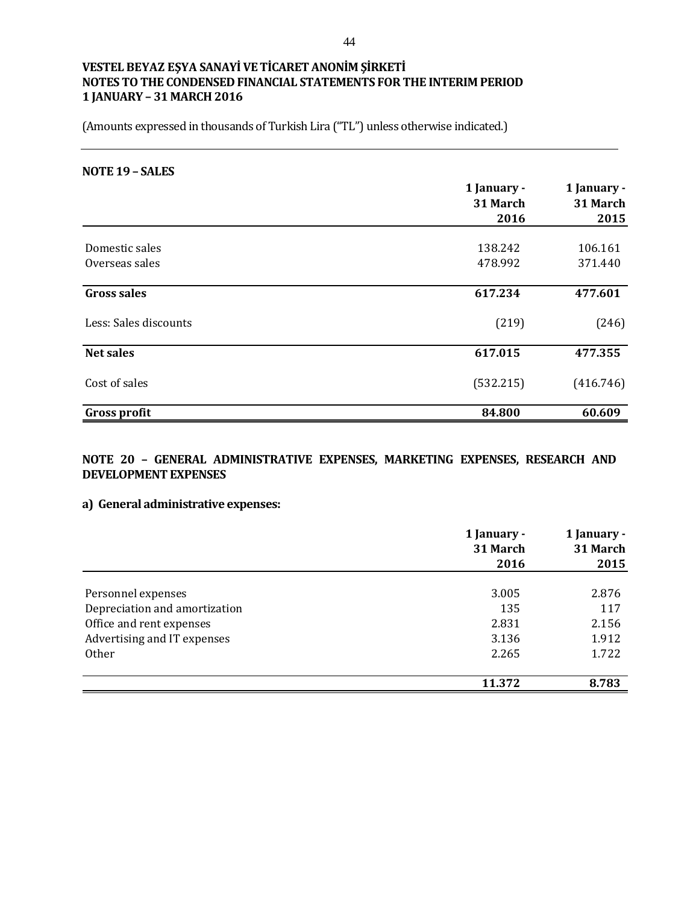**VESTEL BEYAZ EŞYA SANAYİ VE TİCARET ANONİM ŞİRKETİ**
**NOTES TO THE CONDENSED FINANCIAL STATEMENTS FOR THE INTERIM PERIOD**
**1 JANUARY – 31 MARCH 2016**

(Amounts expressed in thousands of Turkish Lira ("TL") unless otherwise indicated.)

## NOTE 19 – SALES

| | 1 January - 31 March 2016 | 1 January - 31 March 2015 |
|---|---|---|
| Domestic sales | 138.242 | 106.161 |
| Overseas sales | 478.992 | 371.440 |
| **Gross sales** | **617.234** | **477.601** |
| Less: Sales discounts | (219) | (246) |
| **Net sales** | **617.015** | **477.355** |
| Cost of sales | (532.215) | (416.746) |
| **Gross profit** | **84.800** | **60.609** |

## NOTE 20 – GENERAL ADMINISTRATIVE EXPENSES, MARKETING EXPENSES, RESEARCH AND DEVELOPMENT EXPENSES

### a) General administrative expenses:

| | 1 January - 31 March 2016 | 1 January - 31 March 2015 |
|---|---|---|
| Personnel expenses | 3.005 | 2.876 |
| Depreciation and amortization | 135 | 117 |
| Office and rent expenses | 2.831 | 2.156 |
| Advertising and IT expenses | 3.136 | 1.912 |
| Other | 2.265 | 1.722 |
| | **11.372** | **8.783** |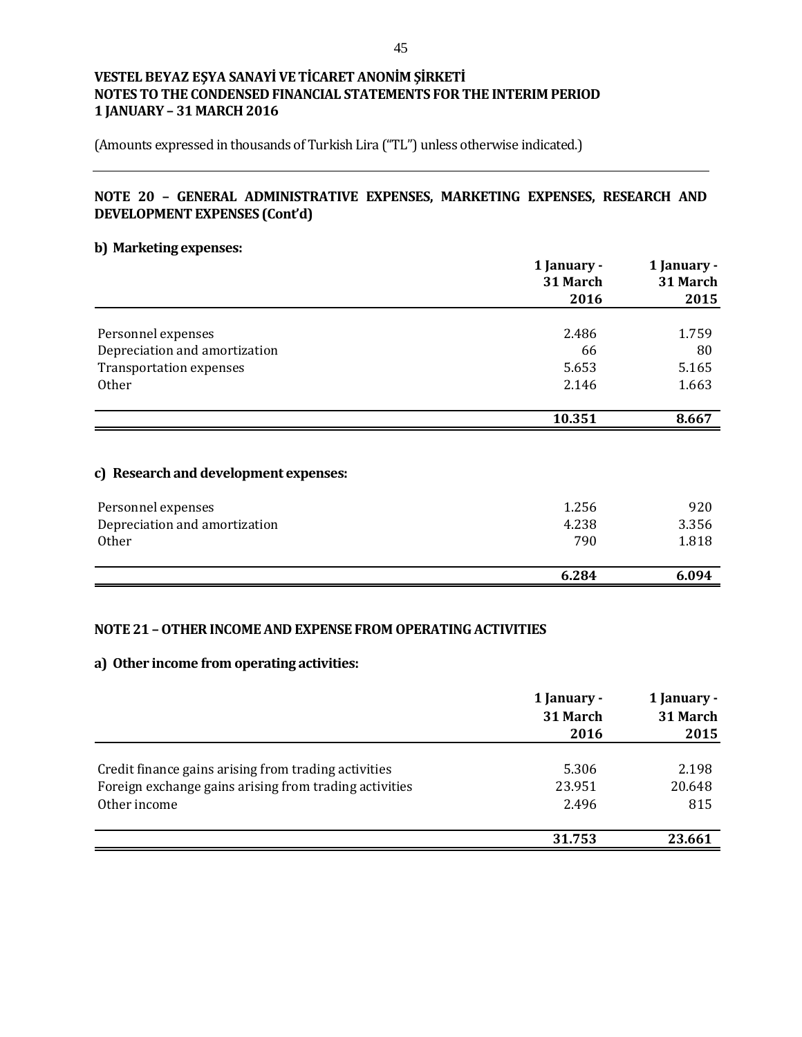**VESTEL BEYAZ EŞYA SANAYİ VE TİCARET ANONİM ŞİRKETİ**
**NOTES TO THE CONDENSED FINANCIAL STATEMENTS FOR THE INTERIM PERIOD**
**1 JANUARY – 31 MARCH 2016**

(Amounts expressed in thousands of Turkish Lira ("TL") unless otherwise indicated.)

## NOTE 20 – GENERAL ADMINISTRATIVE EXPENSES, MARKETING EXPENSES, RESEARCH AND DEVELOPMENT EXPENSES (Cont'd)

### b) Marketing expenses:

| | 1 January - 31 March 2016 | 1 January - 31 March 2015 |
|---|---|---|
| Personnel expenses | 2.486 | 1.759 |
| Depreciation and amortization | 66 | 80 |
| Transportation expenses | 5.653 | 5.165 |
| Other | 2.146 | 1.663 |
| | **10.351** | **8.667** |

### c) Research and development expenses:

| | 1 January - 31 March 2016 | 1 January - 31 March 2015 |
|---|---|---|
| Personnel expenses | 1.256 | 920 |
| Depreciation and amortization | 4.238 | 3.356 |
| Other | 790 | 1.818 |
| | **6.284** | **6.094** |

## NOTE 21 – OTHER INCOME AND EXPENSE FROM OPERATING ACTIVITIES

### a) Other income from operating activities:

| | 1 January - 31 March 2016 | 1 January - 31 March 2015 |
|---|---|---|
| Credit finance gains arising from trading activities | 5.306 | 2.198 |
| Foreign exchange gains arising from trading activities | 23.951 | 20.648 |
| Other income | 2.496 | 815 |
| | **31.753** | **23.661** |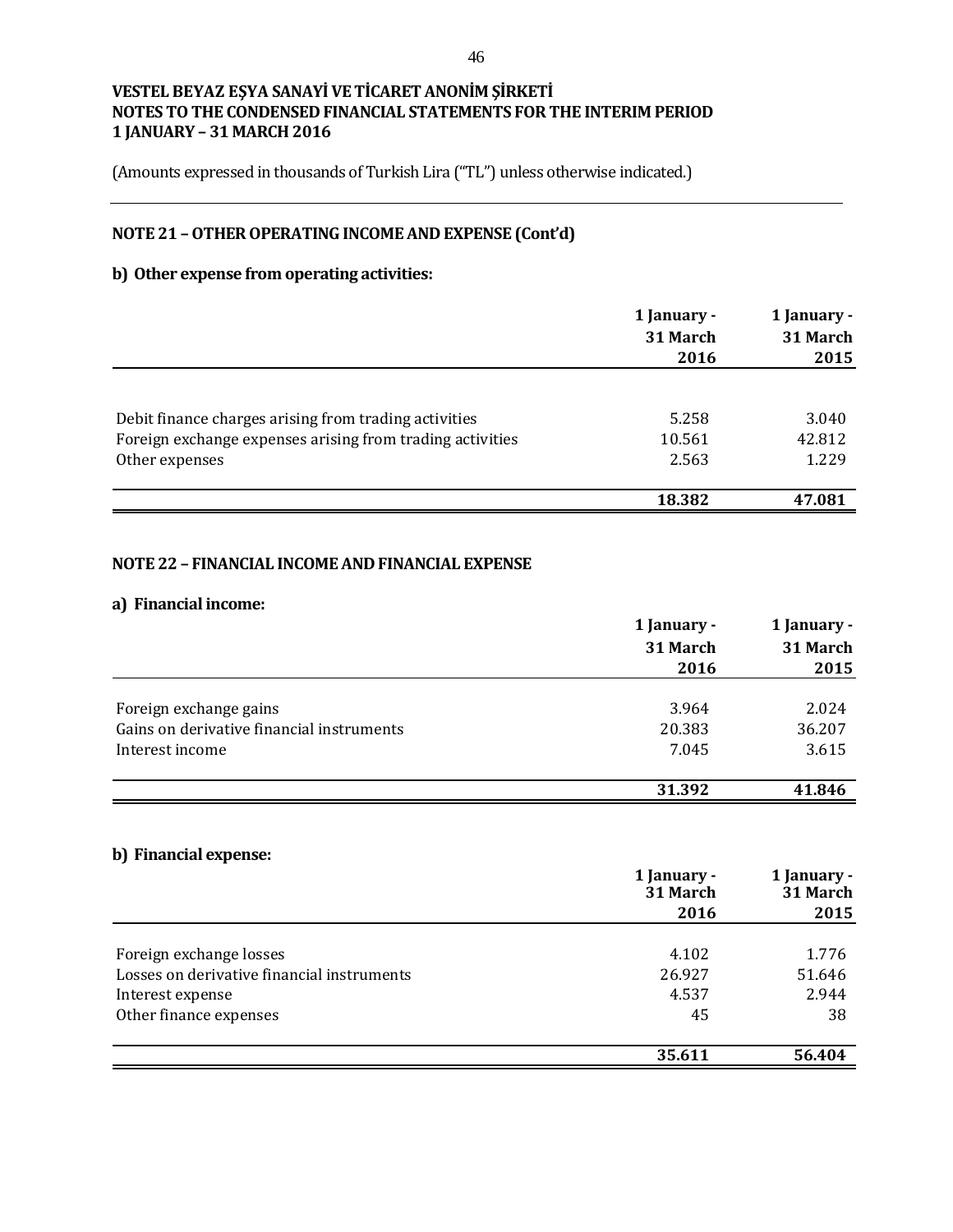**VESTEL BEYAZ EŞYA SANAYİ VE TİCARET ANONİM ŞİRKETİ**
**NOTES TO THE CONDENSED FINANCIAL STATEMENTS FOR THE INTERIM PERIOD**
**1 JANUARY – 31 MARCH 2016**

(Amounts expressed in thousands of Turkish Lira ("TL") unless otherwise indicated.)

## NOTE 21 – OTHER OPERATING INCOME AND EXPENSE (Cont'd)

### b) Other expense from operating activities:

| | 1 January - 31 March 2016 | 1 January - 31 March 2015 |
|---|---|---|
| Debit finance charges arising from trading activities | 5.258 | 3.040 |
| Foreign exchange expenses arising from trading activities | 10.561 | 42.812 |
| Other expenses | 2.563 | 1.229 |
| | **18.382** | **47.081** |

## NOTE 22 – FINANCIAL INCOME AND FINANCIAL EXPENSE

### a) Financial income:

| | 1 January - 31 March 2016 | 1 January - 31 March 2015 |
|---|---|---|
| Foreign exchange gains | 3.964 | 2.024 |
| Gains on derivative financial instruments | 20.383 | 36.207 |
| Interest income | 7.045 | 3.615 |
| | **31.392** | **41.846** |

### b) Financial expense:

| | 1 January - 31 March 2016 | 1 January - 31 March 2015 |
|---|---|---|
| Foreign exchange losses | 4.102 | 1.776 |
| Losses on derivative financial instruments | 26.927 | 51.646 |
| Interest expense | 4.537 | 2.944 |
| Other finance expenses | 45 | 38 |
| | **35.611** | **56.404** |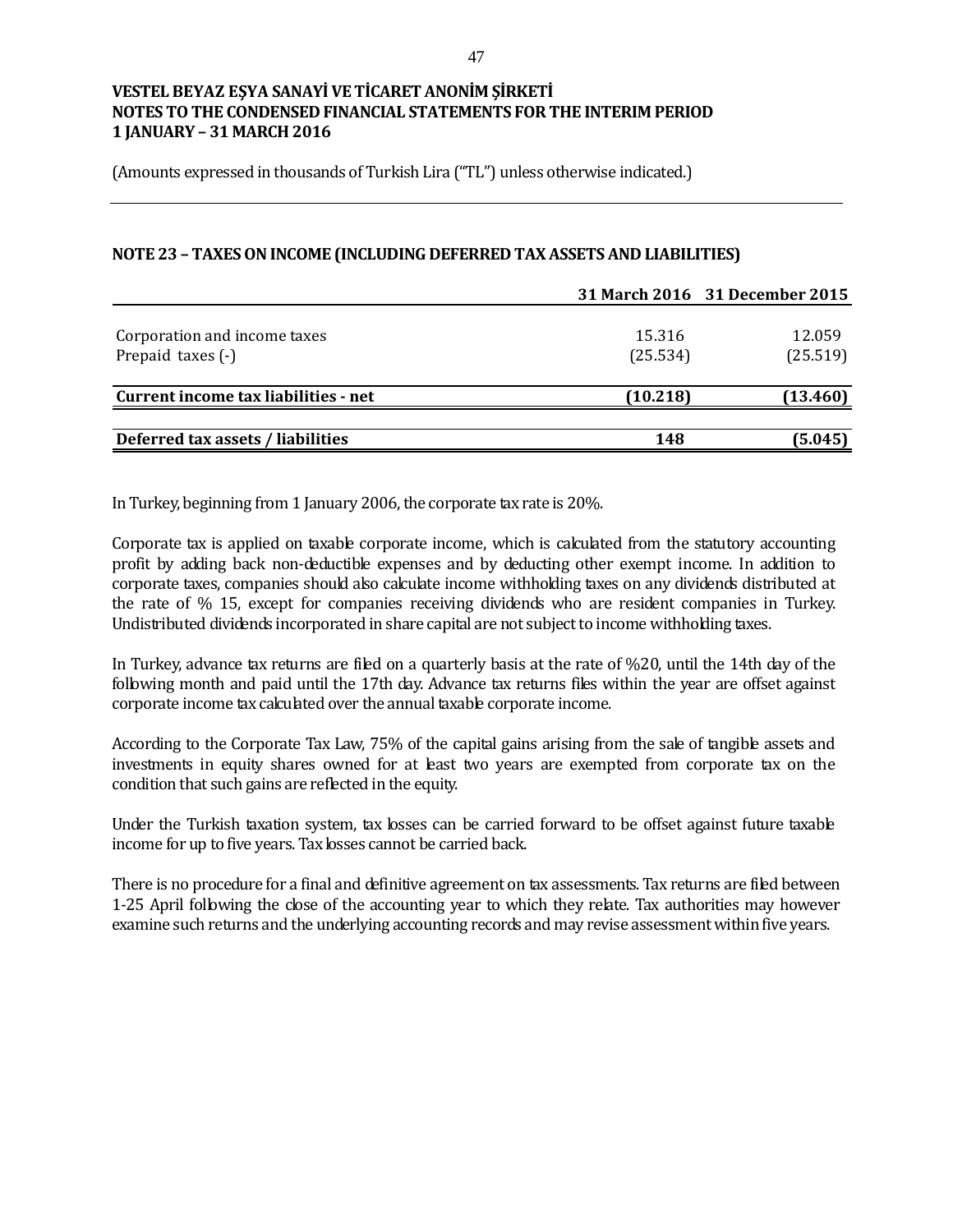**VESTEL BEYAZ EŞYA SANAYİ VE TİCARET ANONİM ŞİRKETİ**
**NOTES TO THE CONDENSED FINANCIAL STATEMENTS FOR THE INTERIM PERIOD**
**1 JANUARY – 31 MARCH 2016**

(Amounts expressed in thousands of Turkish Lira ("TL") unless otherwise indicated.)

## NOTE 23 – TAXES ON INCOME (INCLUDING DEFERRED TAX ASSETS AND LIABILITIES)

| | 31 March 2016 | 31 December 2015 |
|---|---|---|
| Corporation and income taxes | 15.316 | 12.059 |
| Prepaid taxes (-) | (25.534) | (25.519) |
| **Current income tax liabilities - net** | **(10.218)** | **(13.460)** |
| **Deferred tax assets / liabilities** | **148** | **(5.045)** |

In Turkey, beginning from 1 January 2006, the corporate tax rate is 20%.

Corporate tax is applied on taxable corporate income, which is calculated from the statutory accounting profit by adding back non-deductible expenses and by deducting other exempt income. In addition to corporate taxes, companies should also calculate income withholding taxes on any dividends distributed at the rate of % 15, except for companies receiving dividends who are resident companies in Turkey. Undistributed dividends incorporated in share capital are not subject to income withholding taxes.

In Turkey, advance tax returns are filed on a quarterly basis at the rate of %20, until the 14th day of the following month and paid until the 17th day. Advance tax returns files within the year are offset against corporate income tax calculated over the annual taxable corporate income.

According to the Corporate Tax Law, 75% of the capital gains arising from the sale of tangible assets and investments in equity shares owned for at least two years are exempted from corporate tax on the condition that such gains are reflected in the equity.

Under the Turkish taxation system, tax losses can be carried forward to be offset against future taxable income for up to five years. Tax losses cannot be carried back.

There is no procedure for a final and definitive agreement on tax assessments. Tax returns are filed between 1-25 April following the close of the accounting year to which they relate. Tax authorities may however examine such returns and the underlying accounting records and may revise assessment within five years.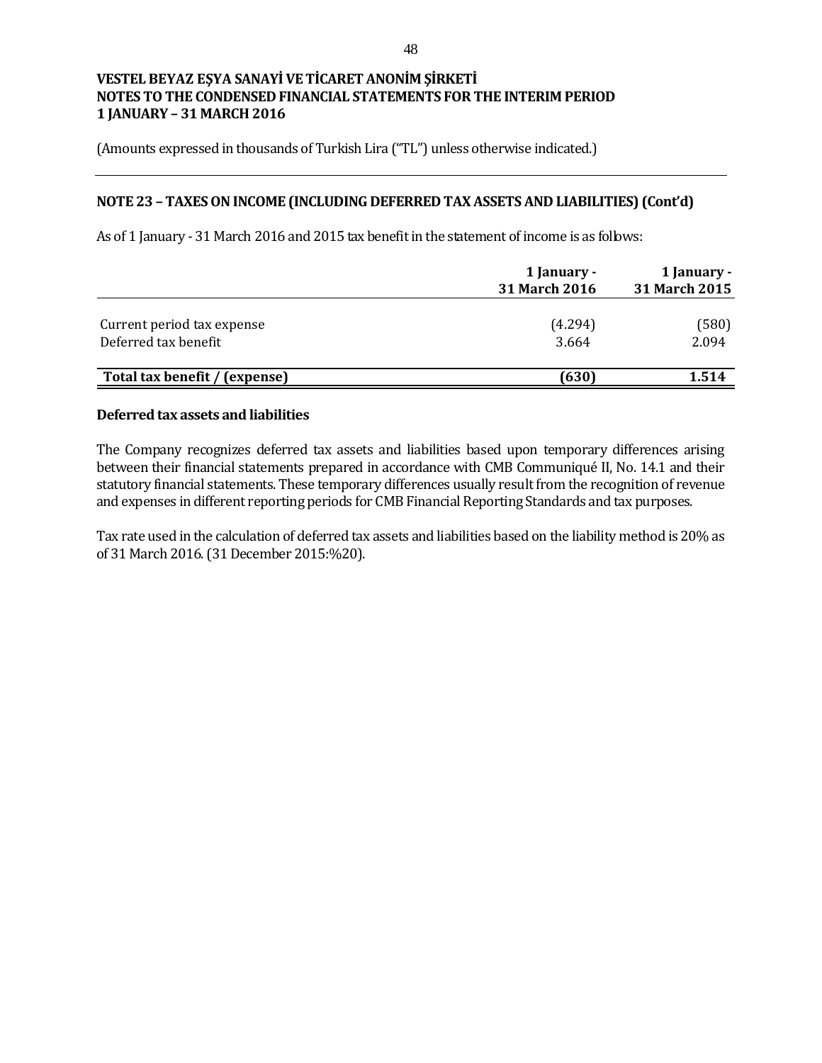**VESTEL BEYAZ EŞYA SANAYİ VE TİCARET ANONİM ŞİRKETİ**
**NOTES TO THE CONDENSED FINANCIAL STATEMENTS FOR THE INTERIM PERIOD**
**1 JANUARY – 31 MARCH 2016**

(Amounts expressed in thousands of Turkish Lira ("TL") unless otherwise indicated.)

## NOTE 23 – TAXES ON INCOME (INCLUDING DEFERRED TAX ASSETS AND LIABILITIES) (Cont'd)

As of 1 January - 31 March 2016 and 2015 tax benefit in the statement of income is as follows:

| | 1 January - 31 March 2016 | 1 January - 31 March 2015 |
|---|---|---|
| Current period tax expense | (4.294) | (580) |
| Deferred tax benefit | 3.664 | 2.094 |
| **Total tax benefit / (expense)** | **(630)** | **1.514** |

### Deferred tax assets and liabilities

The Company recognizes deferred tax assets and liabilities based upon temporary differences arising between their financial statements prepared in accordance with CMB Communiqué II, No. 14.1 and their statutory financial statements. These temporary differences usually result from the recognition of revenue and expenses in different reporting periods for CMB Financial Reporting Standards and tax purposes.

Tax rate used in the calculation of deferred tax assets and liabilities based on the liability method is 20% as of 31 March 2016. (31 December 2015:%20).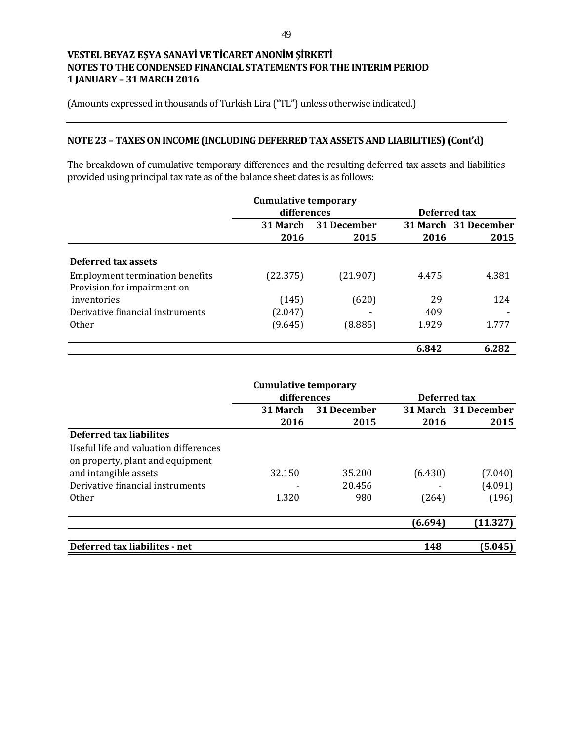**VESTEL BEYAZ EŞYA SANAYİ VE TİCARET ANONİM ŞİRKETİ**
**NOTES TO THE CONDENSED FINANCIAL STATEMENTS FOR THE INTERIM PERIOD**
**1 JANUARY – 31 MARCH 2016**

(Amounts expressed in thousands of Turkish Lira ("TL") unless otherwise indicated.)

## NOTE 23 – TAXES ON INCOME (INCLUDING DEFERRED TAX ASSETS AND LIABILITIES) (Cont'd)

The breakdown of cumulative temporary differences and the resulting deferred tax assets and liabilities provided using principal tax rate as of the balance sheet dates is as follows:

| | Cumulative temporary differences | | Deferred tax | |
|---|---|---|---|---|
| | 31 March 2016 | 31 December 2015 | 31 March 2016 | 31 December 2015 |
| **Deferred tax assets** | | | | |
| Employment termination benefits | (22.375) | (21.907) | 4.475 | 4.381 |
| Provision for impairment on inventories | (145) | (620) | 29 | 124 |
| Derivative financial instruments | (2.047) | - | 409 | - |
| Other | (9.645) | (8.885) | 1.929 | 1.777 |
| | | | **6.842** | **6.282** |

| | Cumulative temporary differences | | Deferred tax | |
|---|---|---|---|---|
| | 31 March 2016 | 31 December 2015 | 31 March 2016 | 31 December 2015 |
| **Deferred tax liabilites** | | | | |
| Useful life and valuation differences on property, plant and equipment and intangible assets | 32.150 | 35.200 | (6.430) | (7.040) |
| Derivative financial instruments | - | 20.456 | - | (4.091) |
| Other | 1.320 | 980 | (264) | (196) |
| | | | **(6.694)** | **(11.327)** |
| **Deferred tax liabilites - net** | | | **148** | **(5.045)** |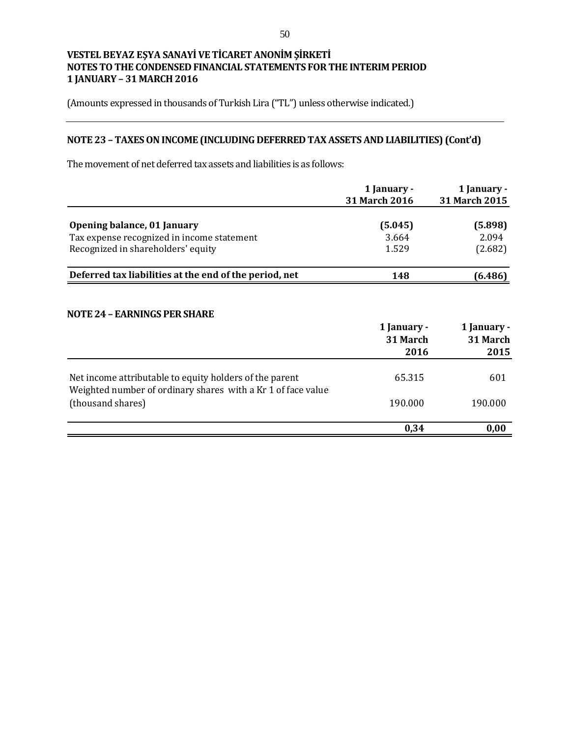**VESTEL BEYAZ EŞYA SANAYİ VE TİCARET ANONİM ŞİRKETİ**
**NOTES TO THE CONDENSED FINANCIAL STATEMENTS FOR THE INTERIM PERIOD**
**1 JANUARY – 31 MARCH 2016**

(Amounts expressed in thousands of Turkish Lira ("TL") unless otherwise indicated.)

---

## NOTE 23 – TAXES ON INCOME (INCLUDING DEFERRED TAX ASSETS AND LIABILITIES) (Cont'd)

The movement of net deferred tax assets and liabilities is as follows:

| | 1 January - 31 March 2016 | 1 January - 31 March 2015 |
|---|---|---|
| **Opening balance, 01 January** | **(5.045)** | **(5.898)** |
| Tax expense recognized in income statement | 3.664 | 2.094 |
| Recognized in shareholders' equity | 1.529 | (2.682) |
| **Deferred tax liabilities at the end of the period, net** | **148** | **(6.486)** |

## NOTE 24 – EARNINGS PER SHARE

| | 1 January - 31 March 2016 | 1 January - 31 March 2015 |
|---|---|---|
| Net income attributable to equity holders of the parent | 65.315 | 601 |
| Weighted number of ordinary shares with a Kr 1 of face value (thousand shares) | 190.000 | 190.000 |
| | **0,34** | **0,00** |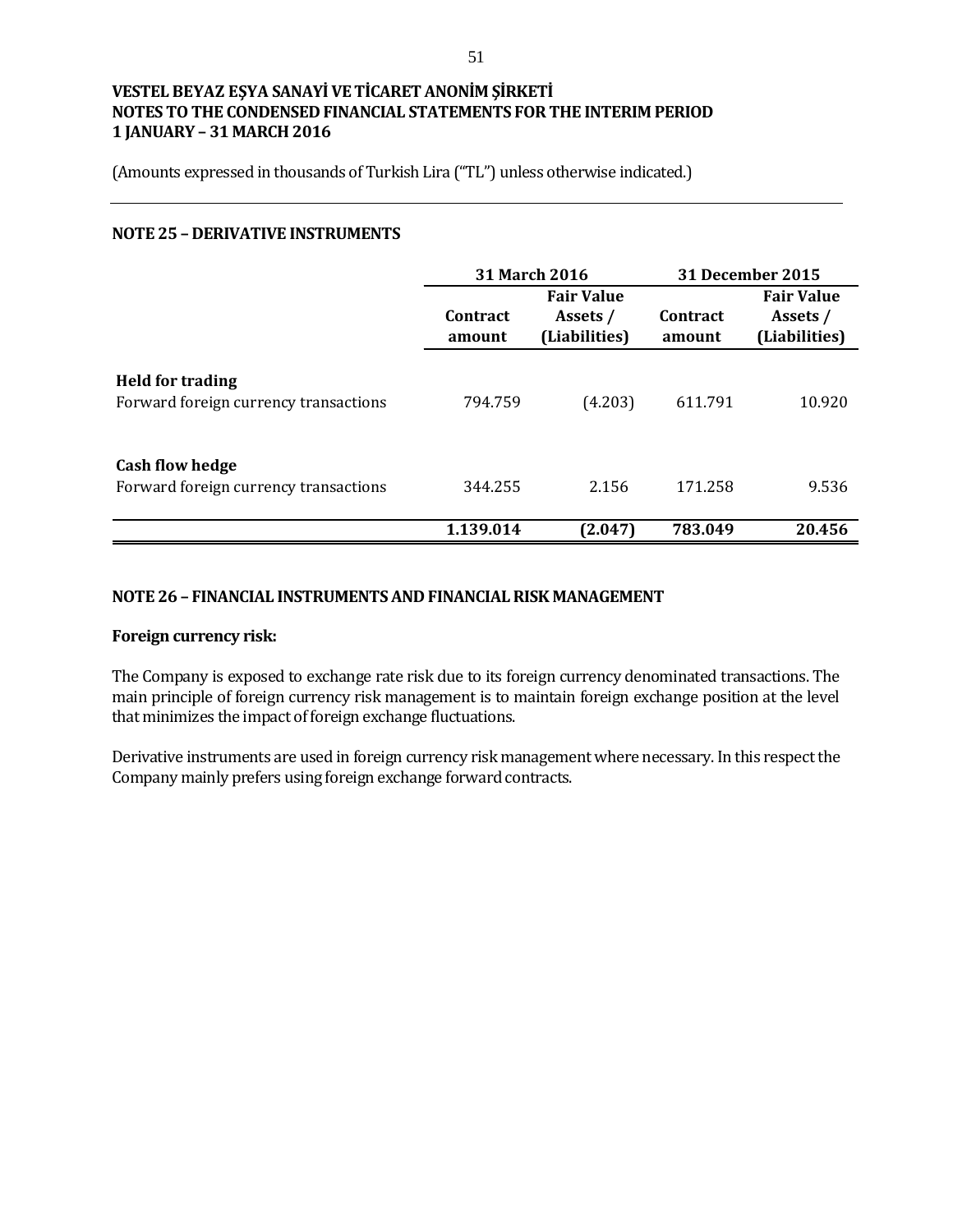**VESTEL BEYAZ EŞYA SANAYİ VE TİCARET ANONİM ŞİRKETİ**
**NOTES TO THE CONDENSED FINANCIAL STATEMENTS FOR THE INTERIM PERIOD**
**1 JANUARY – 31 MARCH 2016**

(Amounts expressed in thousands of Turkish Lira ("TL") unless otherwise indicated.)

## NOTE 25 – DERIVATIVE INSTRUMENTS

| | **31 March 2016** | | **31 December 2015** | |
|---|---|---|---|---|
| | **Contract amount** | **Fair Value Assets / (Liabilities)** | **Contract amount** | **Fair Value Assets / (Liabilities)** |
| **Held for trading** | | | | |
| Forward foreign currency transactions | 794.759 | (4.203) | 611.791 | 10.920 |
| **Cash flow hedge** | | | | |
| Forward foreign currency transactions | 344.255 | 2.156 | 171.258 | 9.536 |
| | **1.139.014** | **(2.047)** | **783.049** | **20.456** |

## NOTE 26 – FINANCIAL INSTRUMENTS AND FINANCIAL RISK MANAGEMENT

**Foreign currency risk:**

The Company is exposed to exchange rate risk due to its foreign currency denominated transactions. The main principle of foreign currency risk management is to maintain foreign exchange position at the level that minimizes the impact of foreign exchange fluctuations.

Derivative instruments are used in foreign currency risk management where necessary. In this respect the Company mainly prefers using foreign exchange forward contracts.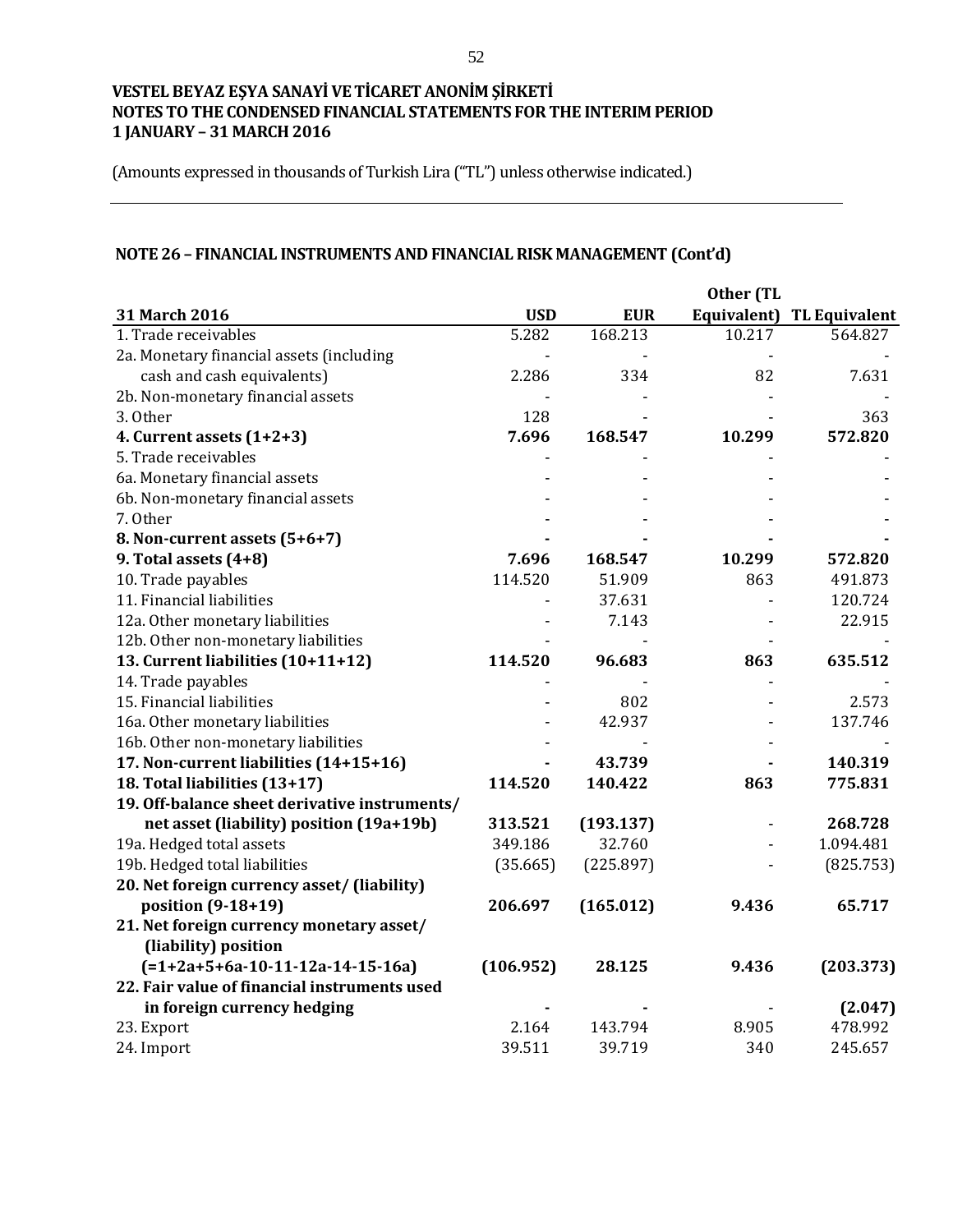**VESTEL BEYAZ EŞYA SANAYİ VE TİCARET ANONİM ŞİRKETİ**
**NOTES TO THE CONDENSED FINANCIAL STATEMENTS FOR THE INTERIM PERIOD**
**1 JANUARY – 31 MARCH 2016**

(Amounts expressed in thousands of Turkish Lira ("TL") unless otherwise indicated.)

## NOTE 26 – FINANCIAL INSTRUMENTS AND FINANCIAL RISK MANAGEMENT (Cont'd)

| 31 March 2016 | USD | EUR | Other (TL Equivalent) | TL Equivalent |
|---|---|---|---|---|
| 1. Trade receivables | 5.282 | 168.213 | 10.217 | 564.827 |
| 2a. Monetary financial assets (including cash and cash equivalents) | 2.286 | 334 | 82 | 7.631 |
| 2b. Non-monetary financial assets | - | - | - | - |
| 3. Other | 128 | - | - | 363 |
| **4. Current assets (1+2+3)** | **7.696** | **168.547** | **10.299** | **572.820** |
| 5. Trade receivables | - | - | - | - |
| 6a. Monetary financial assets | - | - | - | - |
| 6b. Non-monetary financial assets | - | - | - | - |
| 7. Other | - | - | - | - |
| **8. Non-current assets (5+6+7)** | **-** | **-** | **-** | **-** |
| **9. Total assets (4+8)** | **7.696** | **168.547** | **10.299** | **572.820** |
| 10. Trade payables | 114.520 | 51.909 | 863 | 491.873 |
| 11. Financial liabilities | - | 37.631 | - | 120.724 |
| 12a. Other monetary liabilities | - | 7.143 | - | 22.915 |
| 12b. Other non-monetary liabilities | - | - | - | - |
| **13. Current liabilities (10+11+12)** | **114.520** | **96.683** | **863** | **635.512** |
| 14. Trade payables | - | - | - | - |
| 15. Financial liabilities | - | 802 | - | 2.573 |
| 16a. Other monetary liabilities | - | 42.937 | - | 137.746 |
| 16b. Other non-monetary liabilities | - | - | - | - |
| **17. Non-current liabilities (14+15+16)** | **-** | **43.739** | **-** | **140.319** |
| **18. Total liabilities (13+17)** | **114.520** | **140.422** | **863** | **775.831** |
| **19. Off-balance sheet derivative instruments/ net asset (liability) position (19a+19b)** | **313.521** | **(193.137)** | - | **268.728** |
| 19a. Hedged total assets | 349.186 | 32.760 | - | 1.094.481 |
| 19b. Hedged total liabilities | (35.665) | (225.897) | - | (825.753) |
| **20. Net foreign currency asset/ (liability) position (9-18+19)** | **206.697** | **(165.012)** | **9.436** | **65.717** |
| **21. Net foreign currency monetary asset/ (liability) position (=1+2a+5+6a-10-11-12a-14-15-16a)** | **(106.952)** | **28.125** | **9.436** | **(203.373)** |
| **22. Fair value of financial instruments used in foreign currency hedging** | **-** | **-** | - | **(2.047)** |
| 23. Export | 2.164 | 143.794 | 8.905 | 478.992 |
| 24. Import | 39.511 | 39.719 | 340 | 245.657 |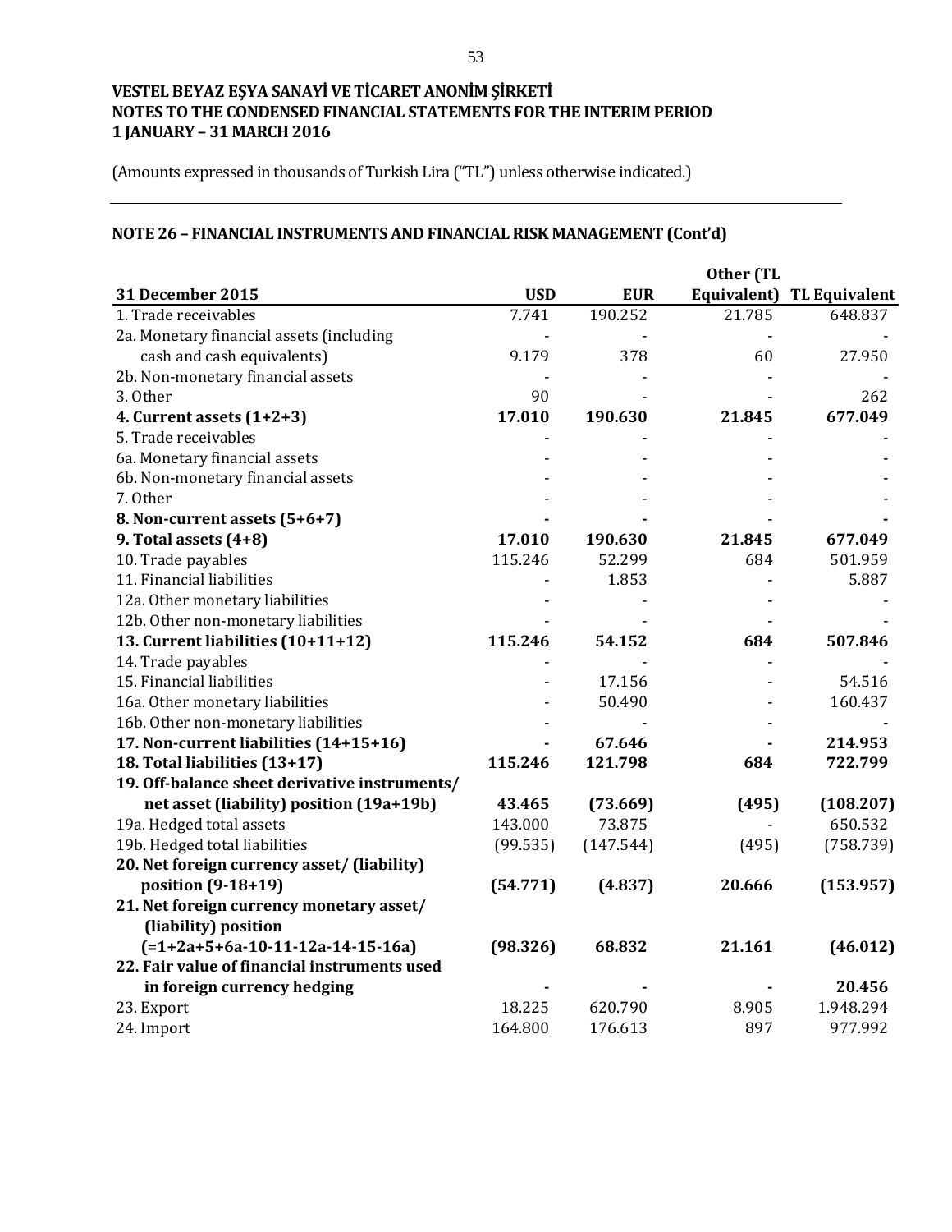**VESTEL BEYAZ EŞYA SANAYİ VE TİCARET ANONİM ŞİRKETİ**
**NOTES TO THE CONDENSED FINANCIAL STATEMENTS FOR THE INTERIM PERIOD**
**1 JANUARY – 31 MARCH 2016**

(Amounts expressed in thousands of Turkish Lira (“TL”) unless otherwise indicated.)

## NOTE 26 – FINANCIAL INSTRUMENTS AND FINANCIAL RISK MANAGEMENT (Cont’d)

| 31 December 2015 | USD | EUR | Other (TL Equivalent) | TL Equivalent |
|---|---|---|---|---|
| 1. Trade receivables | 7.741 | 190.252 | 21.785 | 648.837 |
| 2a. Monetary financial assets (including cash and cash equivalents) | 9.179 | 378 | 60 | 27.950 |
| 2b. Non-monetary financial assets | - | - | - | - |
| 3. Other | 90 | - | - | 262 |
| **4. Current assets (1+2+3)** | **17.010** | **190.630** | **21.845** | **677.049** |
| 5. Trade receivables | - | - | - | - |
| 6a. Monetary financial assets | - | - | - | - |
| 6b. Non-monetary financial assets | - | - | - | - |
| 7. Other | - | - | - | - |
| **8. Non-current assets (5+6+7)** | **-** | **-** | **-** | **-** |
| **9. Total assets (4+8)** | **17.010** | **190.630** | **21.845** | **677.049** |
| 10. Trade payables | 115.246 | 52.299 | 684 | 501.959 |
| 11. Financial liabilities | - | 1.853 | - | 5.887 |
| 12a. Other monetary liabilities | - | - | - | - |
| 12b. Other non-monetary liabilities | - | - | - | - |
| **13. Current liabilities (10+11+12)** | **115.246** | **54.152** | **684** | **507.846** |
| 14. Trade payables | - | - | - | - |
| 15. Financial liabilities | - | 17.156 | - | 54.516 |
| 16a. Other monetary liabilities | - | 50.490 | - | 160.437 |
| 16b. Other non-monetary liabilities | - | - | - | - |
| **17. Non-current liabilities (14+15+16)** | **-** | **67.646** | **-** | **214.953** |
| **18. Total liabilities (13+17)** | **115.246** | **121.798** | **684** | **722.799** |
| **19. Off-balance sheet derivative instruments/ net asset (liability) position (19a+19b)** | **43.465** | **(73.669)** | **(495)** | **(108.207)** |
| 19a. Hedged total assets | 143.000 | 73.875 | - | 650.532 |
| 19b. Hedged total liabilities | (99.535) | (147.544) | (495) | (758.739) |
| **20. Net foreign currency asset/ (liability) position (9-18+19)** | **(54.771)** | **(4.837)** | **20.666** | **(153.957)** |
| **21. Net foreign currency monetary asset/ (liability) position (=1+2a+5+6a-10-11-12a-14-15-16a)** | **(98.326)** | **68.832** | **21.161** | **(46.012)** |
| **22. Fair value of financial instruments used in foreign currency hedging** | **-** | **-** | **-** | **20.456** |
| 23. Export | 18.225 | 620.790 | 8.905 | 1.948.294 |
| 24. Import | 164.800 | 176.613 | 897 | 977.992 |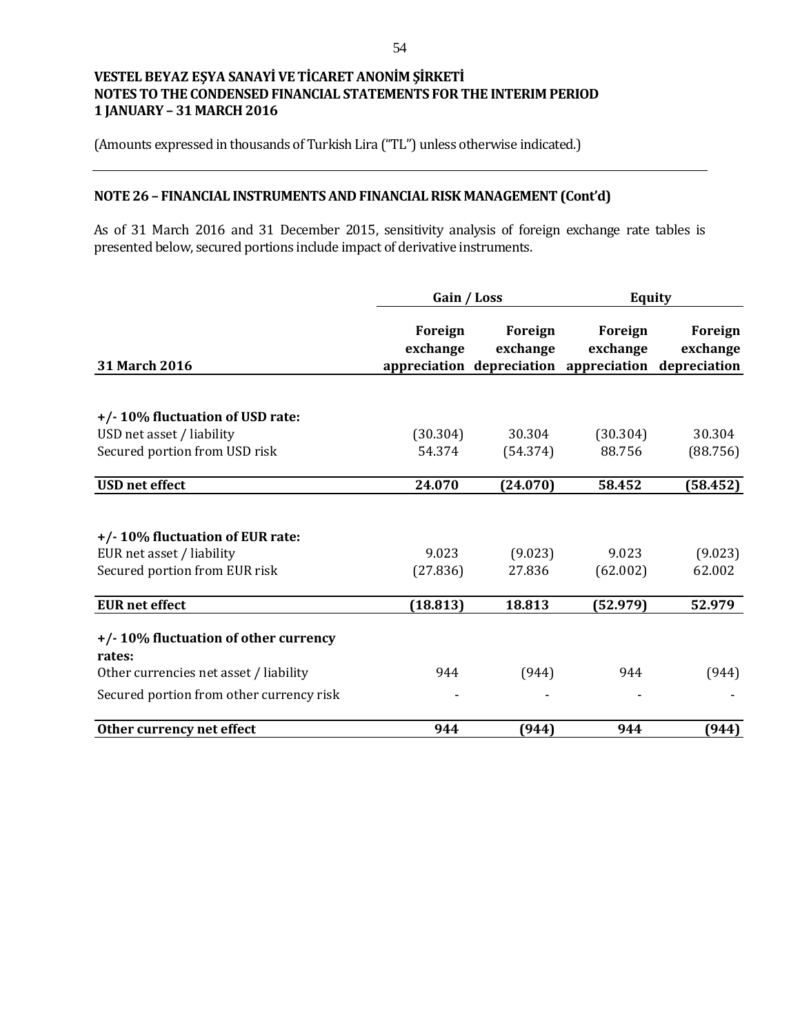**VESTEL BEYAZ EŞYA SANAYİ VE TİCARET ANONİM ŞİRKETİ**
**NOTES TO THE CONDENSED FINANCIAL STATEMENTS FOR THE INTERIM PERIOD**
**1 JANUARY – 31 MARCH 2016**

(Amounts expressed in thousands of Turkish Lira ("TL") unless otherwise indicated.)

## NOTE 26 – FINANCIAL INSTRUMENTS AND FINANCIAL RISK MANAGEMENT (Cont'd)

As of 31 March 2016 and 31 December 2015, sensitivity analysis of foreign exchange rate tables is presented below, secured portions include impact of derivative instruments.

| | Gain / Loss | | Equity | |
|---|---|---|---|---|
| **31 March 2016** | **Foreign exchange appreciation** | **Foreign exchange depreciation** | **Foreign exchange appreciation** | **Foreign exchange depreciation** |
| **+/- 10% fluctuation of USD rate:** | | | | |
| USD net asset / liability | (30.304) | 30.304 | (30.304) | 30.304 |
| Secured portion from USD risk | 54.374 | (54.374) | 88.756 | (88.756) |
| **USD net effect** | **24.070** | **(24.070)** | **58.452** | **(58.452)** |
| **+/- 10% fluctuation of EUR rate:** | | | | |
| EUR net asset / liability | 9.023 | (9.023) | 9.023 | (9.023) |
| Secured portion from EUR risk | (27.836) | 27.836 | (62.002) | 62.002 |
| **EUR net effect** | **(18.813)** | **18.813** | **(52.979)** | **52.979** |
| **+/- 10% fluctuation of other currency rates:** | | | | |
| Other currencies net asset / liability | 944 | (944) | 944 | (944) |
| Secured portion from other currency risk | - | - | - | - |
| **Other currency net effect** | **944** | **(944)** | **944** | **(944)** |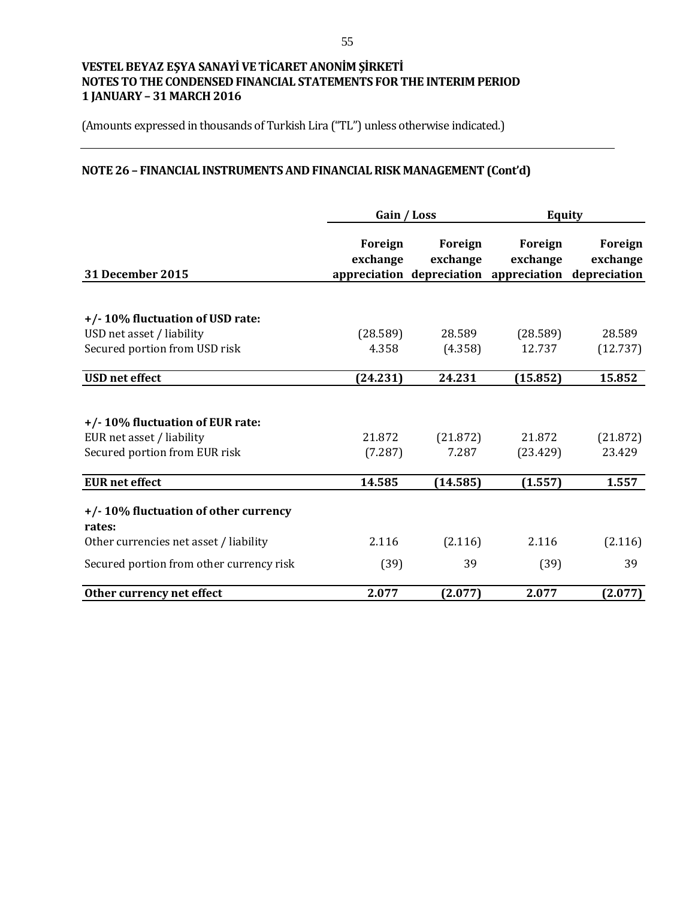# VESTEL BEYAZ EŞYA SANAYİ VE TİCARET ANONİM ŞİRKETİ
# NOTES TO THE CONDENSED FINANCIAL STATEMENTS FOR THE INTERIM PERIOD
# 1 JANUARY – 31 MARCH 2016

(Amounts expressed in thousands of Turkish Lira ("TL") unless otherwise indicated.)

## NOTE 26 – FINANCIAL INSTRUMENTS AND FINANCIAL RISK MANAGEMENT (Cont'd)

| | Gain / Loss | | Equity | |
|---|---|---|---|---|
| **31 December 2015** | **Foreign exchange appreciation** | **Foreign exchange depreciation** | **Foreign exchange appreciation** | **Foreign exchange depreciation** |
| **+/- 10% fluctuation of USD rate:** | | | | |
| USD net asset / liability | (28.589) | 28.589 | (28.589) | 28.589 |
| Secured portion from USD risk | 4.358 | (4.358) | 12.737 | (12.737) |
| **USD net effect** | **(24.231)** | **24.231** | **(15.852)** | **15.852** |
| **+/- 10% fluctuation of EUR rate:** | | | | |
| EUR net asset / liability | 21.872 | (21.872) | 21.872 | (21.872) |
| Secured portion from EUR risk | (7.287) | 7.287 | (23.429) | 23.429 |
| **EUR net effect** | **14.585** | **(14.585)** | **(1.557)** | **1.557** |
| **+/- 10% fluctuation of other currency rates:** | | | | |
| Other currencies net asset / liability | 2.116 | (2.116) | 2.116 | (2.116) |
| Secured portion from other currency risk | (39) | 39 | (39) | 39 |
| **Other currency net effect** | **2.077** | **(2.077)** | **2.077** | **(2.077)** |